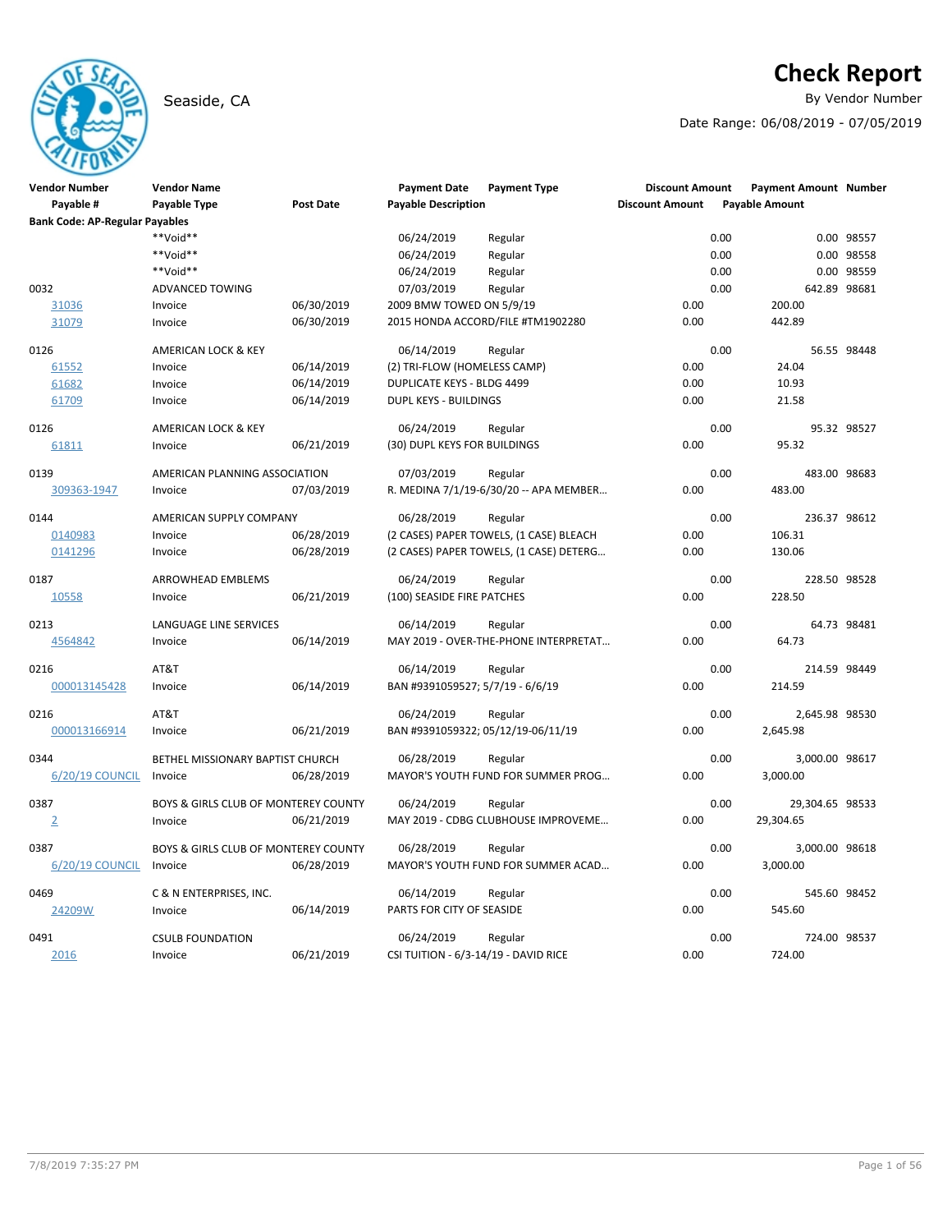# Check Report

Seaside, CA

By Vendor Number

Date Range: 06/08/2019 - 07/05/2019

| Vendor Number | Vendor Name | | Payment Date | Payment Type | Discount Amount | Payment Amount | Number |
|---|---|---|---|---|---|---|---|
| Payable # | Payable Type | Post Date | Payable Description | | Discount Amount | Payable Amount | |
| **Bank Code: AP-Regular Payables** | | | | | | | |
| | **Void** | | 06/24/2019 | Regular | 0.00 | 0.00 | 98557 |
| | **Void** | | 06/24/2019 | Regular | 0.00 | 0.00 | 98558 |
| | **Void** | | 06/24/2019 | Regular | 0.00 | 0.00 | 98559 |
| 0032 | ADVANCED TOWING | | 07/03/2019 | Regular | 0.00 | 642.89 | 98681 |
| 31036 | Invoice | 06/30/2019 | 2009 BMW TOWED ON 5/9/19 | | 0.00 | 200.00 | |
| 31079 | Invoice | 06/30/2019 | 2015 HONDA ACCORD/FILE #TM1902280 | | 0.00 | 442.89 | |
| 0126 | AMERICAN LOCK & KEY | | 06/14/2019 | Regular | 0.00 | 56.55 | 98448 |
| 61552 | Invoice | 06/14/2019 | (2) TRI-FLOW (HOMELESS CAMP) | | 0.00 | 24.04 | |
| 61682 | Invoice | 06/14/2019 | DUPLICATE KEYS - BLDG 4499 | | 0.00 | 10.93 | |
| 61709 | Invoice | 06/14/2019 | DUPL KEYS - BUILDINGS | | 0.00 | 21.58 | |
| 0126 | AMERICAN LOCK & KEY | | 06/24/2019 | Regular | 0.00 | 95.32 | 98527 |
| 61811 | Invoice | 06/21/2019 | (30) DUPL KEYS FOR BUILDINGS | | 0.00 | 95.32 | |
| 0139 | AMERICAN PLANNING ASSOCIATION | | 07/03/2019 | Regular | 0.00 | 483.00 | 98683 |
| 309363-1947 | Invoice | 07/03/2019 | R. MEDINA 7/1/19-6/30/20 -- APA MEMBER… | | 0.00 | 483.00 | |
| 0144 | AMERICAN SUPPLY COMPANY | | 06/28/2019 | Regular | 0.00 | 236.37 | 98612 |
| 0140983 | Invoice | 06/28/2019 | (2 CASES) PAPER TOWELS, (1 CASE) BLEACH | | 0.00 | 106.31 | |
| 0141296 | Invoice | 06/28/2019 | (2 CASES) PAPER TOWELS, (1 CASE) DETERG… | | 0.00 | 130.06 | |
| 0187 | ARROWHEAD EMBLEMS | | 06/24/2019 | Regular | 0.00 | 228.50 | 98528 |
| 10558 | Invoice | 06/21/2019 | (100) SEASIDE FIRE PATCHES | | 0.00 | 228.50 | |
| 0213 | LANGUAGE LINE SERVICES | | 06/14/2019 | Regular | 0.00 | 64.73 | 98481 |
| 4564842 | Invoice | 06/14/2019 | MAY 2019 - OVER-THE-PHONE INTERPRETAT… | | 0.00 | 64.73 | |
| 0216 | AT&T | | 06/14/2019 | Regular | 0.00 | 214.59 | 98449 |
| 000013145428 | Invoice | 06/14/2019 | BAN #9391059527; 5/7/19 - 6/6/19 | | 0.00 | 214.59 | |
| 0216 | AT&T | | 06/24/2019 | Regular | 0.00 | 2,645.98 | 98530 |
| 000013166914 | Invoice | 06/21/2019 | BAN #9391059322; 05/12/19-06/11/19 | | 0.00 | 2,645.98 | |
| 0344 | BETHEL MISSIONARY BAPTIST CHURCH | | 06/28/2019 | Regular | 0.00 | 3,000.00 | 98617 |
| 6/20/19 COUNCIL | Invoice | 06/28/2019 | MAYOR'S YOUTH FUND FOR SUMMER PROG… | | 0.00 | 3,000.00 | |
| 0387 | BOYS & GIRLS CLUB OF MONTEREY COUNTY | | 06/24/2019 | Regular | 0.00 | 29,304.65 | 98533 |
| 2 | Invoice | 06/21/2019 | MAY 2019 - CDBG CLUBHOUSE IMPROVEME… | | 0.00 | 29,304.65 | |
| 0387 | BOYS & GIRLS CLUB OF MONTEREY COUNTY | | 06/28/2019 | Regular | 0.00 | 3,000.00 | 98618 |
| 6/20/19 COUNCIL | Invoice | 06/28/2019 | MAYOR'S YOUTH FUND FOR SUMMER ACAD… | | 0.00 | 3,000.00 | |
| 0469 | C & N ENTERPRISES, INC. | | 06/14/2019 | Regular | 0.00 | 545.60 | 98452 |
| 24209W | Invoice | 06/14/2019 | PARTS FOR CITY OF SEASIDE | | 0.00 | 545.60 | |
| 0491 | CSULB FOUNDATION | | 06/24/2019 | Regular | 0.00 | 724.00 | 98537 |
| 2016 | Invoice | 06/21/2019 | CSI TUITION - 6/3-14/19 - DAVID RICE | | 0.00 | 724.00 | |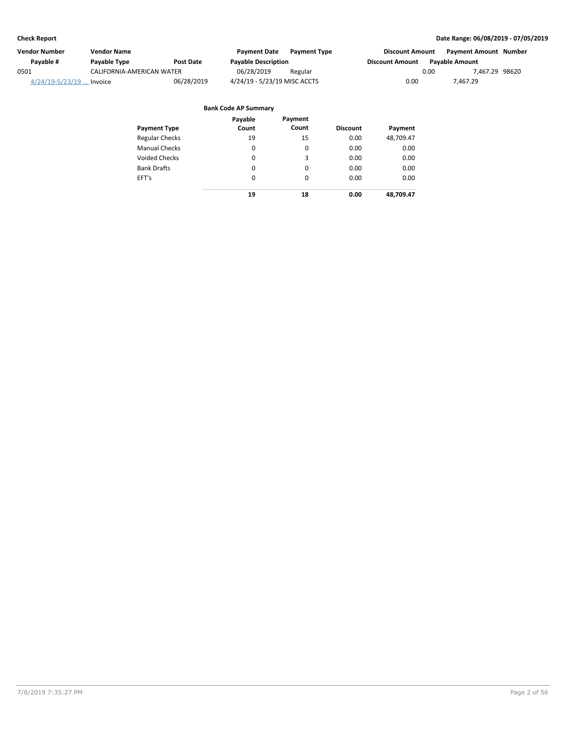| Vendor Number | Vendor Name | | Payment Date | Payment Type | Discount Amount | Payment Amount | Number |
|---|---|---|---|---|---|---|---|
| Payable # | Payable Type | Post Date | Payable Description | | Discount Amount | Payable Amount | |
| 0501 | CALIFORNIA-AMERICAN WATER | | 06/28/2019 | Regular | 0.00 | 7,467.29 | 98620 |
| 4/24/19-5/23/19 ... | Invoice | 06/28/2019 | 4/24/19 - 5/23/19 MISC ACCTS | | 0.00 | 7,467.29 | |

**Bank Code AP Summary**

| Payment Type | Payable Count | Payment Count | Discount | Payment |
|---|---|---|---|---|
| Regular Checks | 19 | 15 | 0.00 | 48,709.47 |
| Manual Checks | 0 | 0 | 0.00 | 0.00 |
| Voided Checks | 0 | 3 | 0.00 | 0.00 |
| Bank Drafts | 0 | 0 | 0.00 | 0.00 |
| EFT's | 0 | 0 | 0.00 | 0.00 |
| | **19** | **18** | **0.00** | **48,709.47** |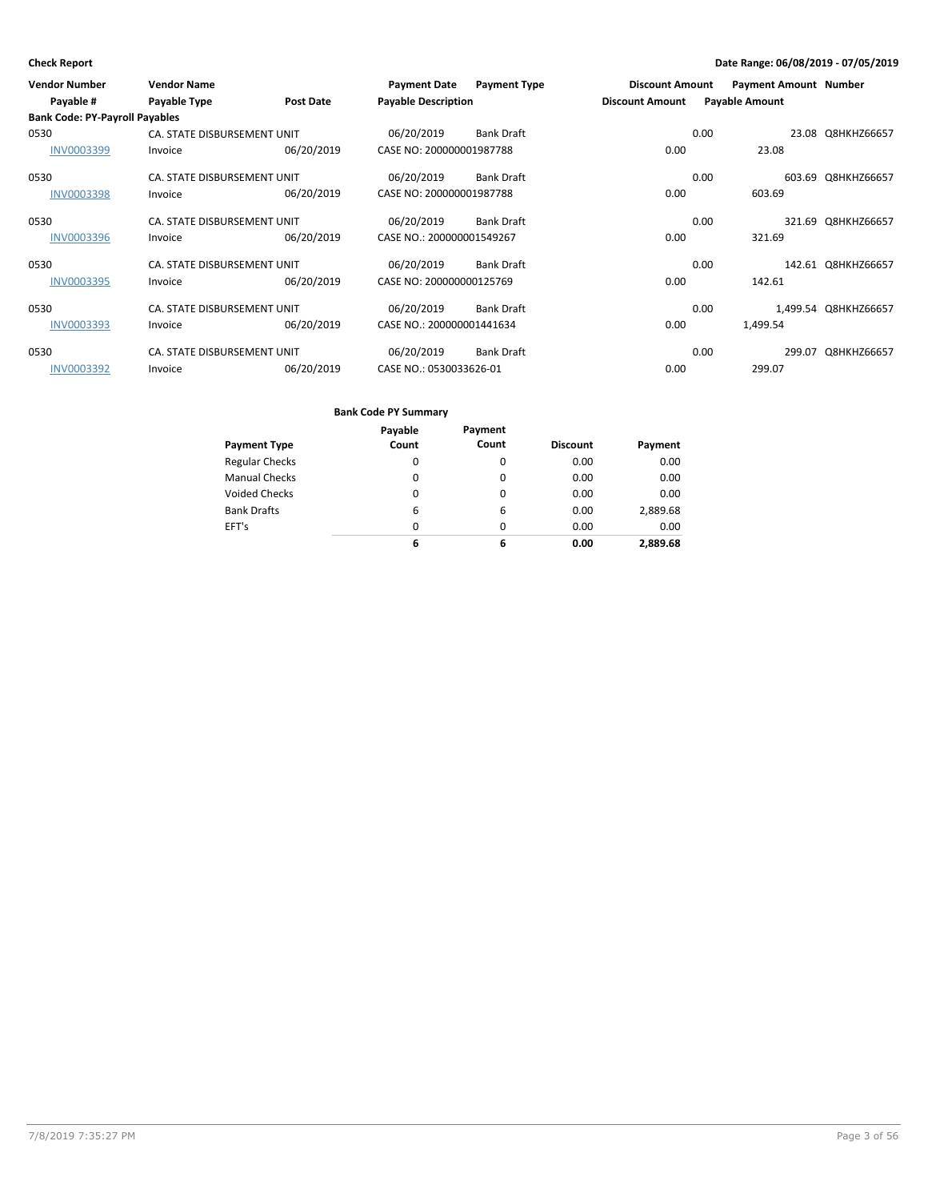**Check Report**

**Date Range: 06/08/2019 - 07/05/2019**

| Vendor Number | Vendor Name | | Payment Date | Payment Type | Discount Amount | Payment Amount | Number |
|---|---|---|---|---|---|---|---|
| **Payable #** | **Payable Type** | **Post Date** | **Payable Description** | | **Discount Amount** | **Payable Amount** | |
| **Bank Code: PY-Payroll Payables** | | | | | | | |
| 0530 | CA. STATE DISBURSEMENT UNIT | | 06/20/2019 | Bank Draft | 0.00 | 23.08 | Q8HKHZ66657 |
| INV0003399 | Invoice | 06/20/2019 | CASE NO: 200000001987788 | | 0.00 | 23.08 | |
| 0530 | CA. STATE DISBURSEMENT UNIT | | 06/20/2019 | Bank Draft | 0.00 | 603.69 | Q8HKHZ66657 |
| INV0003398 | Invoice | 06/20/2019 | CASE NO: 200000001987788 | | 0.00 | 603.69 | |
| 0530 | CA. STATE DISBURSEMENT UNIT | | 06/20/2019 | Bank Draft | 0.00 | 321.69 | Q8HKHZ66657 |
| INV0003396 | Invoice | 06/20/2019 | CASE NO.: 200000001549267 | | 0.00 | 321.69 | |
| 0530 | CA. STATE DISBURSEMENT UNIT | | 06/20/2019 | Bank Draft | 0.00 | 142.61 | Q8HKHZ66657 |
| INV0003395 | Invoice | 06/20/2019 | CASE NO: 200000000125769 | | 0.00 | 142.61 | |
| 0530 | CA. STATE DISBURSEMENT UNIT | | 06/20/2019 | Bank Draft | 0.00 | 1,499.54 | Q8HKHZ66657 |
| INV0003393 | Invoice | 06/20/2019 | CASE NO.: 200000001441634 | | 0.00 | 1,499.54 | |
| 0530 | CA. STATE DISBURSEMENT UNIT | | 06/20/2019 | Bank Draft | 0.00 | 299.07 | Q8HKHZ66657 |
| INV0003392 | Invoice | 06/20/2019 | CASE NO.: 0530033626-01 | | 0.00 | 299.07 | |

**Bank Code PY Summary**

| Payment Type | Payable Count | Payment Count | Discount | Payment |
|---|---|---|---|---|
| Regular Checks | 0 | 0 | 0.00 | 0.00 |
| Manual Checks | 0 | 0 | 0.00 | 0.00 |
| Voided Checks | 0 | 0 | 0.00 | 0.00 |
| Bank Drafts | 6 | 6 | 0.00 | 2,889.68 |
| EFT's | 0 | 0 | 0.00 | 0.00 |
| | **6** | **6** | **0.00** | **2,889.68** |

7/8/2019 7:35:27 PM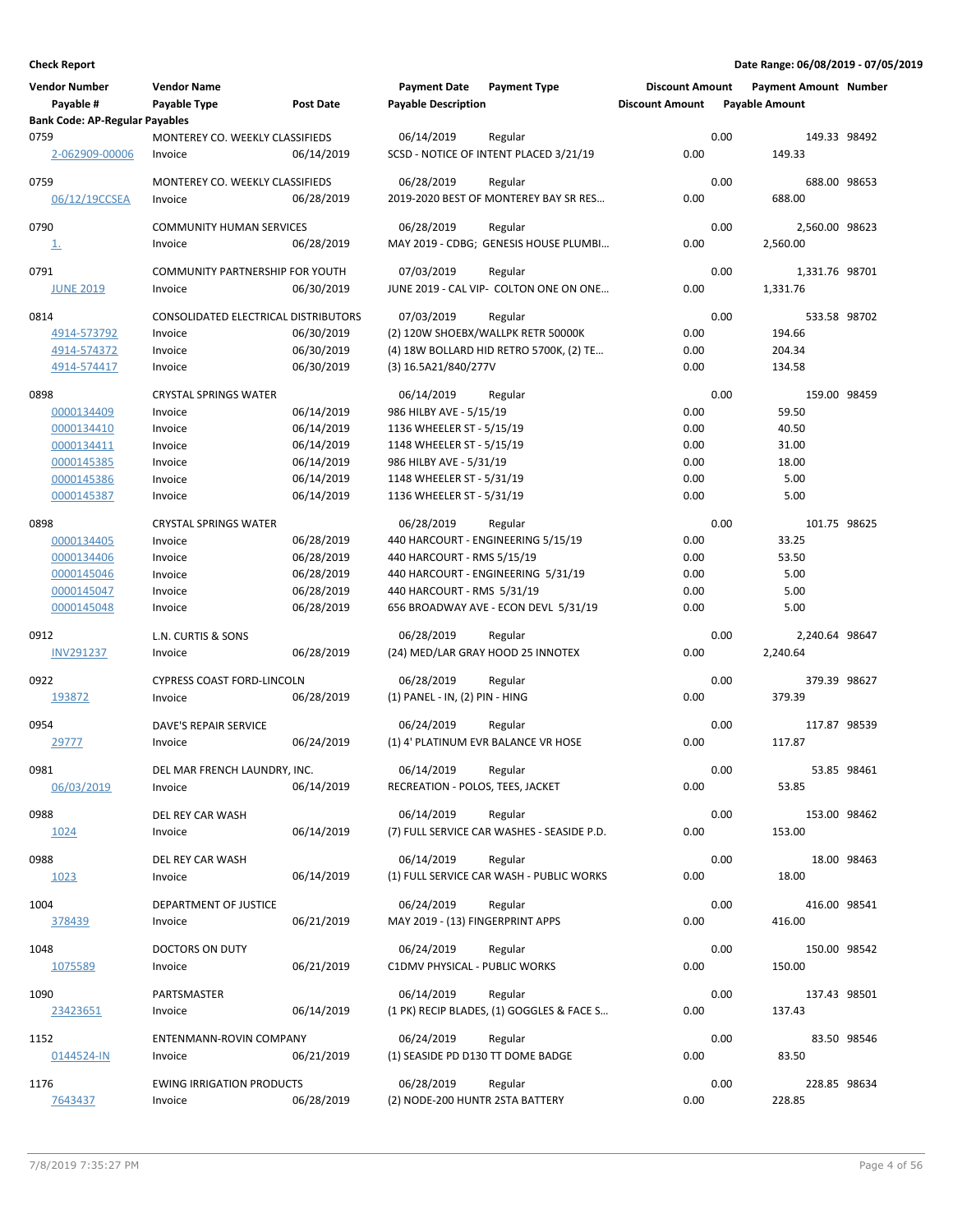**Check Report**

**Date Range: 06/08/2019 - 07/05/2019**

| Vendor Number / Payable # | Vendor Name / Payable Type | Post Date | Payment Date / Payable Description | Payment Type | Discount Amount / Discount Amount | Payment Amount / Payable Amount | Number |
|---|---|---|---|---|---|---|---|
| **Bank Code: AP-Regular Payables** | | | | | | | |
| 0759 | MONTEREY CO. WEEKLY CLASSIFIEDS | | 06/14/2019 | Regular | 0.00 | 149.33 | 98492 |
| 2-062909-00006 | Invoice | 06/14/2019 | SCSD - NOTICE OF INTENT PLACED 3/21/19 | | 0.00 | 149.33 | |
| 0759 | MONTEREY CO. WEEKLY CLASSIFIEDS | | 06/28/2019 | Regular | 0.00 | 688.00 | 98653 |
| 06/12/19CCSEA | Invoice | 06/28/2019 | 2019-2020 BEST OF MONTEREY BAY SR RES... | | 0.00 | 688.00 | |
| 0790 | COMMUNITY HUMAN SERVICES | | 06/28/2019 | Regular | 0.00 | 2,560.00 | 98623 |
| 1. | Invoice | 06/28/2019 | MAY 2019 - CDBG; GENESIS HOUSE PLUMBI... | | 0.00 | 2,560.00 | |
| 0791 | COMMUNITY PARTNERSHIP FOR YOUTH | | 07/03/2019 | Regular | 0.00 | 1,331.76 | 98701 |
| JUNE 2019 | Invoice | 06/30/2019 | JUNE 2019 - CAL VIP- COLTON ONE ON ONE... | | 0.00 | 1,331.76 | |
| 0814 | CONSOLIDATED ELECTRICAL DISTRIBUTORS | | 07/03/2019 | Regular | 0.00 | 533.58 | 98702 |
| 4914-573792 | Invoice | 06/30/2019 | (2) 120W SHOEBX/WALLPK RETR 50000K | | 0.00 | 194.66 | |
| 4914-574372 | Invoice | 06/30/2019 | (4) 18W BOLLARD HID RETRO 5700K, (2) TE... | | 0.00 | 204.34 | |
| 4914-574417 | Invoice | 06/30/2019 | (3) 16.5A21/840/277V | | 0.00 | 134.58 | |
| 0898 | CRYSTAL SPRINGS WATER | | 06/14/2019 | Regular | 0.00 | 159.00 | 98459 |
| 0000134409 | Invoice | 06/14/2019 | 986 HILBY AVE - 5/15/19 | | 0.00 | 59.50 | |
| 0000134410 | Invoice | 06/14/2019 | 1136 WHEELER ST - 5/15/19 | | 0.00 | 40.50 | |
| 0000134411 | Invoice | 06/14/2019 | 1148 WHEELER ST - 5/15/19 | | 0.00 | 31.00 | |
| 0000145385 | Invoice | 06/14/2019 | 986 HILBY AVE - 5/31/19 | | 0.00 | 18.00 | |
| 0000145386 | Invoice | 06/14/2019 | 1148 WHEELER ST - 5/31/19 | | 0.00 | 5.00 | |
| 0000145387 | Invoice | 06/14/2019 | 1136 WHEELER ST - 5/31/19 | | 0.00 | 5.00 | |
| 0898 | CRYSTAL SPRINGS WATER | | 06/28/2019 | Regular | 0.00 | 101.75 | 98625 |
| 0000134405 | Invoice | 06/28/2019 | 440 HARCOURT - ENGINEERING 5/15/19 | | 0.00 | 33.25 | |
| 0000134406 | Invoice | 06/28/2019 | 440 HARCOURT - RMS 5/15/19 | | 0.00 | 53.50 | |
| 0000145046 | Invoice | 06/28/2019 | 440 HARCOURT - ENGINEERING 5/31/19 | | 0.00 | 5.00 | |
| 0000145047 | Invoice | 06/28/2019 | 440 HARCOURT - RMS 5/31/19 | | 0.00 | 5.00 | |
| 0000145048 | Invoice | 06/28/2019 | 656 BROADWAY AVE - ECON DEVL 5/31/19 | | 0.00 | 5.00 | |
| 0912 | L.N. CURTIS & SONS | | 06/28/2019 | Regular | 0.00 | 2,240.64 | 98647 |
| INV291237 | Invoice | 06/28/2019 | (24) MED/LAR GRAY HOOD 25 INNOTEX | | 0.00 | 2,240.64 | |
| 0922 | CYPRESS COAST FORD-LINCOLN | | 06/28/2019 | Regular | 0.00 | 379.39 | 98627 |
| 193872 | Invoice | 06/28/2019 | (1) PANEL - IN, (2) PIN - HING | | 0.00 | 379.39 | |
| 0954 | DAVE'S REPAIR SERVICE | | 06/24/2019 | Regular | 0.00 | 117.87 | 98539 |
| 29777 | Invoice | 06/24/2019 | (1) 4' PLATINUM EVR BALANCE VR HOSE | | 0.00 | 117.87 | |
| 0981 | DEL MAR FRENCH LAUNDRY, INC. | | 06/14/2019 | Regular | 0.00 | 53.85 | 98461 |
| 06/03/2019 | Invoice | 06/14/2019 | RECREATION - POLOS, TEES, JACKET | | 0.00 | 53.85 | |
| 0988 | DEL REY CAR WASH | | 06/14/2019 | Regular | 0.00 | 153.00 | 98462 |
| 1024 | Invoice | 06/14/2019 | (7) FULL SERVICE CAR WASHES - SEASIDE P.D. | | 0.00 | 153.00 | |
| 0988 | DEL REY CAR WASH | | 06/14/2019 | Regular | 0.00 | 18.00 | 98463 |
| 1023 | Invoice | 06/14/2019 | (1) FULL SERVICE CAR WASH - PUBLIC WORKS | | 0.00 | 18.00 | |
| 1004 | DEPARTMENT OF JUSTICE | | 06/24/2019 | Regular | 0.00 | 416.00 | 98541 |
| 378439 | Invoice | 06/21/2019 | MAY 2019 - (13) FINGERPRINT APPS | | 0.00 | 416.00 | |
| 1048 | DOCTORS ON DUTY | | 06/24/2019 | Regular | 0.00 | 150.00 | 98542 |
| 1075589 | Invoice | 06/21/2019 | C1DMV PHYSICAL - PUBLIC WORKS | | 0.00 | 150.00 | |
| 1090 | PARTSMASTER | | 06/14/2019 | Regular | 0.00 | 137.43 | 98501 |
| 23423651 | Invoice | 06/14/2019 | (1 PK) RECIP BLADES, (1) GOGGLES & FACE S... | | 0.00 | 137.43 | |
| 1152 | ENTENMANN-ROVIN COMPANY | | 06/24/2019 | Regular | 0.00 | 83.50 | 98546 |
| 0144524-IN | Invoice | 06/21/2019 | (1) SEASIDE PD D130 TT DOME BADGE | | 0.00 | 83.50 | |
| 1176 | EWING IRRIGATION PRODUCTS | | 06/28/2019 | Regular | 0.00 | 228.85 | 98634 |
| 7643437 | Invoice | 06/28/2019 | (2) NODE-200 HUNTR 2STA BATTERY | | 0.00 | 228.85 | |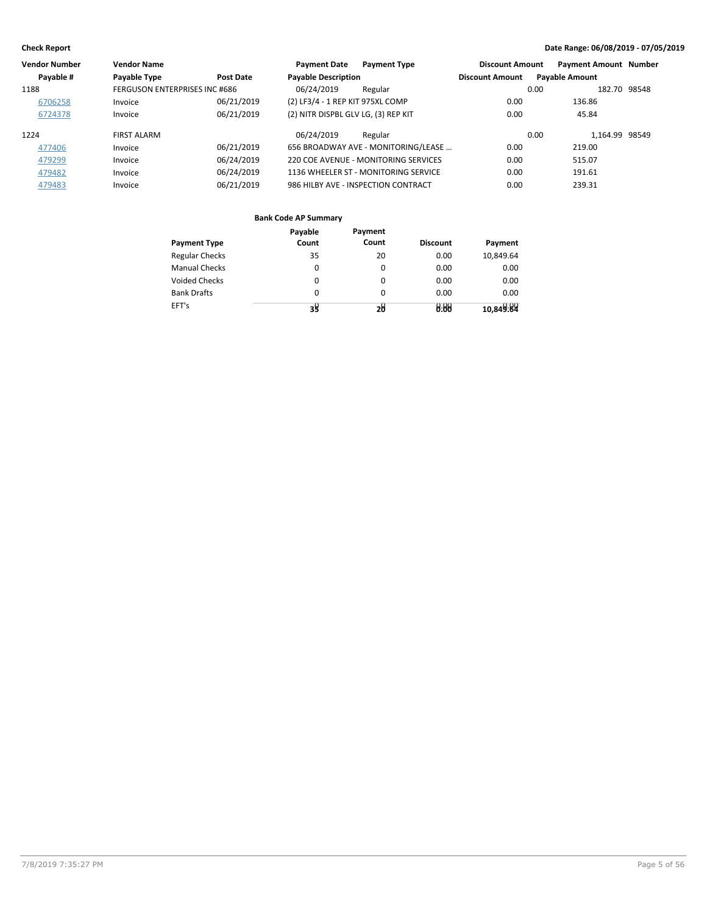**Check Report** — Date Range: 06/08/2019 - 07/05/2019

| Vendor Number | Vendor Name | | Payment Date | Payment Type | Discount Amount | Payment Amount | Number |
|---|---|---|---|---|---|---|---|
| Payable # | Payable Type | Post Date | Payable Description | | Discount Amount | Payable Amount | |
| 1188 | FERGUSON ENTERPRISES INC #686 | | 06/24/2019 | Regular | 0.00 | 182.70 | 98548 |
| 6706258 | Invoice | 06/21/2019 | (2) LF3/4 - 1 REP KIT 975XL COMP | | 0.00 | 136.86 | |
| 6724378 | Invoice | 06/21/2019 | (2) NITR DISPBL GLV LG, (3) REP KIT | | 0.00 | 45.84 | |
| 1224 | FIRST ALARM | | 06/24/2019 | Regular | 0.00 | 1,164.99 | 98549 |
| 477406 | Invoice | 06/21/2019 | 656 BROADWAY AVE - MONITORING/LEASE ... | | 0.00 | 219.00 | |
| 479299 | Invoice | 06/24/2019 | 220 COE AVENUE - MONITORING SERVICES | | 0.00 | 515.07 | |
| 479482 | Invoice | 06/24/2019 | 1136 WHEELER ST - MONITORING SERVICE | | 0.00 | 191.61 | |
| 479483 | Invoice | 06/21/2019 | 986 HILBY AVE - INSPECTION CONTRACT | | 0.00 | 239.31 | |

**Bank Code AP Summary**

| Payment Type | Payable Count | Payment Count | Discount | Payment |
|---|---|---|---|---|
| Regular Checks | 35 | 20 | 0.00 | 10,849.64 |
| Manual Checks | 0 | 0 | 0.00 | 0.00 |
| Voided Checks | 0 | 0 | 0.00 | 0.00 |
| Bank Drafts | 0 | 0 | 0.00 | 0.00 |
| EFT's | 0 | 0 | 0.00 | 0.00 |
| | 35 | 20 | 0.00 | 10,849.64 |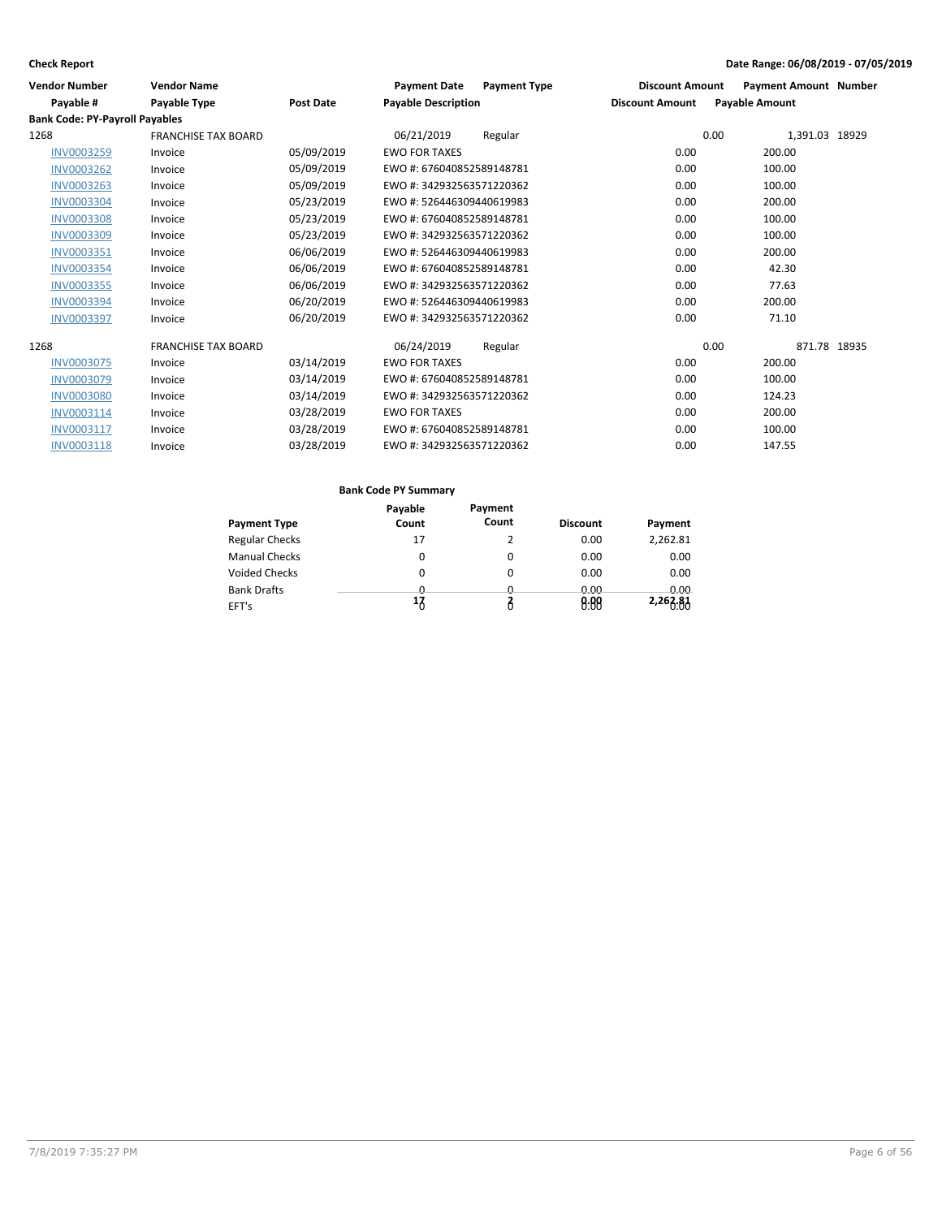**Check Report** **Date Range: 06/08/2019 - 07/05/2019**

| Vendor Number | Vendor Name | | Payment Date | Payment Type | Discount Amount | Payment Amount | Number |
|---|---|---|---|---|---|---|---|
| Payable # | Payable Type | Post Date | Payable Description | | Discount Amount | Payable Amount | |
| **Bank Code: PY-Payroll Payables** | | | | | | | |
| 1268 | FRANCHISE TAX BOARD | | 06/21/2019 | Regular | 0.00 | 1,391.03 | 18929 |
| INV0003259 | Invoice | 05/09/2019 | EWO FOR TAXES | | 0.00 | 200.00 | |
| INV0003262 | Invoice | 05/09/2019 | EWO #: 676040852589148781 | | 0.00 | 100.00 | |
| INV0003263 | Invoice | 05/09/2019 | EWO #: 342932563571220362 | | 0.00 | 100.00 | |
| INV0003304 | Invoice | 05/23/2019 | EWO #: 526446309440619983 | | 0.00 | 200.00 | |
| INV0003308 | Invoice | 05/23/2019 | EWO #: 676040852589148781 | | 0.00 | 100.00 | |
| INV0003309 | Invoice | 05/23/2019 | EWO #: 342932563571220362 | | 0.00 | 100.00 | |
| INV0003351 | Invoice | 06/06/2019 | EWO #: 526446309440619983 | | 0.00 | 200.00 | |
| INV0003354 | Invoice | 06/06/2019 | EWO #: 676040852589148781 | | 0.00 | 42.30 | |
| INV0003355 | Invoice | 06/06/2019 | EWO #: 342932563571220362 | | 0.00 | 77.63 | |
| INV0003394 | Invoice | 06/20/2019 | EWO #: 526446309440619983 | | 0.00 | 200.00 | |
| INV0003397 | Invoice | 06/20/2019 | EWO #: 342932563571220362 | | 0.00 | 71.10 | |
| 1268 | FRANCHISE TAX BOARD | | 06/24/2019 | Regular | 0.00 | 871.78 | 18935 |
| INV0003075 | Invoice | 03/14/2019 | EWO FOR TAXES | | 0.00 | 200.00 | |
| INV0003079 | Invoice | 03/14/2019 | EWO #: 676040852589148781 | | 0.00 | 100.00 | |
| INV0003080 | Invoice | 03/14/2019 | EWO #: 342932563571220362 | | 0.00 | 124.23 | |
| INV0003114 | Invoice | 03/28/2019 | EWO FOR TAXES | | 0.00 | 200.00 | |
| INV0003117 | Invoice | 03/28/2019 | EWO #: 676040852589148781 | | 0.00 | 100.00 | |
| INV0003118 | Invoice | 03/28/2019 | EWO #: 342932563571220362 | | 0.00 | 147.55 | |

**Bank Code PY Summary**

| Payment Type | Payable Count | Payment Count | Discount | Payment |
|---|---|---|---|---|
| Regular Checks | 17 | 2 | 0.00 | 2,262.81 |
| Manual Checks | 0 | 0 | 0.00 | 0.00 |
| Voided Checks | 0 | 0 | 0.00 | 0.00 |
| Bank Drafts | 0 | 0 | 0.00 | 0.00 |
| EFT's | 0 | 0 | 0.00 | 0.00 |
| | **17** | **2** | **0.00** | **2,262.81** |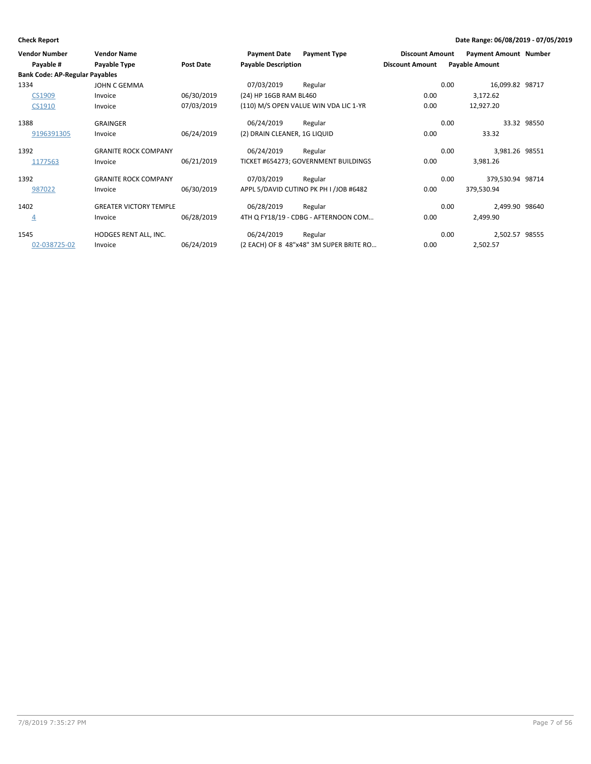**Check Report**

**Date Range: 06/08/2019 - 07/05/2019**

| Vendor Number | Vendor Name | | Payment Date | Payment Type | Discount Amount | Payment Amount | Number |
|---|---|---|---|---|---|---|---|
| Payable # | Payable Type | Post Date | Payable Description | | Discount Amount | Payable Amount | |
| **Bank Code: AP-Regular Payables** | | | | | | | |
| 1334 | JOHN C GEMMA | | 07/03/2019 | Regular | 0.00 | 16,099.82 | 98717 |
| CS1909 | Invoice | 06/30/2019 | (24) HP 16GB RAM BL460 | | 0.00 | 3,172.62 | |
| CS1910 | Invoice | 07/03/2019 | (110) M/S OPEN VALUE WIN VDA LIC 1-YR | | 0.00 | 12,927.20 | |
| 1388 | GRAINGER | | 06/24/2019 | Regular | 0.00 | 33.32 | 98550 |
| 9196391305 | Invoice | 06/24/2019 | (2) DRAIN CLEANER, 1G LIQUID | | 0.00 | 33.32 | |
| 1392 | GRANITE ROCK COMPANY | | 06/24/2019 | Regular | 0.00 | 3,981.26 | 98551 |
| 1177563 | Invoice | 06/21/2019 | TICKET #654273; GOVERNMENT BUILDINGS | | 0.00 | 3,981.26 | |
| 1392 | GRANITE ROCK COMPANY | | 07/03/2019 | Regular | 0.00 | 379,530.94 | 98714 |
| 987022 | Invoice | 06/30/2019 | APPL 5/DAVID CUTINO PK PH I /JOB #6482 | | 0.00 | 379,530.94 | |
| 1402 | GREATER VICTORY TEMPLE | | 06/28/2019 | Regular | 0.00 | 2,499.90 | 98640 |
| 4 | Invoice | 06/28/2019 | 4TH Q FY18/19 - CDBG - AFTERNOON COM… | | 0.00 | 2,499.90 | |
| 1545 | HODGES RENT ALL, INC. | | 06/24/2019 | Regular | 0.00 | 2,502.57 | 98555 |
| 02-038725-02 | Invoice | 06/24/2019 | (2 EACH) OF 8 48"x48" 3M SUPER BRITE RO… | | 0.00 | 2,502.57 | |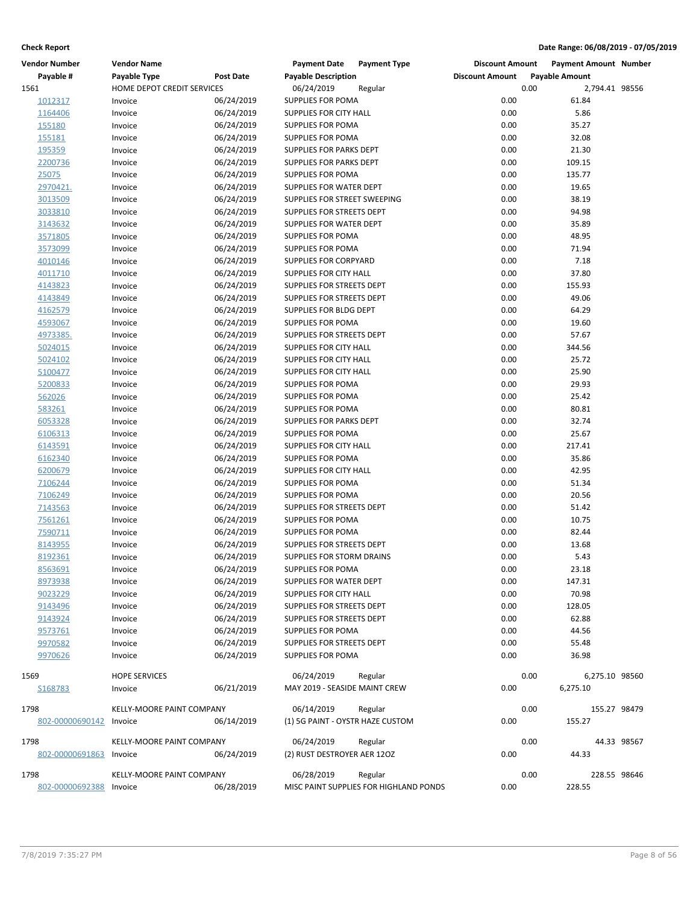**Check Report** Date Range: 06/08/2019 - 07/05/2019

| Vendor Number | Vendor Name | | Payment Date | Payment Type | Discount Amount | Payment Amount | Number |
|---|---|---|---|---|---|---|---|
| Payable # | Payable Type | Post Date | Payable Description | | Discount Amount | Payable Amount | |
| 1561 | HOME DEPOT CREDIT SERVICES | | 06/24/2019 | Regular | 0.00 | 2,794.41 | 98556 |
| 1012317 | Invoice | 06/24/2019 | SUPPLIES FOR POMA | | 0.00 | 61.84 | |
| 1164406 | Invoice | 06/24/2019 | SUPPLIES FOR CITY HALL | | 0.00 | 5.86 | |
| 155180 | Invoice | 06/24/2019 | SUPPLIES FOR POMA | | 0.00 | 35.27 | |
| 155181 | Invoice | 06/24/2019 | SUPPLIES FOR POMA | | 0.00 | 32.08 | |
| 195359 | Invoice | 06/24/2019 | SUPPLIES FOR PARKS DEPT | | 0.00 | 21.30 | |
| 2200736 | Invoice | 06/24/2019 | SUPPLIES FOR PARKS DEPT | | 0.00 | 109.15 | |
| 25075 | Invoice | 06/24/2019 | SUPPLIES FOR POMA | | 0.00 | 135.77 | |
| 2970421. | Invoice | 06/24/2019 | SUPPLIES FOR WATER DEPT | | 0.00 | 19.65 | |
| 3013509 | Invoice | 06/24/2019 | SUPPLIES FOR STREET SWEEPING | | 0.00 | 38.19 | |
| 3033810 | Invoice | 06/24/2019 | SUPPLIES FOR STREETS DEPT | | 0.00 | 94.98 | |
| 3143632 | Invoice | 06/24/2019 | SUPPLIES FOR WATER DEPT | | 0.00 | 35.89 | |
| 3571805 | Invoice | 06/24/2019 | SUPPLIES FOR POMA | | 0.00 | 48.95 | |
| 3573099 | Invoice | 06/24/2019 | SUPPLIES FOR POMA | | 0.00 | 71.94 | |
| 4010146 | Invoice | 06/24/2019 | SUPPLIES FOR CORPYARD | | 0.00 | 7.18 | |
| 4011710 | Invoice | 06/24/2019 | SUPPLIES FOR CITY HALL | | 0.00 | 37.80 | |
| 4143823 | Invoice | 06/24/2019 | SUPPLIES FOR STREETS DEPT | | 0.00 | 155.93 | |
| 4143849 | Invoice | 06/24/2019 | SUPPLIES FOR STREETS DEPT | | 0.00 | 49.06 | |
| 4162579 | Invoice | 06/24/2019 | SUPPLIES FOR BLDG DEPT | | 0.00 | 64.29 | |
| 4593067 | Invoice | 06/24/2019 | SUPPLIES FOR POMA | | 0.00 | 19.60 | |
| 4973385. | Invoice | 06/24/2019 | SUPPLIES FOR STREETS DEPT | | 0.00 | 57.67 | |
| 5024015 | Invoice | 06/24/2019 | SUPPLIES FOR CITY HALL | | 0.00 | 344.56 | |
| 5024102 | Invoice | 06/24/2019 | SUPPLIES FOR CITY HALL | | 0.00 | 25.72 | |
| 5100477 | Invoice | 06/24/2019 | SUPPLIES FOR CITY HALL | | 0.00 | 25.90 | |
| 5200833 | Invoice | 06/24/2019 | SUPPLIES FOR POMA | | 0.00 | 29.93 | |
| 562026 | Invoice | 06/24/2019 | SUPPLIES FOR POMA | | 0.00 | 25.42 | |
| 583261 | Invoice | 06/24/2019 | SUPPLIES FOR POMA | | 0.00 | 80.81 | |
| 6053328 | Invoice | 06/24/2019 | SUPPLIES FOR PARKS DEPT | | 0.00 | 32.74 | |
| 6106313 | Invoice | 06/24/2019 | SUPPLIES FOR POMA | | 0.00 | 25.67 | |
| 6143591 | Invoice | 06/24/2019 | SUPPLIES FOR CITY HALL | | 0.00 | 217.41 | |
| 6162340 | Invoice | 06/24/2019 | SUPPLIES FOR POMA | | 0.00 | 35.86 | |
| 6200679 | Invoice | 06/24/2019 | SUPPLIES FOR CITY HALL | | 0.00 | 42.95 | |
| 7106244 | Invoice | 06/24/2019 | SUPPLIES FOR POMA | | 0.00 | 51.34 | |
| 7106249 | Invoice | 06/24/2019 | SUPPLIES FOR POMA | | 0.00 | 20.56 | |
| 7143563 | Invoice | 06/24/2019 | SUPPLIES FOR STREETS DEPT | | 0.00 | 51.42 | |
| 7561261 | Invoice | 06/24/2019 | SUPPLIES FOR POMA | | 0.00 | 10.75 | |
| 7590711 | Invoice | 06/24/2019 | SUPPLIES FOR POMA | | 0.00 | 82.44 | |
| 8143955 | Invoice | 06/24/2019 | SUPPLIES FOR STREETS DEPT | | 0.00 | 13.68 | |
| 8192361 | Invoice | 06/24/2019 | SUPPLIES FOR STORM DRAINS | | 0.00 | 5.43 | |
| 8563691 | Invoice | 06/24/2019 | SUPPLIES FOR POMA | | 0.00 | 23.18 | |
| 8973938 | Invoice | 06/24/2019 | SUPPLIES FOR WATER DEPT | | 0.00 | 147.31 | |
| 9023229 | Invoice | 06/24/2019 | SUPPLIES FOR CITY HALL | | 0.00 | 70.98 | |
| 9143496 | Invoice | 06/24/2019 | SUPPLIES FOR STREETS DEPT | | 0.00 | 128.05 | |
| 9143924 | Invoice | 06/24/2019 | SUPPLIES FOR STREETS DEPT | | 0.00 | 62.88 | |
| 9573761 | Invoice | 06/24/2019 | SUPPLIES FOR POMA | | 0.00 | 44.56 | |
| 9970582 | Invoice | 06/24/2019 | SUPPLIES FOR STREETS DEPT | | 0.00 | 55.48 | |
| 9970626 | Invoice | 06/24/2019 | SUPPLIES FOR POMA | | 0.00 | 36.98 | |
| 1569 | HOPE SERVICES | | 06/24/2019 | Regular | 0.00 | 6,275.10 | 98560 |
| S168783 | Invoice | 06/21/2019 | MAY 2019 - SEASIDE MAINT CREW | | 0.00 | 6,275.10 | |
| 1798 | KELLY-MOORE PAINT COMPANY | | 06/14/2019 | Regular | 0.00 | 155.27 | 98479 |
| 802-00000690142 | Invoice | 06/14/2019 | (1) 5G PAINT - OYSTR HAZE CUSTOM | | 0.00 | 155.27 | |
| 1798 | KELLY-MOORE PAINT COMPANY | | 06/24/2019 | Regular | 0.00 | 44.33 | 98567 |
| 802-00000691863 | Invoice | 06/24/2019 | (2) RUST DESTROYER AER 12OZ | | 0.00 | 44.33 | |
| 1798 | KELLY-MOORE PAINT COMPANY | | 06/28/2019 | Regular | 0.00 | 228.55 | 98646 |
| 802-00000692388 | Invoice | 06/28/2019 | MISC PAINT SUPPLIES FOR HIGHLAND PONDS | | 0.00 | 228.55 | |

7/8/2019 7:35:27 PM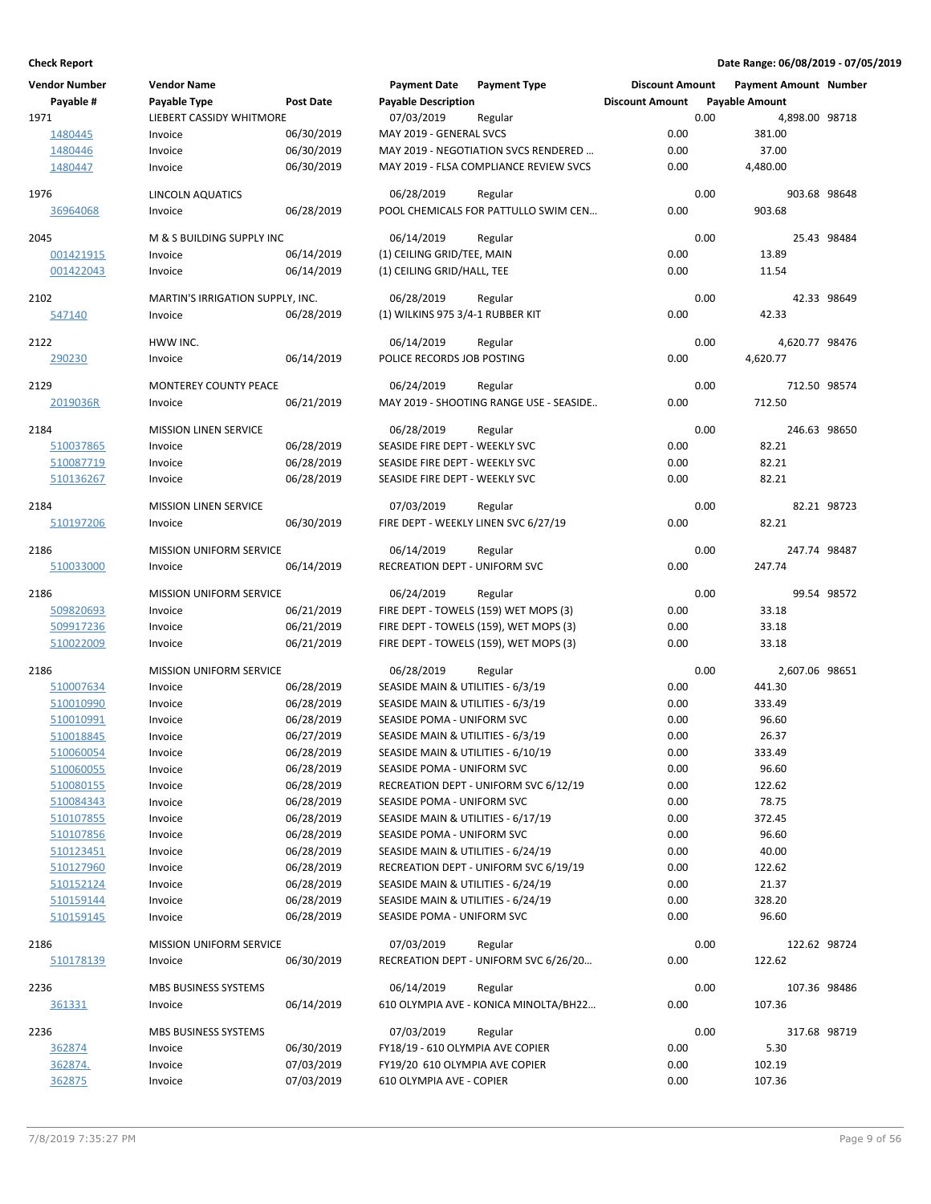**Check Report**

**Date Range: 06/08/2019 - 07/05/2019**

| Vendor Number | Vendor Name | | Payment Date | Payment Type | Discount Amount | Payment Amount | Number |
|---|---|---|---|---|---|---|---|
| Payable # | Payable Type | Post Date | Payable Description | | Discount Amount | Payable Amount | |
| 1971 | LIEBERT CASSIDY WHITMORE | | 07/03/2019 | Regular | 0.00 | 4,898.00 | 98718 |
| 1480445 | Invoice | 06/30/2019 | MAY 2019 - GENERAL SVCS | | 0.00 | 381.00 | |
| 1480446 | Invoice | 06/30/2019 | MAY 2019 - NEGOTIATION SVCS RENDERED ... | | 0.00 | 37.00 | |
| 1480447 | Invoice | 06/30/2019 | MAY 2019 - FLSA COMPLIANCE REVIEW SVCS | | 0.00 | 4,480.00 | |
| 1976 | LINCOLN AQUATICS | | 06/28/2019 | Regular | 0.00 | 903.68 | 98648 |
| 36964068 | Invoice | 06/28/2019 | POOL CHEMICALS FOR PATTULLO SWIM CEN... | | 0.00 | 903.68 | |
| 2045 | M & S BUILDING SUPPLY INC | | 06/14/2019 | Regular | 0.00 | 25.43 | 98484 |
| 001421915 | Invoice | 06/14/2019 | (1) CEILING GRID/TEE, MAIN | | 0.00 | 13.89 | |
| 001422043 | Invoice | 06/14/2019 | (1) CEILING GRID/HALL, TEE | | 0.00 | 11.54 | |
| 2102 | MARTIN'S IRRIGATION SUPPLY, INC. | | 06/28/2019 | Regular | 0.00 | 42.33 | 98649 |
| 547140 | Invoice | 06/28/2019 | (1) WILKINS 975 3/4-1 RUBBER KIT | | 0.00 | 42.33 | |
| 2122 | HWW INC. | | 06/14/2019 | Regular | 0.00 | 4,620.77 | 98476 |
| 290230 | Invoice | 06/14/2019 | POLICE RECORDS JOB POSTING | | 0.00 | 4,620.77 | |
| 2129 | MONTEREY COUNTY PEACE | | 06/24/2019 | Regular | 0.00 | 712.50 | 98574 |
| 2019036R | Invoice | 06/21/2019 | MAY 2019 - SHOOTING RANGE USE - SEASIDE.. | | 0.00 | 712.50 | |
| 2184 | MISSION LINEN SERVICE | | 06/28/2019 | Regular | 0.00 | 246.63 | 98650 |
| 510037865 | Invoice | 06/28/2019 | SEASIDE FIRE DEPT - WEEKLY SVC | | 0.00 | 82.21 | |
| 510087719 | Invoice | 06/28/2019 | SEASIDE FIRE DEPT - WEEKLY SVC | | 0.00 | 82.21 | |
| 510136267 | Invoice | 06/28/2019 | SEASIDE FIRE DEPT - WEEKLY SVC | | 0.00 | 82.21 | |
| 2184 | MISSION LINEN SERVICE | | 07/03/2019 | Regular | 0.00 | 82.21 | 98723 |
| 510197206 | Invoice | 06/30/2019 | FIRE DEPT - WEEKLY LINEN SVC 6/27/19 | | 0.00 | 82.21 | |
| 2186 | MISSION UNIFORM SERVICE | | 06/14/2019 | Regular | 0.00 | 247.74 | 98487 |
| 510033000 | Invoice | 06/14/2019 | RECREATION DEPT - UNIFORM SVC | | 0.00 | 247.74 | |
| 2186 | MISSION UNIFORM SERVICE | | 06/24/2019 | Regular | 0.00 | 99.54 | 98572 |
| 509820693 | Invoice | 06/21/2019 | FIRE DEPT - TOWELS (159) WET MOPS (3) | | 0.00 | 33.18 | |
| 509917236 | Invoice | 06/21/2019 | FIRE DEPT - TOWELS (159), WET MOPS (3) | | 0.00 | 33.18 | |
| 510022009 | Invoice | 06/21/2019 | FIRE DEPT - TOWELS (159), WET MOPS (3) | | 0.00 | 33.18 | |
| 2186 | MISSION UNIFORM SERVICE | | 06/28/2019 | Regular | 0.00 | 2,607.06 | 98651 |
| 510007634 | Invoice | 06/28/2019 | SEASIDE MAIN & UTILITIES - 6/3/19 | | 0.00 | 441.30 | |
| 510010990 | Invoice | 06/28/2019 | SEASIDE MAIN & UTILITIES - 6/3/19 | | 0.00 | 333.49 | |
| 510010991 | Invoice | 06/28/2019 | SEASIDE POMA - UNIFORM SVC | | 0.00 | 96.60 | |
| 510018845 | Invoice | 06/27/2019 | SEASIDE MAIN & UTILITIES - 6/3/19 | | 0.00 | 26.37 | |
| 510060054 | Invoice | 06/28/2019 | SEASIDE MAIN & UTILITIES - 6/10/19 | | 0.00 | 333.49 | |
| 510060055 | Invoice | 06/28/2019 | SEASIDE POMA - UNIFORM SVC | | 0.00 | 96.60 | |
| 510080155 | Invoice | 06/28/2019 | RECREATION DEPT - UNIFORM SVC 6/12/19 | | 0.00 | 122.62 | |
| 510084343 | Invoice | 06/28/2019 | SEASIDE POMA - UNIFORM SVC | | 0.00 | 78.75 | |
| 510107855 | Invoice | 06/28/2019 | SEASIDE MAIN & UTILITIES - 6/17/19 | | 0.00 | 372.45 | |
| 510107856 | Invoice | 06/28/2019 | SEASIDE POMA - UNIFORM SVC | | 0.00 | 96.60 | |
| 510123451 | Invoice | 06/28/2019 | SEASIDE MAIN & UTILITIES - 6/24/19 | | 0.00 | 40.00 | |
| 510127960 | Invoice | 06/28/2019 | RECREATION DEPT - UNIFORM SVC 6/19/19 | | 0.00 | 122.62 | |
| 510152124 | Invoice | 06/28/2019 | SEASIDE MAIN & UTILITIES - 6/24/19 | | 0.00 | 21.37 | |
| 510159144 | Invoice | 06/28/2019 | SEASIDE MAIN & UTILITIES - 6/24/19 | | 0.00 | 328.20 | |
| 510159145 | Invoice | 06/28/2019 | SEASIDE POMA - UNIFORM SVC | | 0.00 | 96.60 | |
| 2186 | MISSION UNIFORM SERVICE | | 07/03/2019 | Regular | 0.00 | 122.62 | 98724 |
| 510178139 | Invoice | 06/30/2019 | RECREATION DEPT - UNIFORM SVC 6/26/20... | | 0.00 | 122.62 | |
| 2236 | MBS BUSINESS SYSTEMS | | 06/14/2019 | Regular | 0.00 | 107.36 | 98486 |
| 361331 | Invoice | 06/14/2019 | 610 OLYMPIA AVE - KONICA MINOLTA/BH22... | | 0.00 | 107.36 | |
| 2236 | MBS BUSINESS SYSTEMS | | 07/03/2019 | Regular | 0.00 | 317.68 | 98719 |
| 362874 | Invoice | 06/30/2019 | FY18/19 - 610 OLYMPIA AVE COPIER | | 0.00 | 5.30 | |
| 362874. | Invoice | 07/03/2019 | FY19/20 610 OLYMPIA AVE COPIER | | 0.00 | 102.19 | |
| 362875 | Invoice | 07/03/2019 | 610 OLYMPIA AVE - COPIER | | 0.00 | 107.36 | |

7/8/2019 7:35:27 PM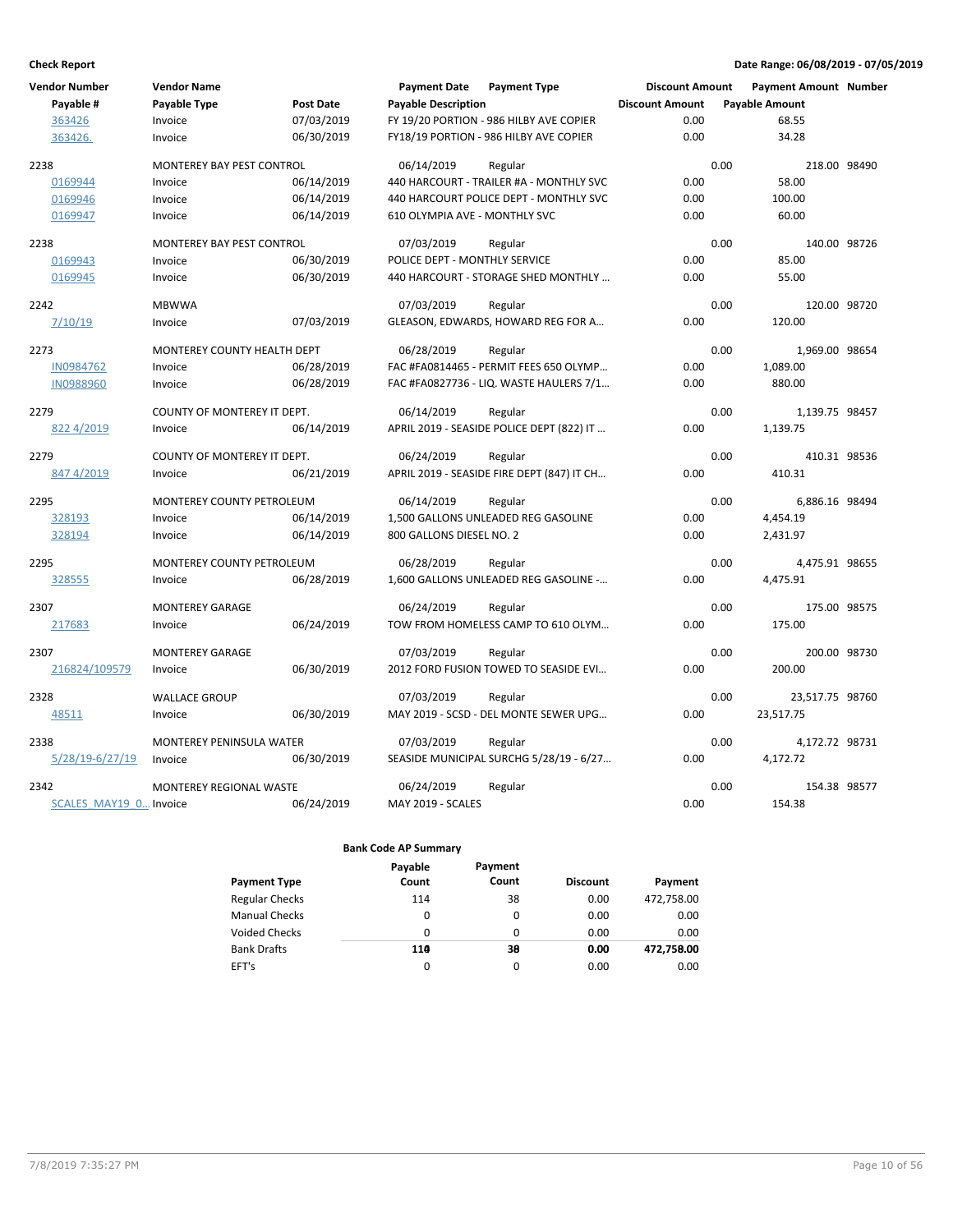**Check Report** — Date Range: 06/08/2019 - 07/05/2019

| Vendor Number | Vendor Name | | Payment Date | Payment Type | Discount Amount | Payment Amount | Number |
|---|---|---|---|---|---|---|---|
| Payable # | Payable Type | Post Date | Payable Description | | Discount Amount | Payable Amount | |
| 363426 | Invoice | 07/03/2019 | FY 19/20 PORTION - 986 HILBY AVE COPIER | | 0.00 | 68.55 | |
| 363426. | Invoice | 06/30/2019 | FY18/19 PORTION - 986 HILBY AVE COPIER | | 0.00 | 34.28 | |
| 2238 | MONTEREY BAY PEST CONTROL | | 06/14/2019 | Regular | 0.00 | 218.00 | 98490 |
| 0169944 | Invoice | 06/14/2019 | 440 HARCOURT - TRAILER #A - MONTHLY SVC | | 0.00 | 58.00 | |
| 0169946 | Invoice | 06/14/2019 | 440 HARCOURT POLICE DEPT - MONTHLY SVC | | 0.00 | 100.00 | |
| 0169947 | Invoice | 06/14/2019 | 610 OLYMPIA AVE - MONTHLY SVC | | 0.00 | 60.00 | |
| 2238 | MONTEREY BAY PEST CONTROL | | 07/03/2019 | Regular | 0.00 | 140.00 | 98726 |
| 0169943 | Invoice | 06/30/2019 | POLICE DEPT - MONTHLY SERVICE | | 0.00 | 85.00 | |
| 0169945 | Invoice | 06/30/2019 | 440 HARCOURT - STORAGE SHED MONTHLY ... | | 0.00 | 55.00 | |
| 2242 | MBWWA | | 07/03/2019 | Regular | 0.00 | 120.00 | 98720 |
| 7/10/19 | Invoice | 07/03/2019 | GLEASON, EDWARDS, HOWARD REG FOR A... | | 0.00 | 120.00 | |
| 2273 | MONTEREY COUNTY HEALTH DEPT | | 06/28/2019 | Regular | 0.00 | 1,969.00 | 98654 |
| IN0984762 | Invoice | 06/28/2019 | FAC #FA0814465 - PERMIT FEES 650 OLYMP... | | 0.00 | 1,089.00 | |
| IN0988960 | Invoice | 06/28/2019 | FAC #FA0827736 - LIQ. WASTE HAULERS 7/1... | | 0.00 | 880.00 | |
| 2279 | COUNTY OF MONTEREY IT DEPT. | | 06/14/2019 | Regular | 0.00 | 1,139.75 | 98457 |
| 822 4/2019 | Invoice | 06/14/2019 | APRIL 2019 - SEASIDE POLICE DEPT (822) IT ... | | 0.00 | 1,139.75 | |
| 2279 | COUNTY OF MONTEREY IT DEPT. | | 06/24/2019 | Regular | 0.00 | 410.31 | 98536 |
| 847 4/2019 | Invoice | 06/21/2019 | APRIL 2019 - SEASIDE FIRE DEPT (847) IT CH... | | 0.00 | 410.31 | |
| 2295 | MONTEREY COUNTY PETROLEUM | | 06/14/2019 | Regular | 0.00 | 6,886.16 | 98494 |
| 328193 | Invoice | 06/14/2019 | 1,500 GALLONS UNLEADED REG GASOLINE | | 0.00 | 4,454.19 | |
| 328194 | Invoice | 06/14/2019 | 800 GALLONS DIESEL NO. 2 | | 0.00 | 2,431.97 | |
| 2295 | MONTEREY COUNTY PETROLEUM | | 06/28/2019 | Regular | 0.00 | 4,475.91 | 98655 |
| 328555 | Invoice | 06/28/2019 | 1,600 GALLONS UNLEADED REG GASOLINE -... | | 0.00 | 4,475.91 | |
| 2307 | MONTEREY GARAGE | | 06/24/2019 | Regular | 0.00 | 175.00 | 98575 |
| 217683 | Invoice | 06/24/2019 | TOW FROM HOMELESS CAMP TO 610 OLYM... | | 0.00 | 175.00 | |
| 2307 | MONTEREY GARAGE | | 07/03/2019 | Regular | 0.00 | 200.00 | 98730 |
| 216824/109579 | Invoice | 06/30/2019 | 2012 FORD FUSION TOWED TO SEASIDE EVI... | | 0.00 | 200.00 | |
| 2328 | WALLACE GROUP | | 07/03/2019 | Regular | 0.00 | 23,517.75 | 98760 |
| 48511 | Invoice | 06/30/2019 | MAY 2019 - SCSD - DEL MONTE SEWER UPG... | | 0.00 | 23,517.75 | |
| 2338 | MONTEREY PENINSULA WATER | | 07/03/2019 | Regular | 0.00 | 4,172.72 | 98731 |
| 5/28/19-6/27/19 | Invoice | 06/30/2019 | SEASIDE MUNICIPAL SURCHG 5/28/19 - 6/27... | | 0.00 | 4,172.72 | |
| 2342 | MONTEREY REGIONAL WASTE | | 06/24/2019 | Regular | 0.00 | 154.38 | 98577 |
| SCALES_MAY19_0... | Invoice | 06/24/2019 | MAY 2019 - SCALES | | 0.00 | 154.38 | |

**Bank Code AP Summary**

| Payment Type | Payable Count | Payment Count | Discount | Payment |
|---|---|---|---|---|
| Regular Checks | 114 | 38 | 0.00 | 472,758.00 |
| Manual Checks | 0 | 0 | 0.00 | 0.00 |
| Voided Checks | 0 | 0 | 0.00 | 0.00 |
| Bank Drafts | 0 | 0 | 0.00 | 0.00 |
| EFT's | 0 | 0 | 0.00 | 0.00 |
| | **114** | **38** | **0.00** | **472,758.00** |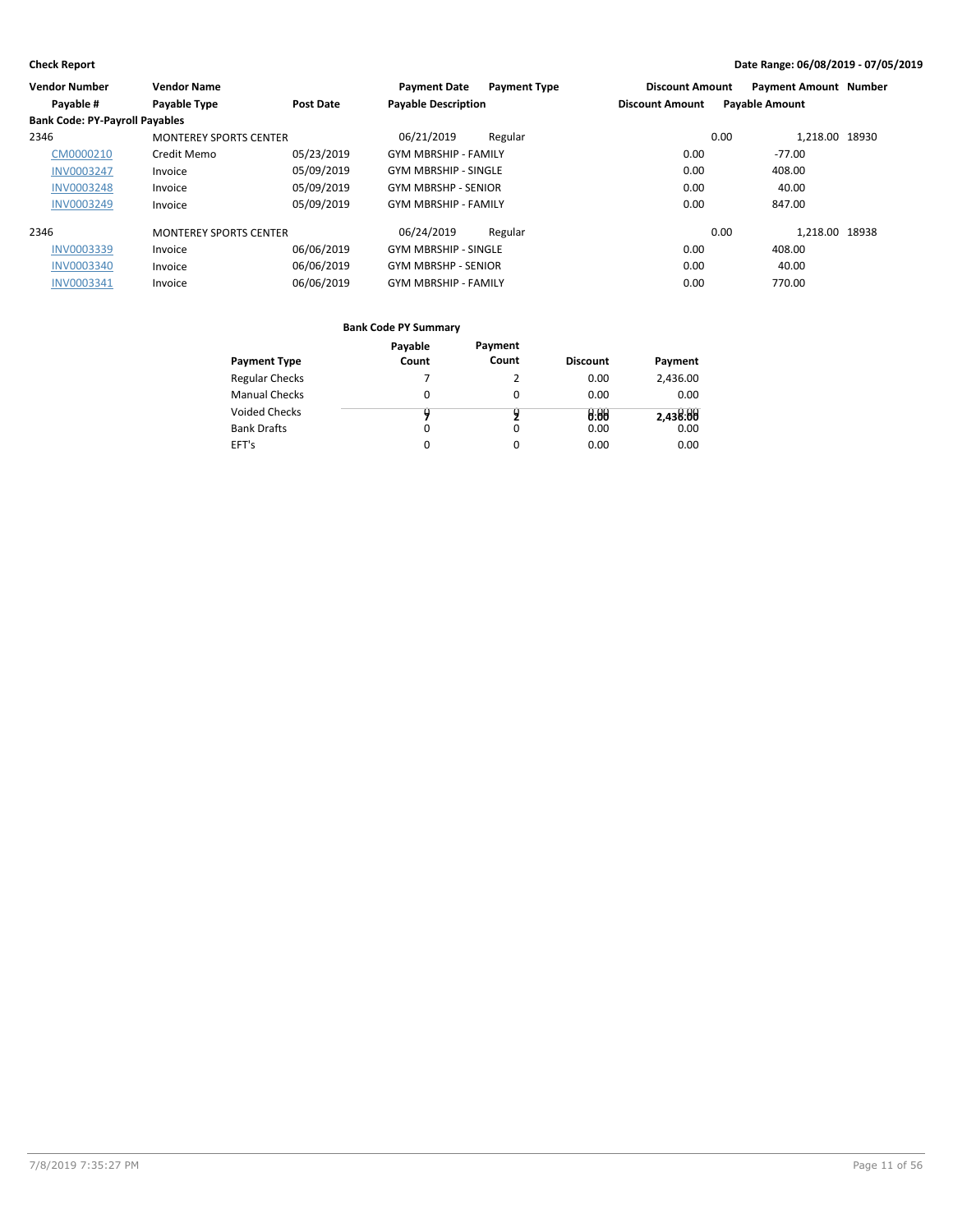**Check Report** — Date Range: 06/08/2019 - 07/05/2019

| Vendor Number / Payable # | Vendor Name / Payable Type | Post Date | Payment Date / Payable Description | Payment Type | Discount Amount / Discount Amount | Payment Amount / Payable Amount | Number |
|---|---|---|---|---|---|---|---|
| **Bank Code: PY-Payroll Payables** | | | | | | | |
| 2346 | MONTEREY SPORTS CENTER | | 06/21/2019 | Regular | 0.00 | 1,218.00 | 18930 |
| CM0000210 | Credit Memo | 05/23/2019 | GYM MBRSHIP - FAMILY | | 0.00 | -77.00 | |
| INV0003247 | Invoice | 05/09/2019 | GYM MBRSHIP - SINGLE | | 0.00 | 408.00 | |
| INV0003248 | Invoice | 05/09/2019 | GYM MBRSHP - SENIOR | | 0.00 | 40.00 | |
| INV0003249 | Invoice | 05/09/2019 | GYM MBRSHIP - FAMILY | | 0.00 | 847.00 | |
| 2346 | MONTEREY SPORTS CENTER | | 06/24/2019 | Regular | 0.00 | 1,218.00 | 18938 |
| INV0003339 | Invoice | 06/06/2019 | GYM MBRSHIP - SINGLE | | 0.00 | 408.00 | |
| INV0003340 | Invoice | 06/06/2019 | GYM MBRSHP - SENIOR | | 0.00 | 40.00 | |
| INV0003341 | Invoice | 06/06/2019 | GYM MBRSHIP - FAMILY | | 0.00 | 770.00 | |

**Bank Code PY Summary**

| Payment Type | Payable Count | Payment Count | Discount | Payment |
|---|---|---|---|---|
| Regular Checks | 7 | 2 | 0.00 | 2,436.00 |
| Manual Checks | 0 | 0 | 0.00 | 0.00 |
| Voided Checks | 0 | 0 | 0.00 | 0.00 |
| Bank Drafts | 0 | 0 | 0.00 | 0.00 |
| EFT's | 0 | 0 | 0.00 | 0.00 |
| | 7 | 2 | 0.00 | 2,436.00 |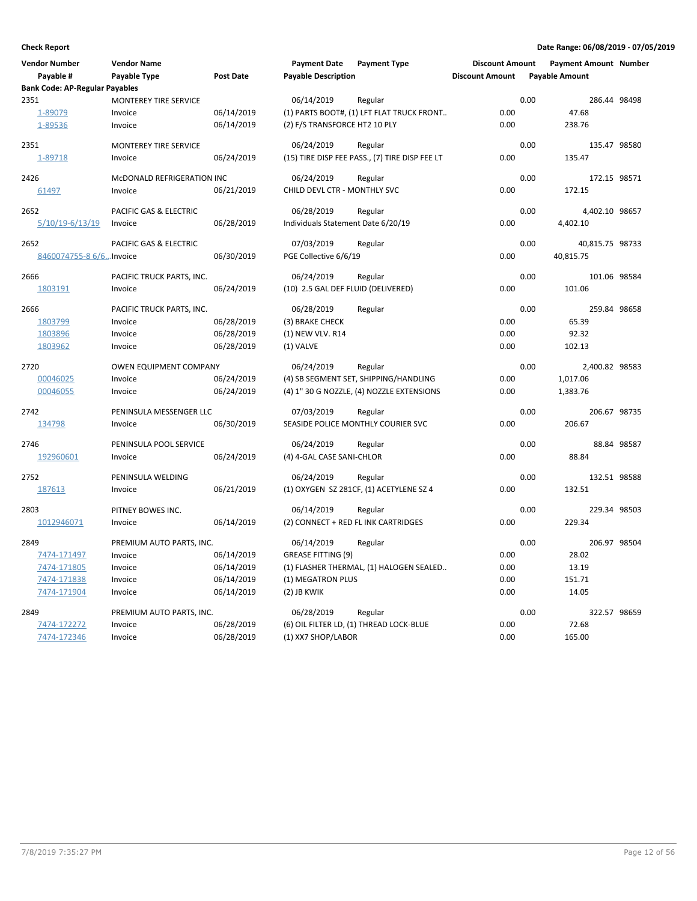**Check Report** — Date Range: 06/08/2019 - 07/05/2019

| Vendor Number | Vendor Name | | Payment Date | Payment Type | Discount Amount | Payment Amount | Number |
|---|---|---|---|---|---|---|---|
| Payable # | Payable Type | Post Date | Payable Description | | Discount Amount | Payable Amount | |
| **Bank Code: AP-Regular Payables** | | | | | | | |
| 2351 | MONTEREY TIRE SERVICE | | 06/14/2019 | Regular | 0.00 | 286.44 | 98498 |
| 1-89079 | Invoice | 06/14/2019 | (1) PARTS BOOT#, (1) LFT FLAT TRUCK FRONT.. | | 0.00 | 47.68 | |
| 1-89536 | Invoice | 06/14/2019 | (2) F/S TRANSFORCE HT2 10 PLY | | 0.00 | 238.76 | |
| 2351 | MONTEREY TIRE SERVICE | | 06/24/2019 | Regular | 0.00 | 135.47 | 98580 |
| 1-89718 | Invoice | 06/24/2019 | (15) TIRE DISP FEE PASS., (7) TIRE DISP FEE LT | | 0.00 | 135.47 | |
| 2426 | McDONALD REFRIGERATION INC | | 06/24/2019 | Regular | 0.00 | 172.15 | 98571 |
| 61497 | Invoice | 06/21/2019 | CHILD DEVL CTR - MONTHLY SVC | | 0.00 | 172.15 | |
| 2652 | PACIFIC GAS & ELECTRIC | | 06/28/2019 | Regular | 0.00 | 4,402.10 | 98657 |
| 5/10/19-6/13/19 | Invoice | 06/28/2019 | Individuals Statement Date 6/20/19 | | 0.00 | 4,402.10 | |
| 2652 | PACIFIC GAS & ELECTRIC | | 07/03/2019 | Regular | 0.00 | 40,815.75 | 98733 |
| 8460074755-8 6/6.. | Invoice | 06/30/2019 | PGE Collective 6/6/19 | | 0.00 | 40,815.75 | |
| 2666 | PACIFIC TRUCK PARTS, INC. | | 06/24/2019 | Regular | 0.00 | 101.06 | 98584 |
| 1803191 | Invoice | 06/24/2019 | (10) 2.5 GAL DEF FLUID (DELIVERED) | | 0.00 | 101.06 | |
| 2666 | PACIFIC TRUCK PARTS, INC. | | 06/28/2019 | Regular | 0.00 | 259.84 | 98658 |
| 1803799 | Invoice | 06/28/2019 | (3) BRAKE CHECK | | 0.00 | 65.39 | |
| 1803896 | Invoice | 06/28/2019 | (1) NEW VLV. R14 | | 0.00 | 92.32 | |
| 1803962 | Invoice | 06/28/2019 | (1) VALVE | | 0.00 | 102.13 | |
| 2720 | OWEN EQUIPMENT COMPANY | | 06/24/2019 | Regular | 0.00 | 2,400.82 | 98583 |
| 00046025 | Invoice | 06/24/2019 | (4) SB SEGMENT SET, SHIPPING/HANDLING | | 0.00 | 1,017.06 | |
| 00046055 | Invoice | 06/24/2019 | (4) 1" 30 G NOZZLE, (4) NOZZLE EXTENSIONS | | 0.00 | 1,383.76 | |
| 2742 | PENINSULA MESSENGER LLC | | 07/03/2019 | Regular | 0.00 | 206.67 | 98735 |
| 134798 | Invoice | 06/30/2019 | SEASIDE POLICE MONTHLY COURIER SVC | | 0.00 | 206.67 | |
| 2746 | PENINSULA POOL SERVICE | | 06/24/2019 | Regular | 0.00 | 88.84 | 98587 |
| 192960601 | Invoice | 06/24/2019 | (4) 4-GAL CASE SANI-CHLOR | | 0.00 | 88.84 | |
| 2752 | PENINSULA WELDING | | 06/24/2019 | Regular | 0.00 | 132.51 | 98588 |
| 187613 | Invoice | 06/21/2019 | (1) OXYGEN SZ 281CF, (1) ACETYLENE SZ 4 | | 0.00 | 132.51 | |
| 2803 | PITNEY BOWES INC. | | 06/14/2019 | Regular | 0.00 | 229.34 | 98503 |
| 1012946071 | Invoice | 06/14/2019 | (2) CONNECT + RED FL INK CARTRIDGES | | 0.00 | 229.34 | |
| 2849 | PREMIUM AUTO PARTS, INC. | | 06/14/2019 | Regular | 0.00 | 206.97 | 98504 |
| 7474-171497 | Invoice | 06/14/2019 | GREASE FITTING (9) | | 0.00 | 28.02 | |
| 7474-171805 | Invoice | 06/14/2019 | (1) FLASHER THERMAL, (1) HALOGEN SEALED.. | | 0.00 | 13.19 | |
| 7474-171838 | Invoice | 06/14/2019 | (1) MEGATRON PLUS | | 0.00 | 151.71 | |
| 7474-171904 | Invoice | 06/14/2019 | (2) JB KWIK | | 0.00 | 14.05 | |
| 2849 | PREMIUM AUTO PARTS, INC. | | 06/28/2019 | Regular | 0.00 | 322.57 | 98659 |
| 7474-172272 | Invoice | 06/28/2019 | (6) OIL FILTER LD, (1) THREAD LOCK-BLUE | | 0.00 | 72.68 | |
| 7474-172346 | Invoice | 06/28/2019 | (1) XX7 SHOP/LABOR | | 0.00 | 165.00 | |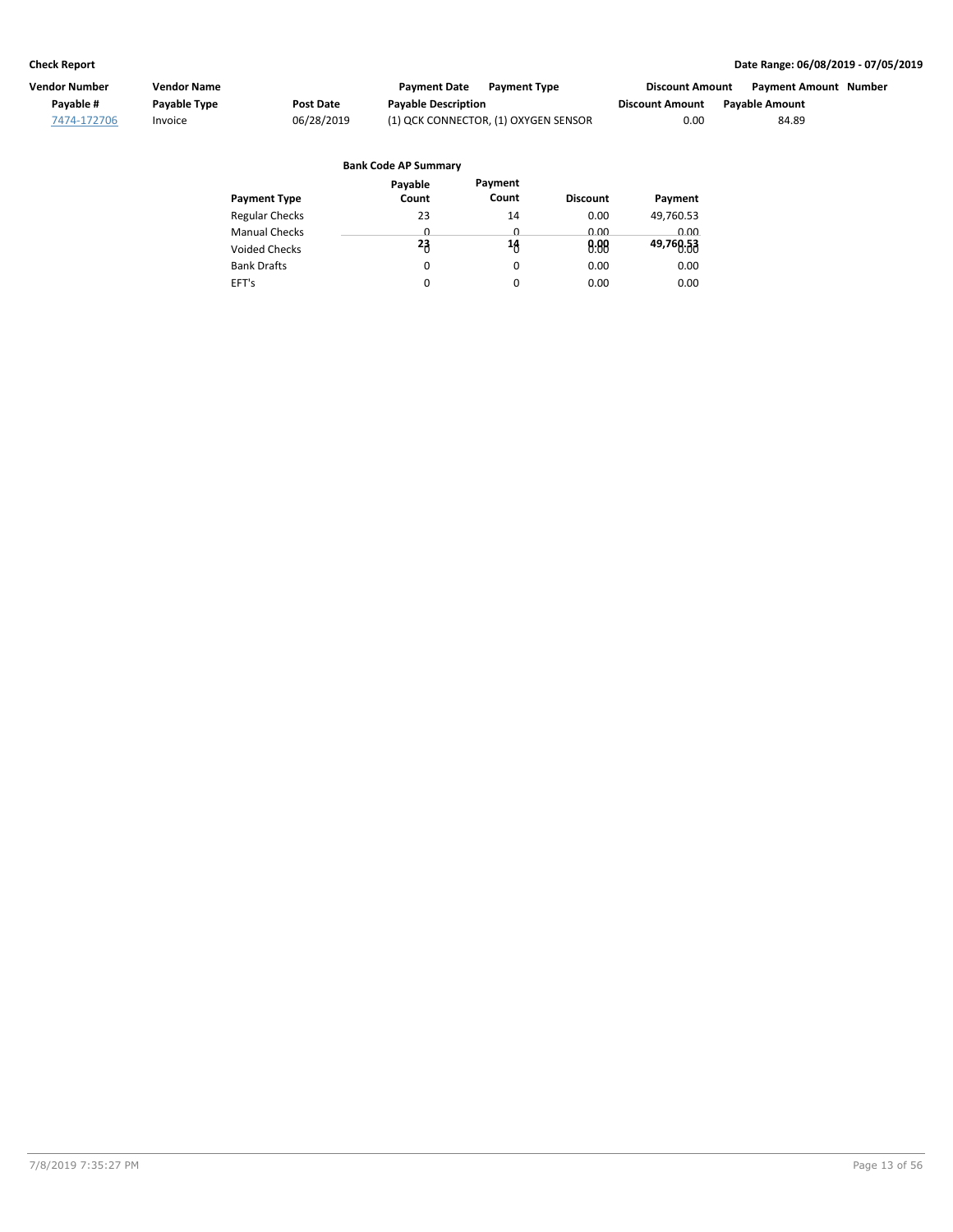| Vendor Number | Vendor Name | | Payment Date | Payment Type | Discount Amount | Payment Amount | Number |
|---|---|---|---|---|---|---|---|
| Payable # | Payable Type | Post Date | Payable Description | | Discount Amount | Payable Amount | |
| 7474-172706 | Invoice | 06/28/2019 | (1) QCK CONNECTOR, (1) OXYGEN SENSOR | | 0.00 | 84.89 | |

**Bank Code AP Summary**

| Payment Type | Payable Count | Payment Count | Discount | Payment |
|---|---|---|---|---|
| Regular Checks | 23 | 14 | 0.00 | 49,760.53 |
| Manual Checks | 0 | 0 | 0.00 | 0.00 |
| Voided Checks | 0 | 0 | 0.00 | 0.00 |
| Bank Drafts | 0 | 0 | 0.00 | 0.00 |
| EFT's | 0 | 0 | 0.00 | 0.00 |
| | **23** | **14** | **0.00** | **49,760.53** |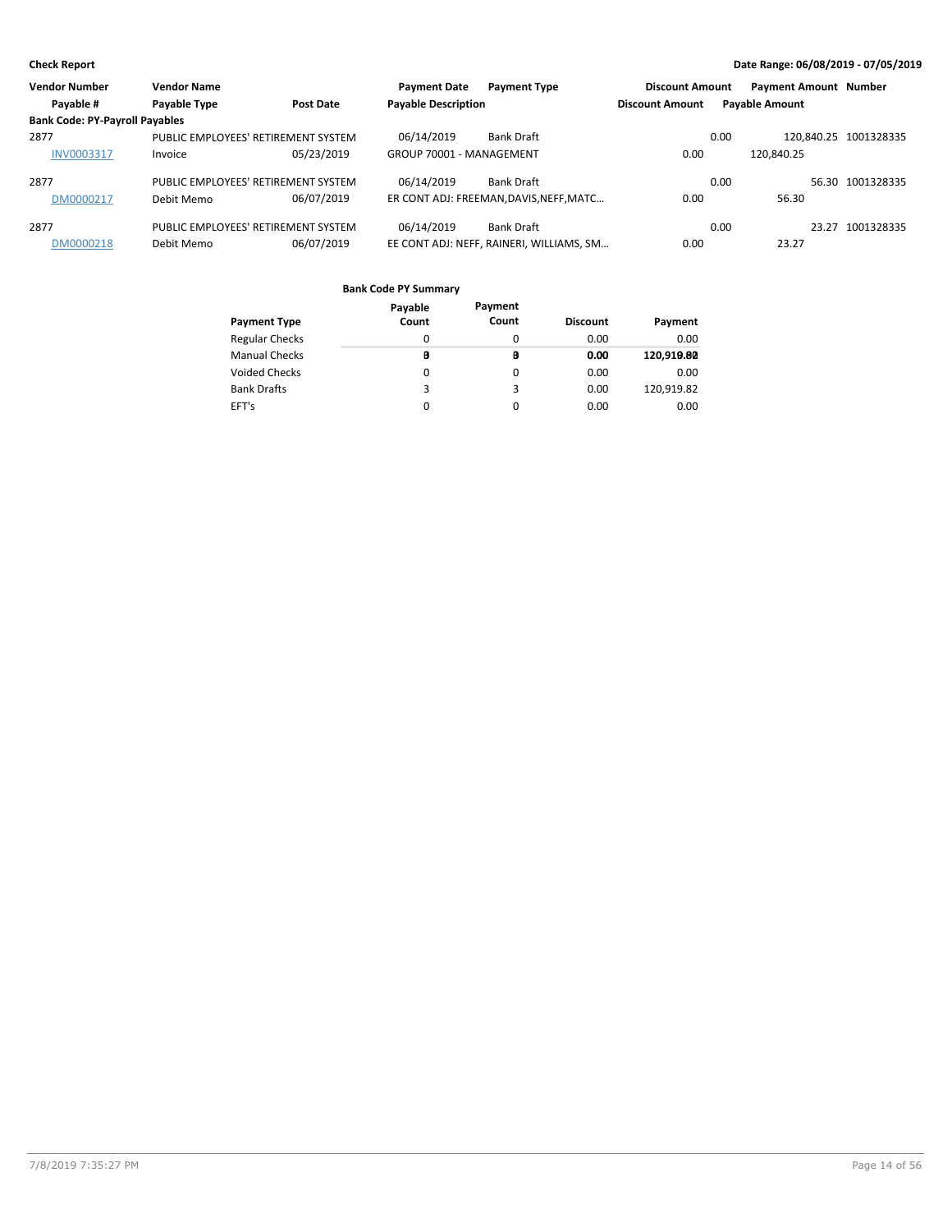**Check Report** | **Date Range: 06/08/2019 - 07/05/2019**

| Vendor Number | Vendor Name | | Payment Date | Payment Type | Discount Amount | Payment Amount | Number |
|---|---|---|---|---|---|---|---|
| Payable # | Payable Type | Post Date | Payable Description | | Discount Amount | Payable Amount | |
| **Bank Code: PY-Payroll Payables** | | | | | | | |
| 2877 | PUBLIC EMPLOYEES' RETIREMENT SYSTEM | | 06/14/2019 | Bank Draft | 0.00 | 120,840.25 | 1001328335 |
| INV0003317 | Invoice | 05/23/2019 | GROUP 70001 - MANAGEMENT | | 0.00 | 120,840.25 | |
| 2877 | PUBLIC EMPLOYEES' RETIREMENT SYSTEM | | 06/14/2019 | Bank Draft | 0.00 | 56.30 | 1001328335 |
| DM0000217 | Debit Memo | 06/07/2019 | ER CONT ADJ: FREEMAN,DAVIS,NEFF,MATC... | | 0.00 | 56.30 | |
| 2877 | PUBLIC EMPLOYEES' RETIREMENT SYSTEM | | 06/14/2019 | Bank Draft | 0.00 | 23.27 | 1001328335 |
| DM0000218 | Debit Memo | 06/07/2019 | EE CONT ADJ: NEFF, RAINERI, WILLIAMS, SM... | | 0.00 | 23.27 | |

**Bank Code PY Summary**

| Payment Type | Payable Count | Payment Count | Discount | Payment |
|---|---|---|---|---|
| Regular Checks | 0 | 0 | 0.00 | 0.00 |
| Manual Checks | 0 | 0 | 0.00 | 0.00 |
| Voided Checks | 0 | 0 | 0.00 | 0.00 |
| Bank Drafts | 3 | 3 | 0.00 | 120,919.82 |
| EFT's | 0 | 0 | 0.00 | 0.00 |
| | **3** | **3** | **0.00** | **120,919.82** |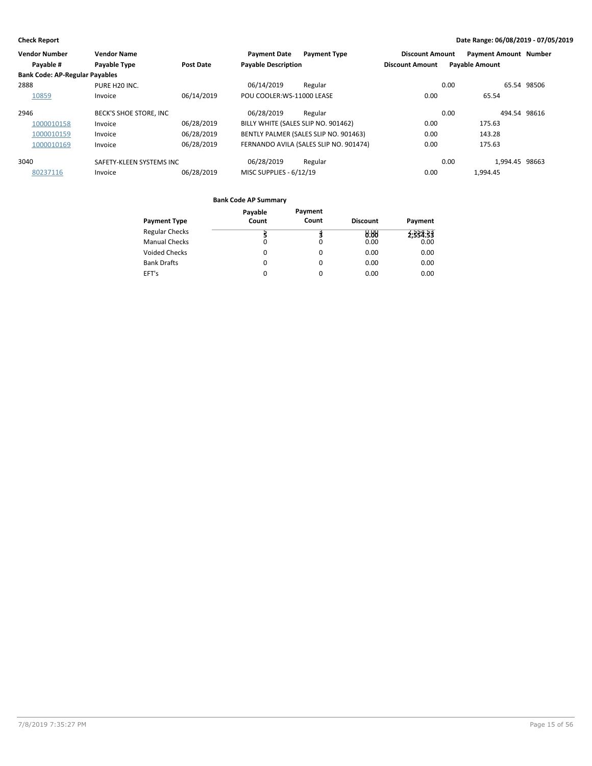**Check Report** — Date Range: 06/08/2019 - 07/05/2019

| Vendor Number | Vendor Name | | Payment Date | Payment Type | Discount Amount | Payment Amount | Number |
|---|---|---|---|---|---|---|---|
| Payable # | Payable Type | Post Date | Payable Description | | Discount Amount | Payable Amount | |
| **Bank Code: AP-Regular Payables** | | | | | | | |
| 2888 | PURE H20 INC. | | 06/14/2019 | Regular | 0.00 | 65.54 | 98506 |
| 10859 | Invoice | 06/14/2019 | POU COOLER:WS-11000 LEASE | | 0.00 | 65.54 | |
| 2946 | BECK'S SHOE STORE, INC | | 06/28/2019 | Regular | 0.00 | 494.54 | 98616 |
| 1000010158 | Invoice | 06/28/2019 | BILLY WHITE (SALES SLIP NO. 901462) | | 0.00 | 175.63 | |
| 1000010159 | Invoice | 06/28/2019 | BENTLY PALMER (SALES SLIP NO. 901463) | | 0.00 | 143.28 | |
| 1000010169 | Invoice | 06/28/2019 | FERNANDO AVILA (SALES SLIP NO. 901474) | | 0.00 | 175.63 | |
| 3040 | SAFETY-KLEEN SYSTEMS INC | | 06/28/2019 | Regular | 0.00 | 1,994.45 | 98663 |
| 80237116 | Invoice | 06/28/2019 | MISC SUPPLIES - 6/12/19 | | 0.00 | 1,994.45 | |

**Bank Code AP Summary**

| Payment Type | Payable Count | Payment Count | Discount | Payment |
|---|---|---|---|---|
| Regular Checks | 5 | 3 | 0.00 | 2,554.53 |
| Manual Checks | 0 | 0 | 0.00 | 0.00 |
| Voided Checks | 0 | 0 | 0.00 | 0.00 |
| Bank Drafts | 0 | 0 | 0.00 | 0.00 |
| EFT's | 0 | 0 | 0.00 | 0.00 |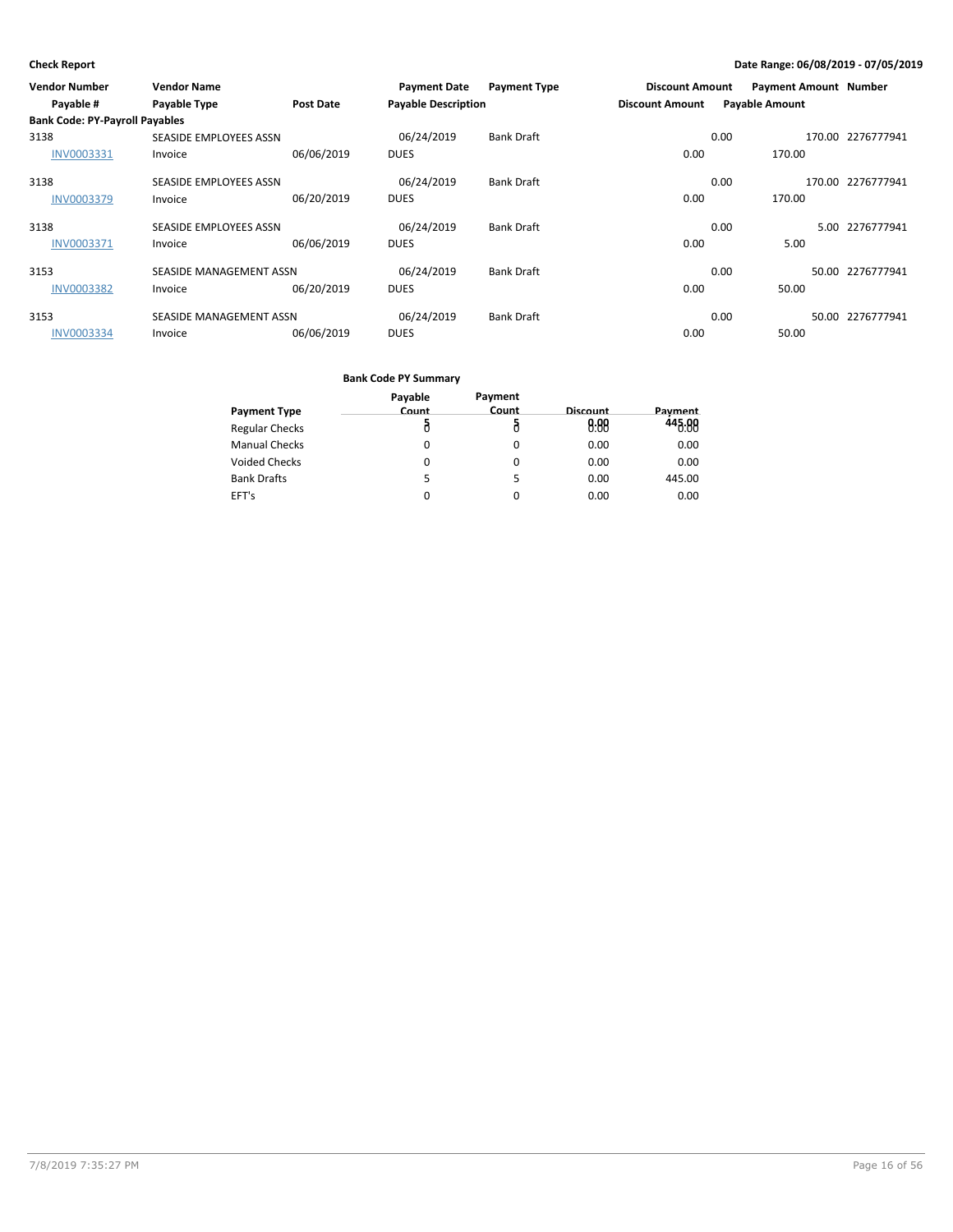**Check Report**

**Date Range: 06/08/2019 - 07/05/2019**

| Vendor Number | Vendor Name | | Payment Date | Payment Type | Discount Amount | Payment Amount | Number |
|---|---|---|---|---|---|---|---|
| Payable # | Payable Type | Post Date | Payable Description | | Discount Amount | Payable Amount | |
| **Bank Code: PY-Payroll Payables** | | | | | | | |
| 3138 | SEASIDE EMPLOYEES ASSN | | 06/24/2019 | Bank Draft | 0.00 | 170.00 | 2276777941 |
| INV0003331 | Invoice | 06/06/2019 | DUES | | 0.00 | 170.00 | |
| 3138 | SEASIDE EMPLOYEES ASSN | | 06/24/2019 | Bank Draft | 0.00 | 170.00 | 2276777941 |
| INV0003379 | Invoice | 06/20/2019 | DUES | | 0.00 | 170.00 | |
| 3138 | SEASIDE EMPLOYEES ASSN | | 06/24/2019 | Bank Draft | 0.00 | 5.00 | 2276777941 |
| INV0003371 | Invoice | 06/06/2019 | DUES | | 0.00 | 5.00 | |
| 3153 | SEASIDE MANAGEMENT ASSN | | 06/24/2019 | Bank Draft | 0.00 | 50.00 | 2276777941 |
| INV0003382 | Invoice | 06/20/2019 | DUES | | 0.00 | 50.00 | |
| 3153 | SEASIDE MANAGEMENT ASSN | | 06/24/2019 | Bank Draft | 0.00 | 50.00 | 2276777941 |
| INV0003334 | Invoice | 06/06/2019 | DUES | | 0.00 | 50.00 | |

**Bank Code PY Summary**

| Payment Type | Payable Count | Payment Count | Discount | Payment |
|---|---|---|---|---|
| Regular Checks | 0 | 0 | 0.00 | 0.00 |
| Manual Checks | 0 | 0 | 0.00 | 0.00 |
| Voided Checks | 0 | 0 | 0.00 | 0.00 |
| Bank Drafts | 5 | 5 | 0.00 | 445.00 |
| EFT's | 0 | 0 | 0.00 | 0.00 |
| | 5 | 5 | 0.00 | 445.00 |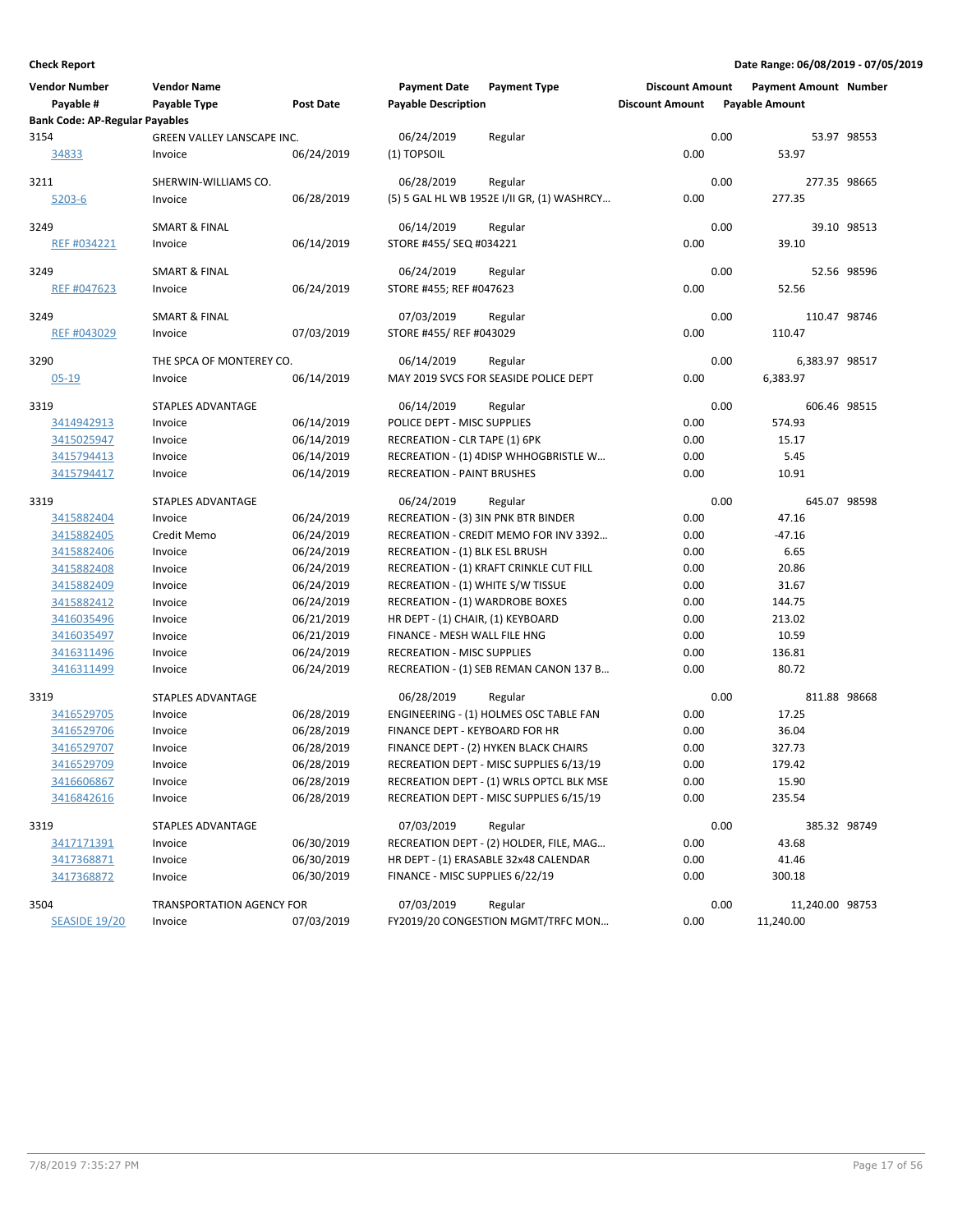**Check Report**

**Date Range: 06/08/2019 - 07/05/2019**

| Vendor Number | Vendor Name | | Payment Date | Payment Type | Discount Amount | Payment Amount | Number |
|---|---|---|---|---|---|---|---|
| Payable # | Payable Type | Post Date | Payable Description | | Discount Amount | Payable Amount | |
| **Bank Code: AP-Regular Payables** | | | | | | | |
| 3154 | GREEN VALLEY LANSCAPE INC. | | 06/24/2019 | Regular | 0.00 | 53.97 | 98553 |
| 34833 | Invoice | 06/24/2019 | (1) TOPSOIL | | 0.00 | 53.97 | |
| 3211 | SHERWIN-WILLIAMS CO. | | 06/28/2019 | Regular | 0.00 | 277.35 | 98665 |
| 5203-6 | Invoice | 06/28/2019 | (5) 5 GAL HL WB 1952E I/II GR, (1) WASHRCY… | | 0.00 | 277.35 | |
| 3249 | SMART & FINAL | | 06/14/2019 | Regular | 0.00 | 39.10 | 98513 |
| REF #034221 | Invoice | 06/14/2019 | STORE #455/ SEQ #034221 | | 0.00 | 39.10 | |
| 3249 | SMART & FINAL | | 06/24/2019 | Regular | 0.00 | 52.56 | 98596 |
| REF #047623 | Invoice | 06/24/2019 | STORE #455; REF #047623 | | 0.00 | 52.56 | |
| 3249 | SMART & FINAL | | 07/03/2019 | Regular | 0.00 | 110.47 | 98746 |
| REF #043029 | Invoice | 07/03/2019 | STORE #455/ REF #043029 | | 0.00 | 110.47 | |
| 3290 | THE SPCA OF MONTEREY CO. | | 06/14/2019 | Regular | 0.00 | 6,383.97 | 98517 |
| 05-19 | Invoice | 06/14/2019 | MAY 2019 SVCS FOR SEASIDE POLICE DEPT | | 0.00 | 6,383.97 | |
| 3319 | STAPLES ADVANTAGE | | 06/14/2019 | Regular | 0.00 | 606.46 | 98515 |
| 3414942913 | Invoice | 06/14/2019 | POLICE DEPT - MISC SUPPLIES | | 0.00 | 574.93 | |
| 3415025947 | Invoice | 06/14/2019 | RECREATION - CLR TAPE (1) 6PK | | 0.00 | 15.17 | |
| 3415794413 | Invoice | 06/14/2019 | RECREATION - (1) 4DISP WHHOGBRISTLE W… | | 0.00 | 5.45 | |
| 3415794417 | Invoice | 06/14/2019 | RECREATION - PAINT BRUSHES | | 0.00 | 10.91 | |
| 3319 | STAPLES ADVANTAGE | | 06/24/2019 | Regular | 0.00 | 645.07 | 98598 |
| 3415882404 | Invoice | 06/24/2019 | RECREATION - (3) 3IN PNK BTR BINDER | | 0.00 | 47.16 | |
| 3415882405 | Credit Memo | 06/24/2019 | RECREATION - CREDIT MEMO FOR INV 3392… | | 0.00 | -47.16 | |
| 3415882406 | Invoice | 06/24/2019 | RECREATION - (1) BLK ESL BRUSH | | 0.00 | 6.65 | |
| 3415882408 | Invoice | 06/24/2019 | RECREATION - (1) KRAFT CRINKLE CUT FILL | | 0.00 | 20.86 | |
| 3415882409 | Invoice | 06/24/2019 | RECREATION - (1) WHITE S/W TISSUE | | 0.00 | 31.67 | |
| 3415882412 | Invoice | 06/24/2019 | RECREATION - (1) WARDROBE BOXES | | 0.00 | 144.75 | |
| 3416035496 | Invoice | 06/21/2019 | HR DEPT - (1) CHAIR, (1) KEYBOARD | | 0.00 | 213.02 | |
| 3416035497 | Invoice | 06/21/2019 | FINANCE - MESH WALL FILE HNG | | 0.00 | 10.59 | |
| 3416311496 | Invoice | 06/24/2019 | RECREATION - MISC SUPPLIES | | 0.00 | 136.81 | |
| 3416311499 | Invoice | 06/24/2019 | RECREATION - (1) SEB REMAN CANON 137 B… | | 0.00 | 80.72 | |
| 3319 | STAPLES ADVANTAGE | | 06/28/2019 | Regular | 0.00 | 811.88 | 98668 |
| 3416529705 | Invoice | 06/28/2019 | ENGINEERING - (1) HOLMES OSC TABLE FAN | | 0.00 | 17.25 | |
| 3416529706 | Invoice | 06/28/2019 | FINANCE DEPT - KEYBOARD FOR HR | | 0.00 | 36.04 | |
| 3416529707 | Invoice | 06/28/2019 | FINANCE DEPT - (2) HYKEN BLACK CHAIRS | | 0.00 | 327.73 | |
| 3416529709 | Invoice | 06/28/2019 | RECREATION DEPT - MISC SUPPLIES 6/13/19 | | 0.00 | 179.42 | |
| 3416606867 | Invoice | 06/28/2019 | RECREATION DEPT - (1) WRLS OPTCL BLK MSE | | 0.00 | 15.90 | |
| 3416842616 | Invoice | 06/28/2019 | RECREATION DEPT - MISC SUPPLIES 6/15/19 | | 0.00 | 235.54 | |
| 3319 | STAPLES ADVANTAGE | | 07/03/2019 | Regular | 0.00 | 385.32 | 98749 |
| 3417171391 | Invoice | 06/30/2019 | RECREATION DEPT - (2) HOLDER, FILE, MAG… | | 0.00 | 43.68 | |
| 3417368871 | Invoice | 06/30/2019 | HR DEPT - (1) ERASABLE 32x48 CALENDAR | | 0.00 | 41.46 | |
| 3417368872 | Invoice | 06/30/2019 | FINANCE - MISC SUPPLIES 6/22/19 | | 0.00 | 300.18 | |
| 3504 | TRANSPORTATION AGENCY FOR | | 07/03/2019 | Regular | 0.00 | 11,240.00 | 98753 |
| SEASIDE 19/20 | Invoice | 07/03/2019 | FY2019/20 CONGESTION MGMT/TRFC MON… | | 0.00 | 11,240.00 | |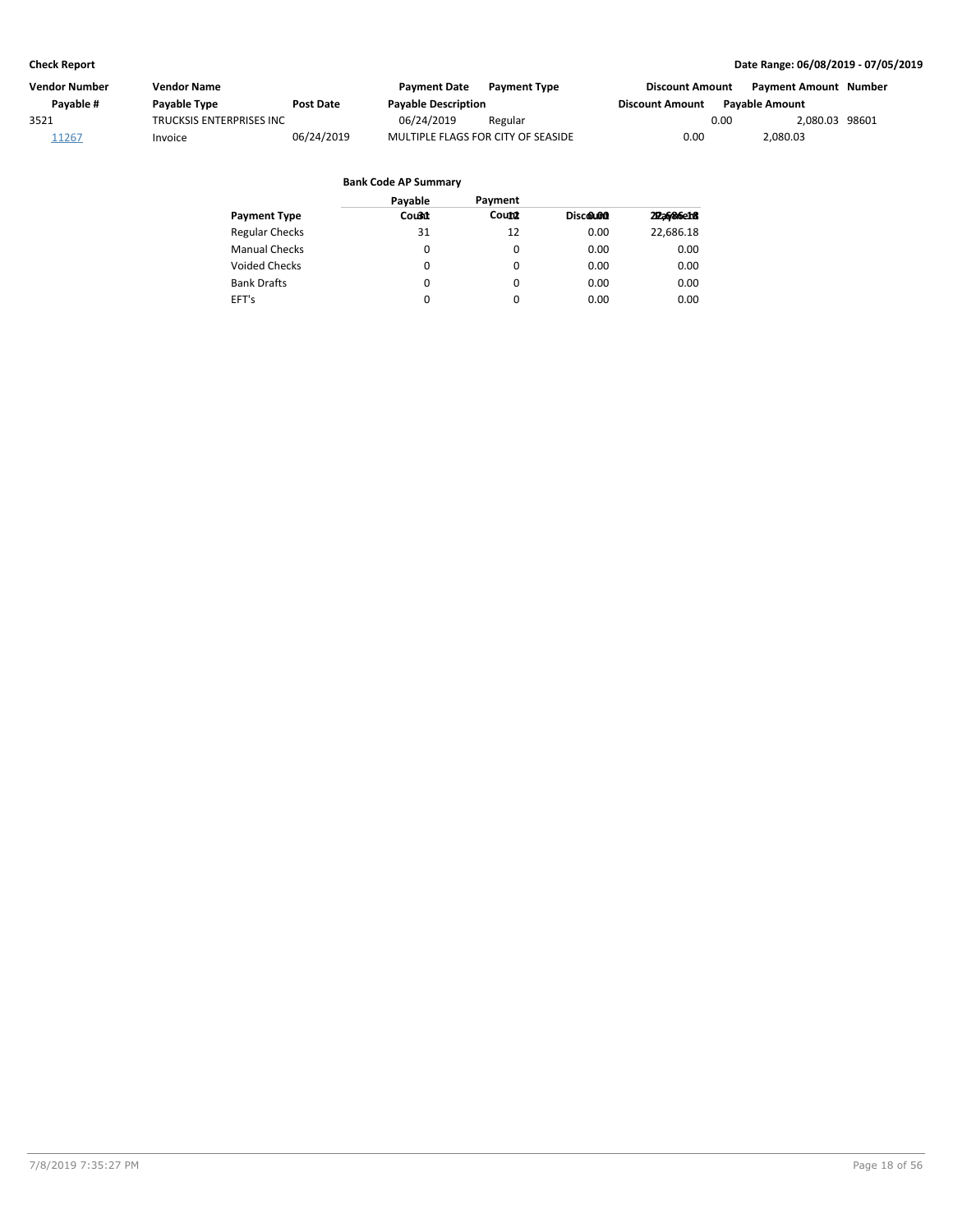| Vendor Number | Vendor Name | | Payment Date | Payment Type | Discount Amount | Payment Amount | Number |
|---|---|---|---|---|---|---|---|
| Payable # | Payable Type | Post Date | Payable Description | | Discount Amount | Payable Amount | |
| 3521 | TRUCKSIS ENTERPRISES INC | | 06/24/2019 | Regular | 0.00 | 2,080.03 | 98601 |
| 11267 | Invoice | 06/24/2019 | MULTIPLE FLAGS FOR CITY OF SEASIDE | | 0.00 | 2,080.03 | |

**Bank Code AP Summary**

| Payment Type | Payable Count | Payment Count | Discount | Payment |
|---|---|---|---|---|
| Regular Checks | 31 | 12 | 0.00 | 22,686.18 |
| Manual Checks | 0 | 0 | 0.00 | 0.00 |
| Voided Checks | 0 | 0 | 0.00 | 0.00 |
| Bank Drafts | 0 | 0 | 0.00 | 0.00 |
| EFT's | 0 | 0 | 0.00 | 0.00 |
| | 31 | 12 | 0.00 | 22,686.18 |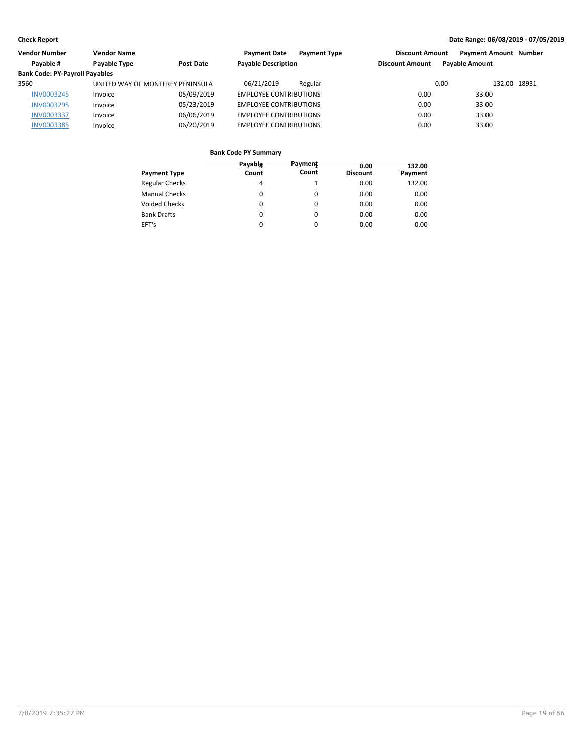**Check Report** **Date Range: 06/08/2019 - 07/05/2019**

| Vendor Number | Vendor Name | | Payment Date | Payment Type | Discount Amount | Payment Amount | Number |
|---|---|---|---|---|---|---|---|
| Payable # | Payable Type | Post Date | Payable Description | | Discount Amount | Payable Amount | |
| **Bank Code: PY-Payroll Payables** | | | | | | | |
| 3560 | UNITED WAY OF MONTEREY PENINSULA | | 06/21/2019 | Regular | 0.00 | 132.00 | 18931 |
| INV0003245 | Invoice | 05/09/2019 | EMPLOYEE CONTRIBUTIONS | | 0.00 | 33.00 | |
| INV0003295 | Invoice | 05/23/2019 | EMPLOYEE CONTRIBUTIONS | | 0.00 | 33.00 | |
| INV0003337 | Invoice | 06/06/2019 | EMPLOYEE CONTRIBUTIONS | | 0.00 | 33.00 | |
| INV0003385 | Invoice | 06/20/2019 | EMPLOYEE CONTRIBUTIONS | | 0.00 | 33.00 | |

**Bank Code PY Summary**

| Payment Type | Payable Count | Payment Count | Discount | Payment |
|---|---|---|---|---|
| Regular Checks | 4 | 1 | 0.00 | 132.00 |
| Manual Checks | 0 | 0 | 0.00 | 0.00 |
| Voided Checks | 0 | 0 | 0.00 | 0.00 |
| Bank Drafts | 0 | 0 | 0.00 | 0.00 |
| EFT's | 0 | 0 | 0.00 | 0.00 |
| | 4 | 1 | 0.00 | 132.00 |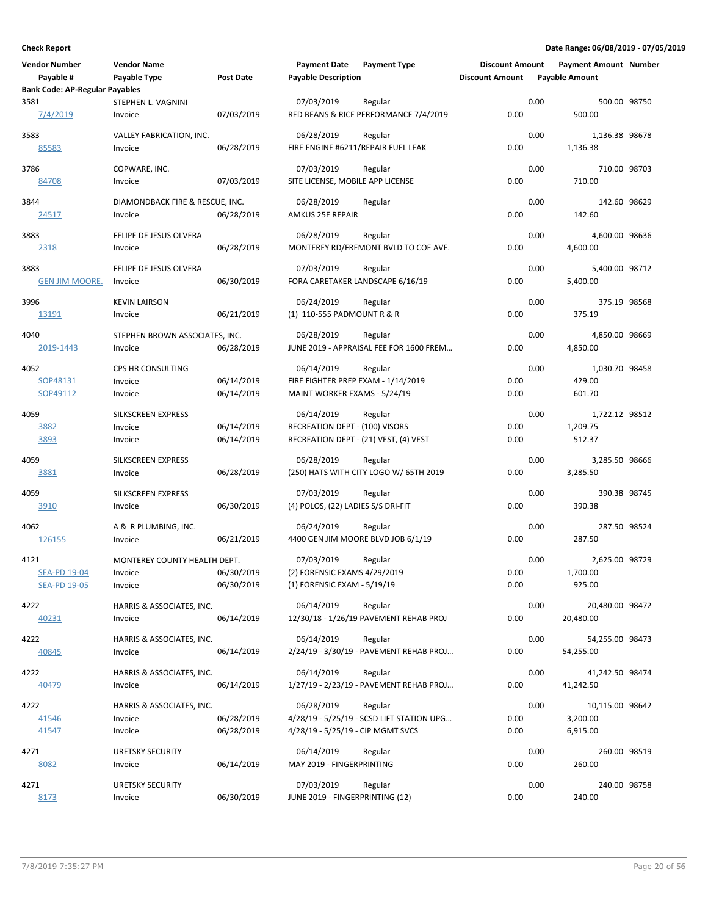**Check Report**

**Date Range: 06/08/2019 - 07/05/2019**

| Vendor Number | Vendor Name | | Payment Date | Payment Type | Discount Amount | Payment Amount | Number |
|---|---|---|---|---|---|---|---|
| Payable # | Payable Type | Post Date | Payable Description | | Discount Amount | Payable Amount | |
| **Bank Code: AP-Regular Payables** | | | | | | | |
| 3581 | STEPHEN L. VAGNINI | | 07/03/2019 | Regular | 0.00 | 500.00 | 98750 |
| 7/4/2019 | Invoice | 07/03/2019 | RED BEANS & RICE PERFORMANCE 7/4/2019 | | 0.00 | 500.00 | |
| 3583 | VALLEY FABRICATION, INC. | | 06/28/2019 | Regular | 0.00 | 1,136.38 | 98678 |
| 85583 | Invoice | 06/28/2019 | FIRE ENGINE #6211/REPAIR FUEL LEAK | | 0.00 | 1,136.38 | |
| 3786 | COPWARE, INC. | | 07/03/2019 | Regular | 0.00 | 710.00 | 98703 |
| 84708 | Invoice | 07/03/2019 | SITE LICENSE, MOBILE APP LICENSE | | 0.00 | 710.00 | |
| 3844 | DIAMONDBACK FIRE & RESCUE, INC. | | 06/28/2019 | Regular | 0.00 | 142.60 | 98629 |
| 24517 | Invoice | 06/28/2019 | AMKUS 25E REPAIR | | 0.00 | 142.60 | |
| 3883 | FELIPE DE JESUS OLVERA | | 06/28/2019 | Regular | 0.00 | 4,600.00 | 98636 |
| 2318 | Invoice | 06/28/2019 | MONTEREY RD/FREMONT BVLD TO COE AVE. | | 0.00 | 4,600.00 | |
| 3883 | FELIPE DE JESUS OLVERA | | 07/03/2019 | Regular | 0.00 | 5,400.00 | 98712 |
| GEN JIM MOORE. | Invoice | 06/30/2019 | FORA CARETAKER LANDSCAPE 6/16/19 | | 0.00 | 5,400.00 | |
| 3996 | KEVIN LAIRSON | | 06/24/2019 | Regular | 0.00 | 375.19 | 98568 |
| 13191 | Invoice | 06/21/2019 | (1) 110-555 PADMOUNT R & R | | 0.00 | 375.19 | |
| 4040 | STEPHEN BROWN ASSOCIATES, INC. | | 06/28/2019 | Regular | 0.00 | 4,850.00 | 98669 |
| 2019-1443 | Invoice | 06/28/2019 | JUNE 2019 - APPRAISAL FEE FOR 1600 FREM... | | 0.00 | 4,850.00 | |
| 4052 | CPS HR CONSULTING | | 06/14/2019 | Regular | 0.00 | 1,030.70 | 98458 |
| SOP48131 | Invoice | 06/14/2019 | FIRE FIGHTER PREP EXAM - 1/14/2019 | | 0.00 | 429.00 | |
| SOP49112 | Invoice | 06/14/2019 | MAINT WORKER EXAMS - 5/24/19 | | 0.00 | 601.70 | |
| 4059 | SILKSCREEN EXPRESS | | 06/14/2019 | Regular | 0.00 | 1,722.12 | 98512 |
| 3882 | Invoice | 06/14/2019 | RECREATION DEPT - (100) VISORS | | 0.00 | 1,209.75 | |
| 3893 | Invoice | 06/14/2019 | RECREATION DEPT - (21) VEST, (4) VEST | | 0.00 | 512.37 | |
| 4059 | SILKSCREEN EXPRESS | | 06/28/2019 | Regular | 0.00 | 3,285.50 | 98666 |
| 3881 | Invoice | 06/28/2019 | (250) HATS WITH CITY LOGO W/ 65TH 2019 | | 0.00 | 3,285.50 | |
| 4059 | SILKSCREEN EXPRESS | | 07/03/2019 | Regular | 0.00 | 390.38 | 98745 |
| 3910 | Invoice | 06/30/2019 | (4) POLOS, (22) LADIES S/S DRI-FIT | | 0.00 | 390.38 | |
| 4062 | A & R PLUMBING, INC. | | 06/24/2019 | Regular | 0.00 | 287.50 | 98524 |
| 126155 | Invoice | 06/21/2019 | 4400 GEN JIM MOORE BLVD JOB 6/1/19 | | 0.00 | 287.50 | |
| 4121 | MONTEREY COUNTY HEALTH DEPT. | | 07/03/2019 | Regular | 0.00 | 2,625.00 | 98729 |
| SEA-PD 19-04 | Invoice | 06/30/2019 | (2) FORENSIC EXAMS 4/29/2019 | | 0.00 | 1,700.00 | |
| SEA-PD 19-05 | Invoice | 06/30/2019 | (1) FORENSIC EXAM - 5/19/19 | | 0.00 | 925.00 | |
| 4222 | HARRIS & ASSOCIATES, INC. | | 06/14/2019 | Regular | 0.00 | 20,480.00 | 98472 |
| 40231 | Invoice | 06/14/2019 | 12/30/18 - 1/26/19 PAVEMENT REHAB PROJ | | 0.00 | 20,480.00 | |
| 4222 | HARRIS & ASSOCIATES, INC. | | 06/14/2019 | Regular | 0.00 | 54,255.00 | 98473 |
| 40845 | Invoice | 06/14/2019 | 2/24/19 - 3/30/19 - PAVEMENT REHAB PROJ... | | 0.00 | 54,255.00 | |
| 4222 | HARRIS & ASSOCIATES, INC. | | 06/14/2019 | Regular | 0.00 | 41,242.50 | 98474 |
| 40479 | Invoice | 06/14/2019 | 1/27/19 - 2/23/19 - PAVEMENT REHAB PROJ... | | 0.00 | 41,242.50 | |
| 4222 | HARRIS & ASSOCIATES, INC. | | 06/28/2019 | Regular | 0.00 | 10,115.00 | 98642 |
| 41546 | Invoice | 06/28/2019 | 4/28/19 - 5/25/19 - SCSD LIFT STATION UPG... | | 0.00 | 3,200.00 | |
| 41547 | Invoice | 06/28/2019 | 4/28/19 - 5/25/19 - CIP MGMT SVCS | | 0.00 | 6,915.00 | |
| 4271 | URETSKY SECURITY | | 06/14/2019 | Regular | 0.00 | 260.00 | 98519 |
| 8082 | Invoice | 06/14/2019 | MAY 2019 - FINGERPRINTING | | 0.00 | 260.00 | |
| 4271 | URETSKY SECURITY | | 07/03/2019 | Regular | 0.00 | 240.00 | 98758 |
| 8173 | Invoice | 06/30/2019 | JUNE 2019 - FINGERPRINTING (12) | | 0.00 | 240.00 | |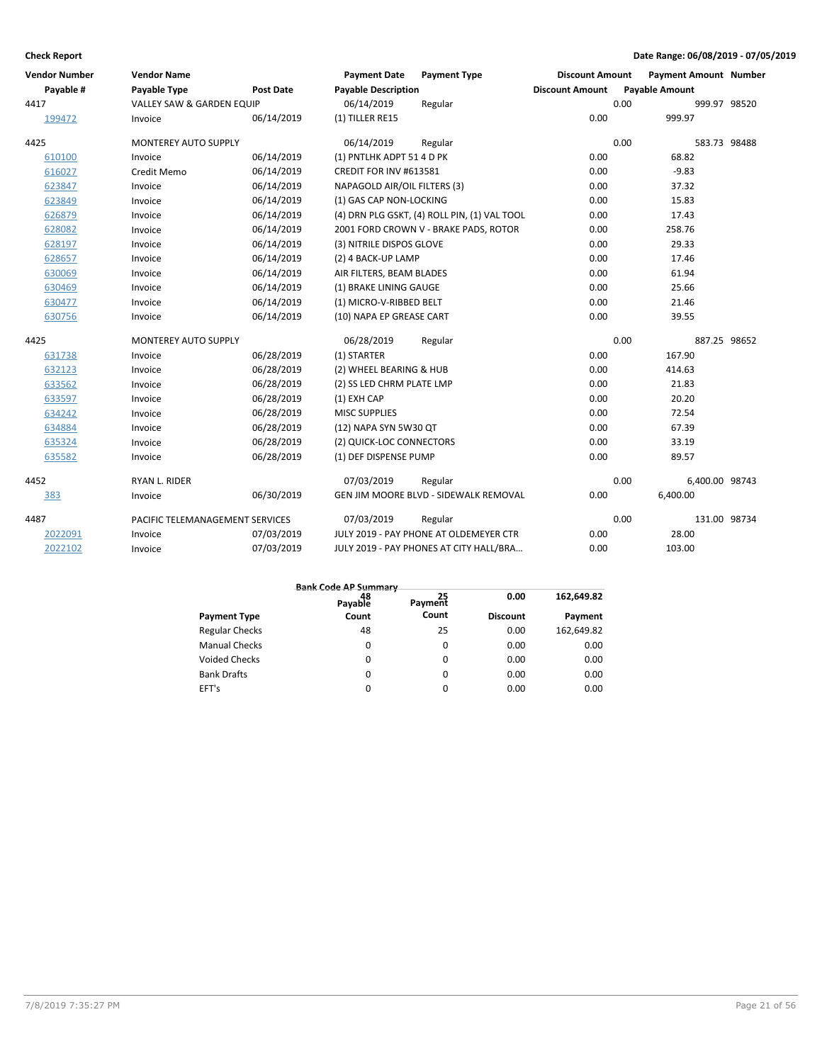**Check Report** | **Date Range: 06/08/2019 - 07/05/2019**

| Vendor Number | Vendor Name | | Payment Date | Payment Type | Discount Amount | Payment Amount | Number |
|---|---|---|---|---|---|---|---|
| Payable # | Payable Type | Post Date | Payable Description | | Discount Amount | Payable Amount | |
| 4417 | VALLEY SAW & GARDEN EQUIP | | 06/14/2019 | Regular | 0.00 | 999.97 | 98520 |
| 199472 | Invoice | 06/14/2019 | (1) TILLER RE15 | | 0.00 | 999.97 | |
| 4425 | MONTEREY AUTO SUPPLY | | 06/14/2019 | Regular | 0.00 | 583.73 | 98488 |
| 610100 | Invoice | 06/14/2019 | (1) PNTLHK ADPT 51 4 D PK | | 0.00 | 68.82 | |
| 616027 | Credit Memo | 06/14/2019 | CREDIT FOR INV #613581 | | 0.00 | -9.83 | |
| 623847 | Invoice | 06/14/2019 | NAPAGOLD AIR/OIL FILTERS (3) | | 0.00 | 37.32 | |
| 623849 | Invoice | 06/14/2019 | (1) GAS CAP NON-LOCKING | | 0.00 | 15.83 | |
| 626879 | Invoice | 06/14/2019 | (4) DRN PLG GSKT, (4) ROLL PIN, (1) VAL TOOL | | 0.00 | 17.43 | |
| 628082 | Invoice | 06/14/2019 | 2001 FORD CROWN V - BRAKE PADS, ROTOR | | 0.00 | 258.76 | |
| 628197 | Invoice | 06/14/2019 | (3) NITRILE DISPOS GLOVE | | 0.00 | 29.33 | |
| 628657 | Invoice | 06/14/2019 | (2) 4 BACK-UP LAMP | | 0.00 | 17.46 | |
| 630069 | Invoice | 06/14/2019 | AIR FILTERS, BEAM BLADES | | 0.00 | 61.94 | |
| 630469 | Invoice | 06/14/2019 | (1) BRAKE LINING GAUGE | | 0.00 | 25.66 | |
| 630477 | Invoice | 06/14/2019 | (1) MICRO-V-RIBBED BELT | | 0.00 | 21.46 | |
| 630756 | Invoice | 06/14/2019 | (10) NAPA EP GREASE CART | | 0.00 | 39.55 | |
| 4425 | MONTEREY AUTO SUPPLY | | 06/28/2019 | Regular | 0.00 | 887.25 | 98652 |
| 631738 | Invoice | 06/28/2019 | (1) STARTER | | 0.00 | 167.90 | |
| 632123 | Invoice | 06/28/2019 | (2) WHEEL BEARING & HUB | | 0.00 | 414.63 | |
| 633562 | Invoice | 06/28/2019 | (2) SS LED CHRM PLATE LMP | | 0.00 | 21.83 | |
| 633597 | Invoice | 06/28/2019 | (1) EXH CAP | | 0.00 | 20.20 | |
| 634242 | Invoice | 06/28/2019 | MISC SUPPLIES | | 0.00 | 72.54 | |
| 634884 | Invoice | 06/28/2019 | (12) NAPA SYN 5W30 QT | | 0.00 | 67.39 | |
| 635324 | Invoice | 06/28/2019 | (2) QUICK-LOC CONNECTORS | | 0.00 | 33.19 | |
| 635582 | Invoice | 06/28/2019 | (1) DEF DISPENSE PUMP | | 0.00 | 89.57 | |
| 4452 | RYAN L. RIDER | | 07/03/2019 | Regular | 0.00 | 6,400.00 | 98743 |
| 383 | Invoice | 06/30/2019 | GEN JIM MOORE BLVD - SIDEWALK REMOVAL | | 0.00 | 6,400.00 | |
| 4487 | PACIFIC TELEMANAGEMENT SERVICES | | 07/03/2019 | Regular | 0.00 | 131.00 | 98734 |
| 2022091 | Invoice | 07/03/2019 | JULY 2019 - PAY PHONE AT OLDEMEYER CTR | | 0.00 | 28.00 | |
| 2022102 | Invoice | 07/03/2019 | JULY 2019 - PAY PHONES AT CITY HALL/BRA... | | 0.00 | 103.00 | |

**Bank Code AP Summary**

| Payment Type | Payable Count | Payment Count | Discount | Payment |
|---|---|---|---|---|
| Regular Checks | 48 | 25 | 0.00 | 162,649.82 |
| Manual Checks | 0 | 0 | 0.00 | 0.00 |
| Voided Checks | 0 | 0 | 0.00 | 0.00 |
| Bank Drafts | 0 | 0 | 0.00 | 0.00 |
| EFT's | 0 | 0 | 0.00 | 0.00 |
| | 48 | 25 | 0.00 | 162,649.82 |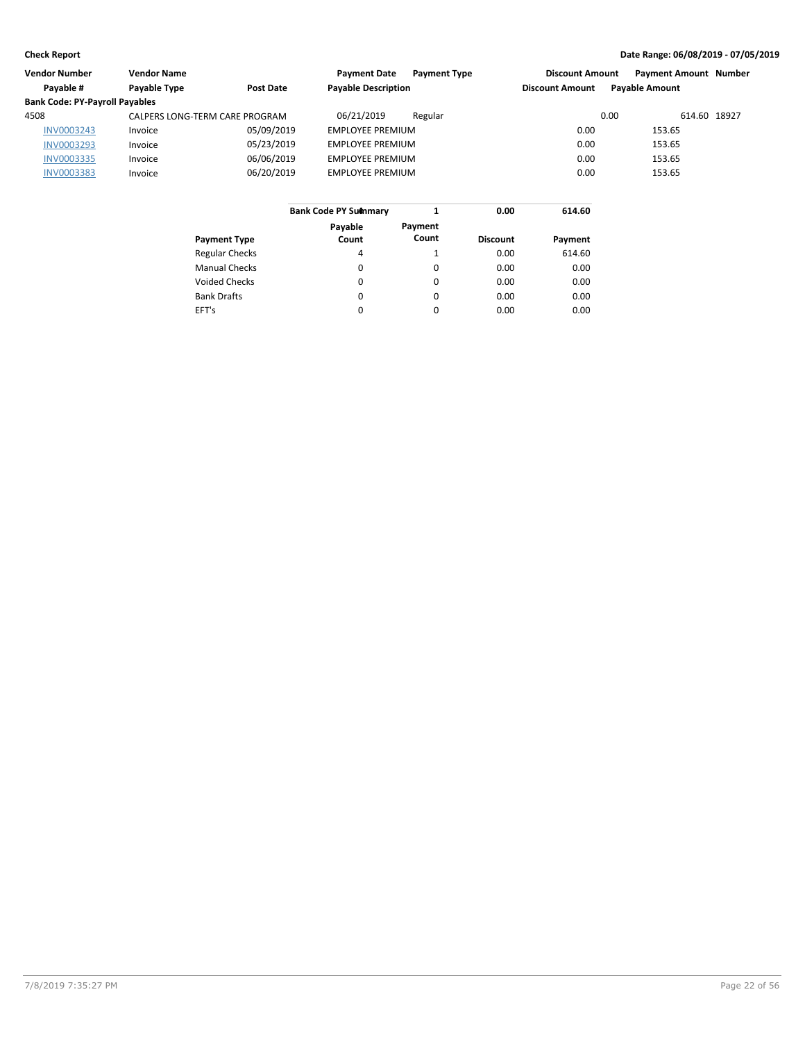**Check Report** — **Date Range: 06/08/2019 - 07/05/2019**

| Vendor Number | Vendor Name | | Payment Date | Payment Type | Discount Amount | Payment Amount | Number |
|---|---|---|---|---|---|---|---|
| Payable # | Payable Type | Post Date | Payable Description | | Discount Amount | Payable Amount | |
| **Bank Code: PY-Payroll Payables** | | | | | | | |
| 4508 | CALPERS LONG-TERM CARE PROGRAM | | 06/21/2019 | Regular | 0.00 | 614.60 | 18927 |
| INV0003243 | Invoice | 05/09/2019 | EMPLOYEE PREMIUM | | 0.00 | 153.65 | |
| INV0003293 | Invoice | 05/23/2019 | EMPLOYEE PREMIUM | | 0.00 | 153.65 | |
| INV0003335 | Invoice | 06/06/2019 | EMPLOYEE PREMIUM | | 0.00 | 153.65 | |
| INV0003383 | Invoice | 06/20/2019 | EMPLOYEE PREMIUM | | 0.00 | 153.65 | |

| Bank Code PY Summary | 4 | 1 | 0.00 | 614.60 |
|---|---|---|---|---|
| Payment Type | Payable Count | Payment Count | Discount | Payment |
| Regular Checks | 4 | 1 | 0.00 | 614.60 |
| Manual Checks | 0 | 0 | 0.00 | 0.00 |
| Voided Checks | 0 | 0 | 0.00 | 0.00 |
| Bank Drafts | 0 | 0 | 0.00 | 0.00 |
| EFT's | 0 | 0 | 0.00 | 0.00 |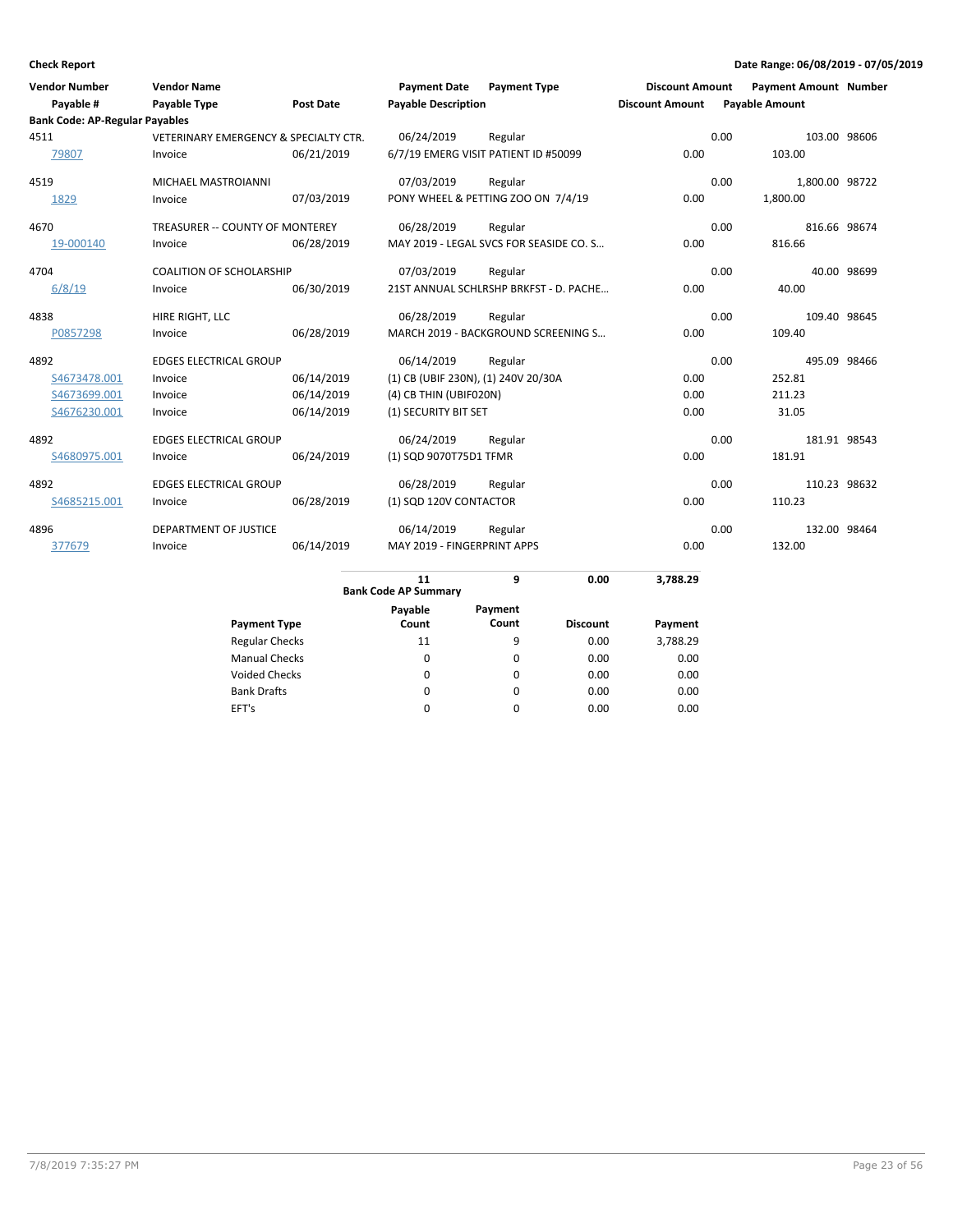**Check Report**

**Date Range: 06/08/2019 - 07/05/2019**

| Vendor Number | Vendor Name | | Payment Date | Payment Type | Discount Amount | Payment Amount | Number |
|---|---|---|---|---|---|---|---|
| Payable # | Payable Type | Post Date | Payable Description | | Discount Amount | Payable Amount | |
| **Bank Code: AP-Regular Payables** | | | | | | | |
| 4511 | VETERINARY EMERGENCY & SPECIALTY CTR. | | 06/24/2019 | Regular | 0.00 | 103.00 | 98606 |
| 79807 | Invoice | 06/21/2019 | 6/7/19 EMERG VISIT PATIENT ID #50099 | | 0.00 | 103.00 | |
| 4519 | MICHAEL MASTROIANNI | | 07/03/2019 | Regular | 0.00 | 1,800.00 | 98722 |
| 1829 | Invoice | 07/03/2019 | PONY WHEEL & PETTING ZOO ON 7/4/19 | | 0.00 | 1,800.00 | |
| 4670 | TREASURER -- COUNTY OF MONTEREY | | 06/28/2019 | Regular | 0.00 | 816.66 | 98674 |
| 19-000140 | Invoice | 06/28/2019 | MAY 2019 - LEGAL SVCS FOR SEASIDE CO. S... | | 0.00 | 816.66 | |
| 4704 | COALITION OF SCHOLARSHIP | | 07/03/2019 | Regular | 0.00 | 40.00 | 98699 |
| 6/8/19 | Invoice | 06/30/2019 | 21ST ANNUAL SCHLRSHP BRKFST - D. PACHE... | | 0.00 | 40.00 | |
| 4838 | HIRE RIGHT, LLC | | 06/28/2019 | Regular | 0.00 | 109.40 | 98645 |
| P0857298 | Invoice | 06/28/2019 | MARCH 2019 - BACKGROUND SCREENING S... | | 0.00 | 109.40 | |
| 4892 | EDGES ELECTRICAL GROUP | | 06/14/2019 | Regular | 0.00 | 495.09 | 98466 |
| S4673478.001 | Invoice | 06/14/2019 | (1) CB (UBIF 230N), (1) 240V 20/30A | | 0.00 | 252.81 | |
| S4673699.001 | Invoice | 06/14/2019 | (4) CB THIN (UBIF020N) | | 0.00 | 211.23 | |
| S4676230.001 | Invoice | 06/14/2019 | (1) SECURITY BIT SET | | 0.00 | 31.05 | |
| 4892 | EDGES ELECTRICAL GROUP | | 06/24/2019 | Regular | 0.00 | 181.91 | 98543 |
| S4680975.001 | Invoice | 06/24/2019 | (1) SQD 9070T75D1 TFMR | | 0.00 | 181.91 | |
| 4892 | EDGES ELECTRICAL GROUP | | 06/28/2019 | Regular | 0.00 | 110.23 | 98632 |
| S4685215.001 | Invoice | 06/28/2019 | (1) SQD 120V CONTACTOR | | 0.00 | 110.23 | |
| 4896 | DEPARTMENT OF JUSTICE | | 06/14/2019 | Regular | 0.00 | 132.00 | 98464 |
| 377679 | Invoice | 06/14/2019 | MAY 2019 - FINGERPRINT APPS | | 0.00 | 132.00 | |

**Bank Code AP Summary**: 11 | 9 | 0.00 | 3,788.29

| Payment Type | Payable Count | Payment Count | Discount | Payment |
|---|---|---|---|---|
| Regular Checks | 11 | 9 | 0.00 | 3,788.29 |
| Manual Checks | 0 | 0 | 0.00 | 0.00 |
| Voided Checks | 0 | 0 | 0.00 | 0.00 |
| Bank Drafts | 0 | 0 | 0.00 | 0.00 |
| EFT's | 0 | 0 | 0.00 | 0.00 |

7/8/2019 7:35:27 PM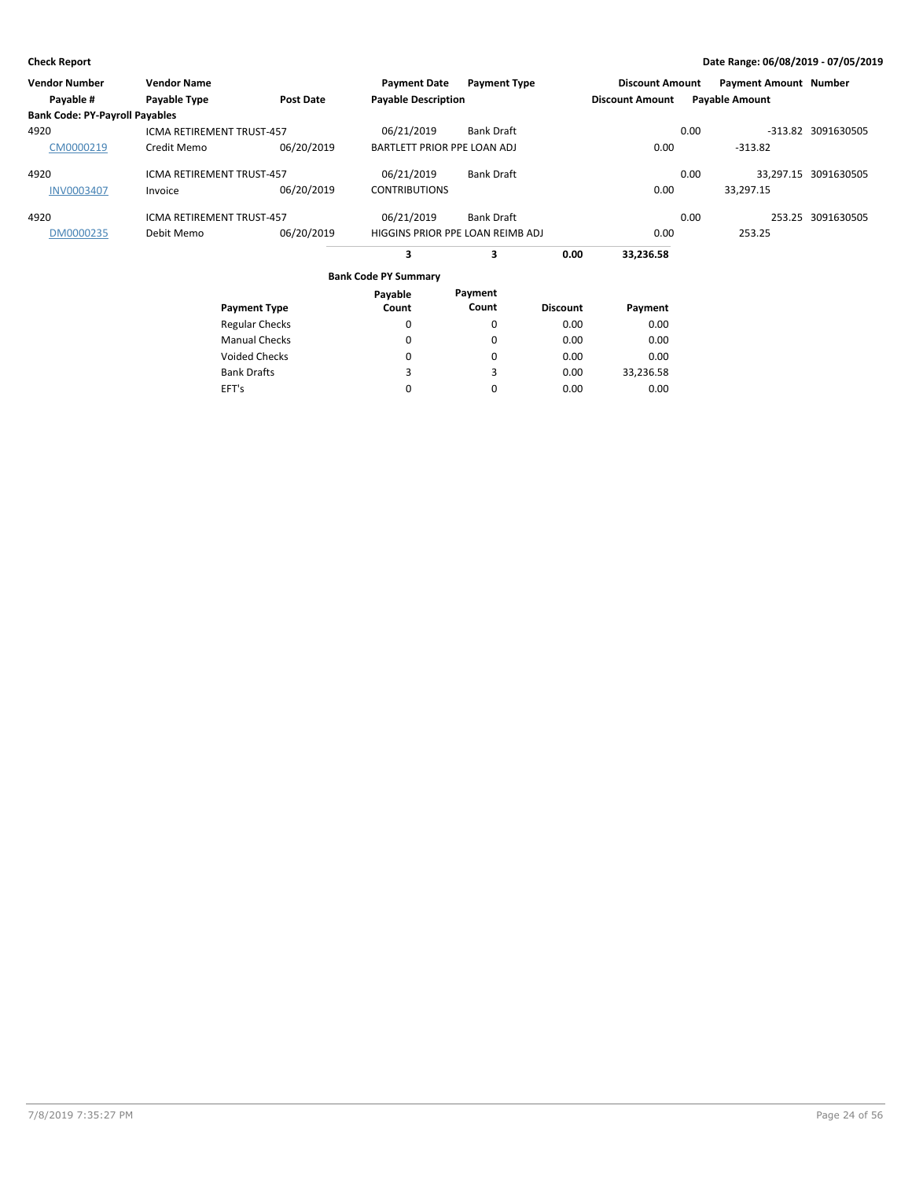**Check Report** — Date Range: 06/08/2019 - 07/05/2019

| Vendor Number | Vendor Name | | Payment Date | Payment Type | | Discount Amount | Payment Amount | Number |
|---|---|---|---|---|---|---|---|---|
| Payable # | Payable Type | Post Date | Payable Description | | | Discount Amount | Payable Amount | |
| **Bank Code: PY-Payroll Payables** | | | | | | | | |
| 4920 | ICMA RETIREMENT TRUST-457 | | 06/21/2019 | Bank Draft | | 0.00 | -313.82 | 3091630505 |
| CM0000219 | Credit Memo | 06/20/2019 | BARTLETT PRIOR PPE LOAN ADJ | | | 0.00 | -313.82 | |
| 4920 | ICMA RETIREMENT TRUST-457 | | 06/21/2019 | Bank Draft | | 0.00 | 33,297.15 | 3091630505 |
| INV0003407 | Invoice | 06/20/2019 | CONTRIBUTIONS | | | 0.00 | 33,297.15 | |
| 4920 | ICMA RETIREMENT TRUST-457 | | 06/21/2019 | Bank Draft | | 0.00 | 253.25 | 3091630505 |
| DM0000235 | Debit Memo | 06/20/2019 | HIGGINS PRIOR PPE LOAN REIMB ADJ | | | 0.00 | 253.25 | |
| | | | **3** | **3** | **0.00** | **33,236.58** | | |

**Bank Code PY Summary**

| Payment Type | Payable Count | Payment Count | Discount | Payment |
|---|---|---|---|---|
| Regular Checks | 0 | 0 | 0.00 | 0.00 |
| Manual Checks | 0 | 0 | 0.00 | 0.00 |
| Voided Checks | 0 | 0 | 0.00 | 0.00 |
| Bank Drafts | 3 | 3 | 0.00 | 33,236.58 |
| EFT's | 0 | 0 | 0.00 | 0.00 |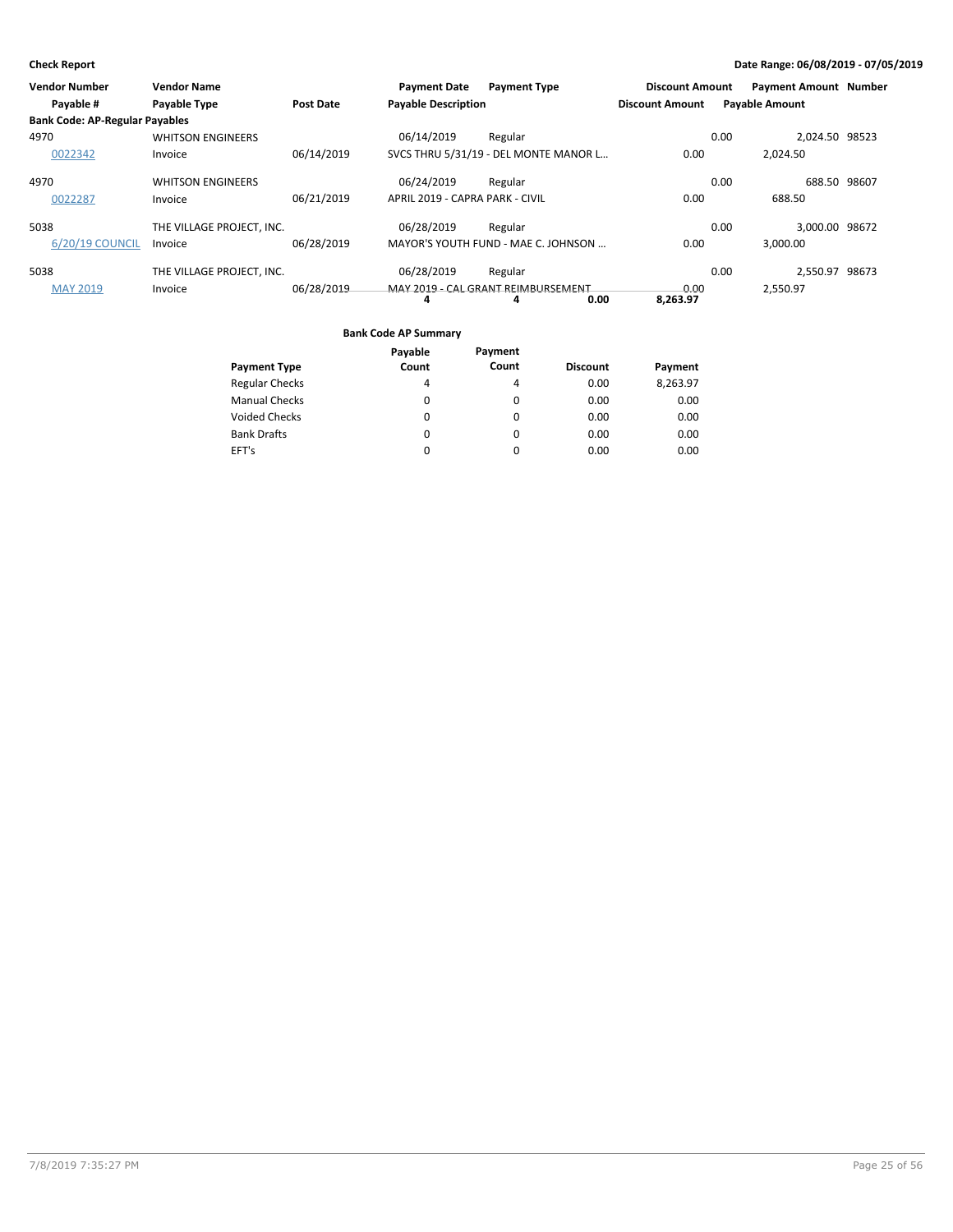**Check Report**

**Date Range: 06/08/2019 - 07/05/2019**

| Vendor Number | Vendor Name | | Payment Date | Payment Type | Discount Amount | Payment Amount | Number |
|---|---|---|---|---|---|---|---|
| Payable # | Payable Type | Post Date | Payable Description | | Discount Amount | Payable Amount | |
| **Bank Code: AP-Regular Payables** | | | | | | | |
| 4970 | WHITSON ENGINEERS | | 06/14/2019 | Regular | 0.00 | 2,024.50 | 98523 |
| 0022342 | Invoice | 06/14/2019 | SVCS THRU 5/31/19 - DEL MONTE MANOR L... | | 0.00 | 2,024.50 | |
| 4970 | WHITSON ENGINEERS | | 06/24/2019 | Regular | 0.00 | 688.50 | 98607 |
| 0022287 | Invoice | 06/21/2019 | APRIL 2019 - CAPRA PARK - CIVIL | | 0.00 | 688.50 | |
| 5038 | THE VILLAGE PROJECT, INC. | | 06/28/2019 | Regular | 0.00 | 3,000.00 | 98672 |
| 6/20/19 COUNCIL | Invoice | 06/28/2019 | MAYOR'S YOUTH FUND - MAE C. JOHNSON ... | | 0.00 | 3,000.00 | |
| 5038 | THE VILLAGE PROJECT, INC. | | 06/28/2019 | Regular | 0.00 | 2,550.97 | 98673 |
| MAY 2019 | Invoice | 06/28/2019 | MAY 2019 - CAL GRANT REIMBURSEMENT | | 0.00 | 2,550.97 | |
| | | | **4** | **4** | **0.00** | **8,263.97** | |

**Bank Code AP Summary**

| Payment Type | Payable Count | Payment Count | Discount | Payment |
|---|---|---|---|---|
| Regular Checks | 4 | 4 | 0.00 | 8,263.97 |
| Manual Checks | 0 | 0 | 0.00 | 0.00 |
| Voided Checks | 0 | 0 | 0.00 | 0.00 |
| Bank Drafts | 0 | 0 | 0.00 | 0.00 |
| EFT's | 0 | 0 | 0.00 | 0.00 |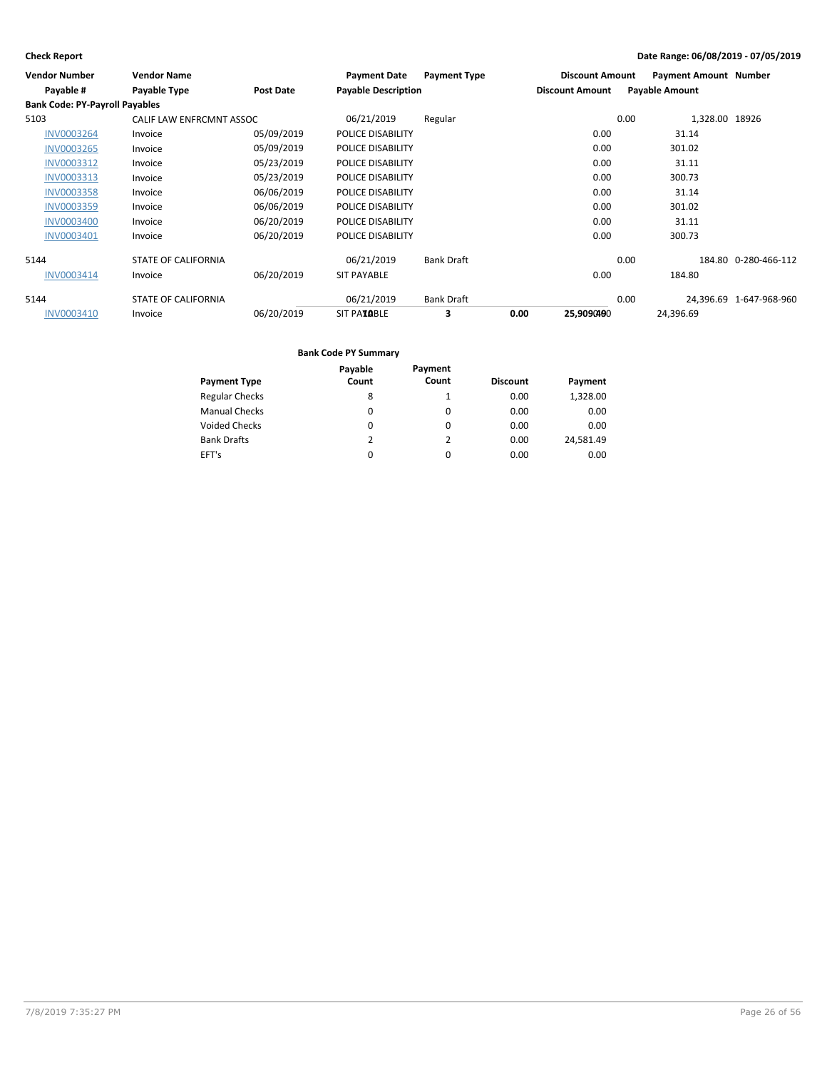**Check Report** — Date Range: 06/08/2019 - 07/05/2019

| Vendor Number | Vendor Name | | Payment Date | Payment Type | Discount Amount | Payment Amount | Number |
|---|---|---|---|---|---|---|---|
| Payable # | Payable Type | Post Date | Payable Description | | Discount Amount | Payable Amount | |
| **Bank Code: PY-Payroll Payables** | | | | | | | |
| 5103 | CALIF LAW ENFRCMNT ASSOC | | 06/21/2019 | Regular | 0.00 | 1,328.00 | 18926 |
| INV0003264 | Invoice | 05/09/2019 | POLICE DISABILITY | | 0.00 | 31.14 | |
| INV0003265 | Invoice | 05/09/2019 | POLICE DISABILITY | | 0.00 | 301.02 | |
| INV0003312 | Invoice | 05/23/2019 | POLICE DISABILITY | | 0.00 | 31.11 | |
| INV0003313 | Invoice | 05/23/2019 | POLICE DISABILITY | | 0.00 | 300.73 | |
| INV0003358 | Invoice | 06/06/2019 | POLICE DISABILITY | | 0.00 | 31.14 | |
| INV0003359 | Invoice | 06/06/2019 | POLICE DISABILITY | | 0.00 | 301.02 | |
| INV0003400 | Invoice | 06/20/2019 | POLICE DISABILITY | | 0.00 | 31.11 | |
| INV0003401 | Invoice | 06/20/2019 | POLICE DISABILITY | | 0.00 | 300.73 | |
| 5144 | STATE OF CALIFORNIA | | 06/21/2019 | Bank Draft | 0.00 | 184.80 | 0-280-466-112 |
| INV0003414 | Invoice | 06/20/2019 | SIT PAYABLE | | 0.00 | 184.80 | |
| 5144 | STATE OF CALIFORNIA | | 06/21/2019 | Bank Draft | 0.00 | 24,396.69 | 1-647-968-960 |
| INV0003410 | Invoice | 06/20/2019 | SIT PAYABLE | | 0.00 | 24,396.69 | |

**Bank Code PY Summary**

| Payment Type | Payable Count | Payment Count | Discount | Payment |
|---|---|---|---|---|
| Regular Checks | 8 | 1 | 0.00 | 1,328.00 |
| Manual Checks | 0 | 0 | 0.00 | 0.00 |
| Voided Checks | 0 | 0 | 0.00 | 0.00 |
| Bank Drafts | 2 | 2 | 0.00 | 24,581.49 |
| EFT's | 0 | 0 | 0.00 | 0.00 |
| | 10 | 3 | 0.00 | 25,909.49 |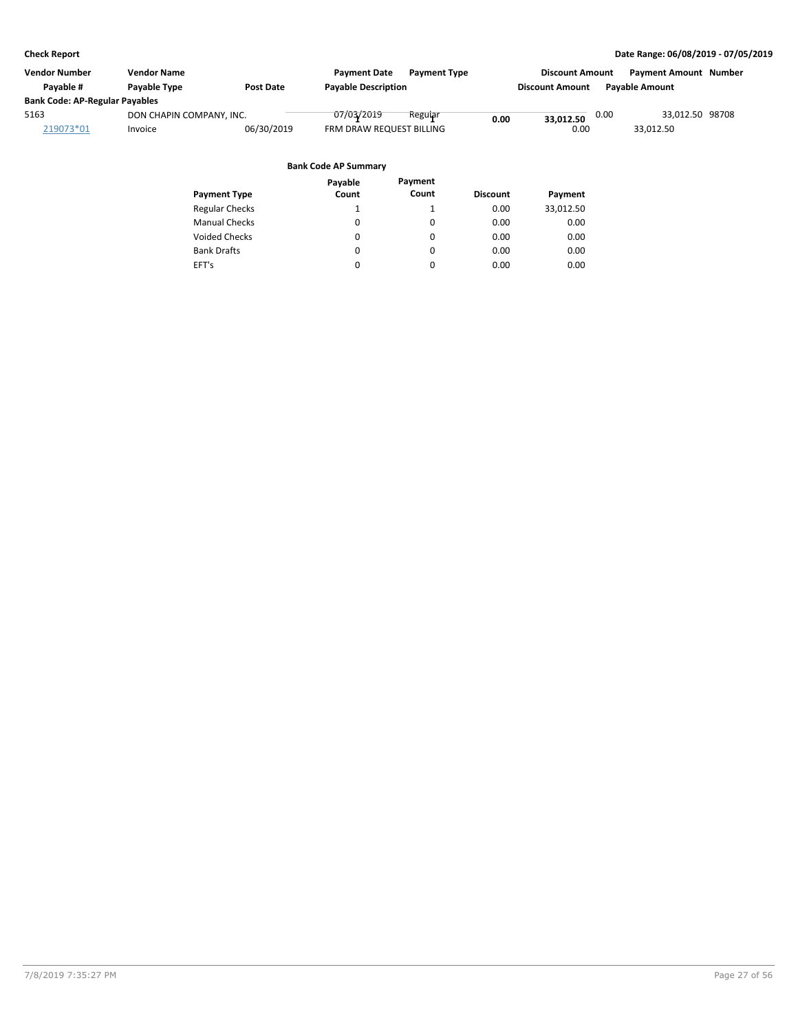**Check Report** | **Date Range: 06/08/2019 - 07/05/2019**

| Vendor Number | Vendor Name | | Payment Date | Payment Type | Discount Amount | Payment Amount | Number |
|---|---|---|---|---|---|---|---|
| Payable # | Payable Type | Post Date | Payable Description | | Discount Amount | Payable Amount | |
| **Bank Code: AP-Regular Payables** | | | | | | | |
| 5163 | DON CHAPIN COMPANY, INC. | | 07/03/2019 | Regular | 0.00 | 33,012.50 | 98708 |
| 219073*01 | Invoice | 06/30/2019 | FRM DRAW REQUEST BILLING | | 0.00 | 33,012.50 | |

| | | 1 | 1 | 0.00 | 33,012.50 |
|---|---|---|---|---|---|

**Bank Code AP Summary**

| Payment Type | Payable Count | Payment Count | Discount | Payment |
|---|---|---|---|---|
| Regular Checks | 1 | 1 | 0.00 | 33,012.50 |
| Manual Checks | 0 | 0 | 0.00 | 0.00 |
| Voided Checks | 0 | 0 | 0.00 | 0.00 |
| Bank Drafts | 0 | 0 | 0.00 | 0.00 |
| EFT's | 0 | 0 | 0.00 | 0.00 |

7/8/2019 7:35:27 PM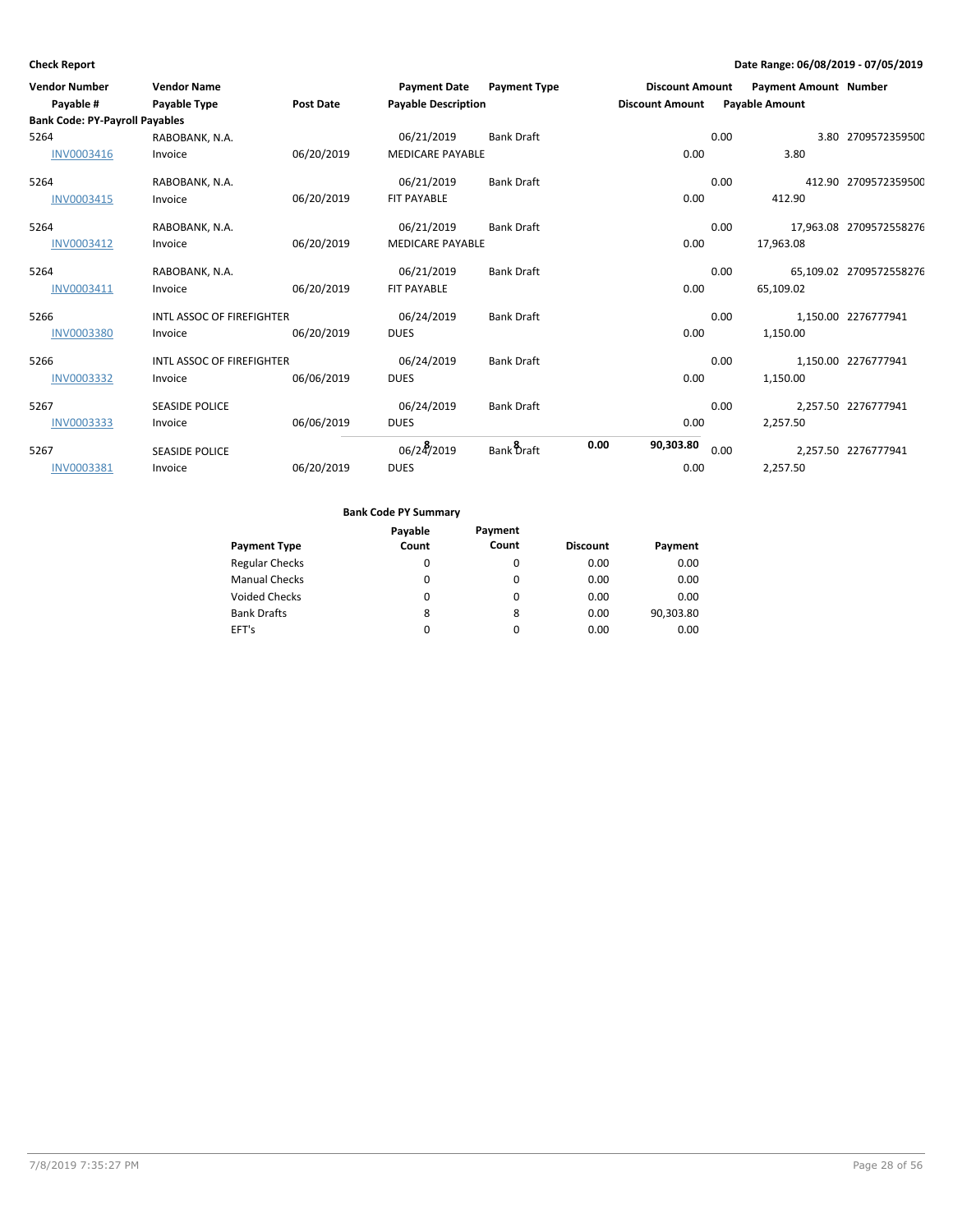**Check Report**

**Date Range: 06/08/2019 - 07/05/2019**

| Vendor Number | Vendor Name | | Payment Date | Payment Type | Discount Amount | Payment Amount | Number |
|---|---|---|---|---|---|---|---|
| Payable # | Payable Type | Post Date | Payable Description | | Discount Amount | Payable Amount | |
| **Bank Code: PY-Payroll Payables** | | | | | | | |
| 5264 | RABOBANK, N.A. | | 06/21/2019 | Bank Draft | 0.00 | 3.80 | 2709572359500 |
| INV0003416 | Invoice | 06/20/2019 | MEDICARE PAYABLE | | 0.00 | 3.80 | |
| 5264 | RABOBANK, N.A. | | 06/21/2019 | Bank Draft | 0.00 | 412.90 | 2709572359500 |
| INV0003415 | Invoice | 06/20/2019 | FIT PAYABLE | | 0.00 | 412.90 | |
| 5264 | RABOBANK, N.A. | | 06/21/2019 | Bank Draft | 0.00 | 17,963.08 | 2709572558276 |
| INV0003412 | Invoice | 06/20/2019 | MEDICARE PAYABLE | | 0.00 | 17,963.08 | |
| 5264 | RABOBANK, N.A. | | 06/21/2019 | Bank Draft | 0.00 | 65,109.02 | 2709572558276 |
| INV0003411 | Invoice | 06/20/2019 | FIT PAYABLE | | 0.00 | 65,109.02 | |
| 5266 | INTL ASSOC OF FIREFIGHTER | | 06/24/2019 | Bank Draft | 0.00 | 1,150.00 | 2276777941 |
| INV0003380 | Invoice | 06/20/2019 | DUES | | 0.00 | 1,150.00 | |
| 5266 | INTL ASSOC OF FIREFIGHTER | | 06/24/2019 | Bank Draft | 0.00 | 1,150.00 | 2276777941 |
| INV0003332 | Invoice | 06/06/2019 | DUES | | 0.00 | 1,150.00 | |
| 5267 | SEASIDE POLICE | | 06/24/2019 | Bank Draft | 0.00 | 2,257.50 | 2276777941 |
| INV0003333 | Invoice | 06/06/2019 | DUES | | 0.00 | 2,257.50 | |
| 5267 | SEASIDE POLICE | | 06/24/2019 | Bank Draft | 0.00 | 2,257.50 | 2276777941 |
| INV0003381 | Invoice | 06/20/2019 | DUES | | 0.00 | 2,257.50 | |
| | | | 8 | 8 | 0.00 | 90,303.80 | |

**Bank Code PY Summary**

| Payment Type | Payable Count | Payment Count | Discount | Payment |
|---|---|---|---|---|
| Regular Checks | 0 | 0 | 0.00 | 0.00 |
| Manual Checks | 0 | 0 | 0.00 | 0.00 |
| Voided Checks | 0 | 0 | 0.00 | 0.00 |
| Bank Drafts | 8 | 8 | 0.00 | 90,303.80 |
| EFT's | 0 | 0 | 0.00 | 0.00 |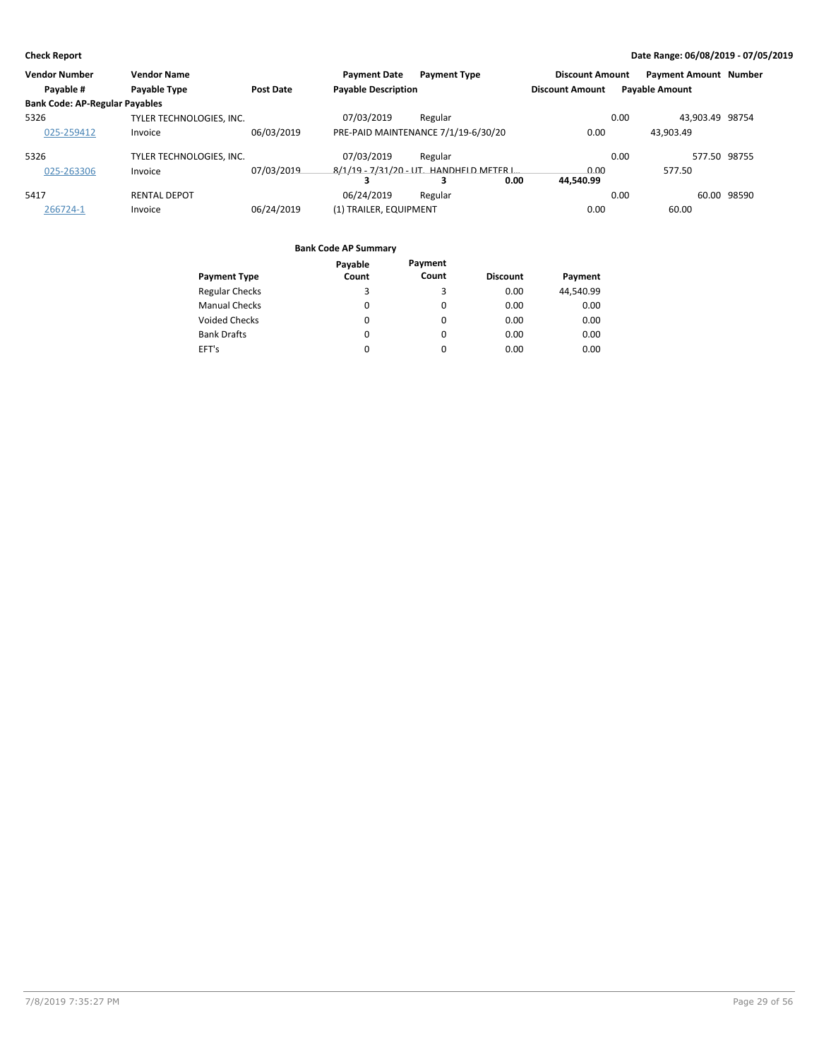**Check Report**

**Date Range: 06/08/2019 - 07/05/2019**

| Vendor Number | Vendor Name | | Payment Date | Payment Type | | Discount Amount | Payment Amount | Number |
|---|---|---|---|---|---|---|---|---|
| Payable # | Payable Type | Post Date | Payable Description | | | Discount Amount | Payable Amount | |
| **Bank Code: AP-Regular Payables** | | | | | | | | |
| 5326 | TYLER TECHNOLOGIES, INC. | | 07/03/2019 | Regular | | 0.00 | 43,903.49 | 98754 |
| 025-259412 | Invoice | 06/03/2019 | PRE-PAID MAINTENANCE 7/1/19-6/30/20 | | | 0.00 | 43,903.49 | |
| 5326 | TYLER TECHNOLOGIES, INC. | | 07/03/2019 | Regular | | 0.00 | 577.50 | 98755 |
| 025-263306 | Invoice | 07/03/2019 | 8/1/19 - 7/31/20 - UT. HANDHELD METER I... | | | 0.00 | 577.50 | |
| | | | **3** | **3** | **0.00** | **44,540.99** | | |
| 5417 | RENTAL DEPOT | | 06/24/2019 | Regular | | 0.00 | 60.00 | 98590 |
| 266724-1 | Invoice | 06/24/2019 | (1) TRAILER, EQUIPMENT | | | 0.00 | 60.00 | |

**Bank Code AP Summary**

| Payment Type | Payable Count | Payment Count | Discount | Payment |
|---|---|---|---|---|
| Regular Checks | 3 | 3 | 0.00 | 44,540.99 |
| Manual Checks | 0 | 0 | 0.00 | 0.00 |
| Voided Checks | 0 | 0 | 0.00 | 0.00 |
| Bank Drafts | 0 | 0 | 0.00 | 0.00 |
| EFT's | 0 | 0 | 0.00 | 0.00 |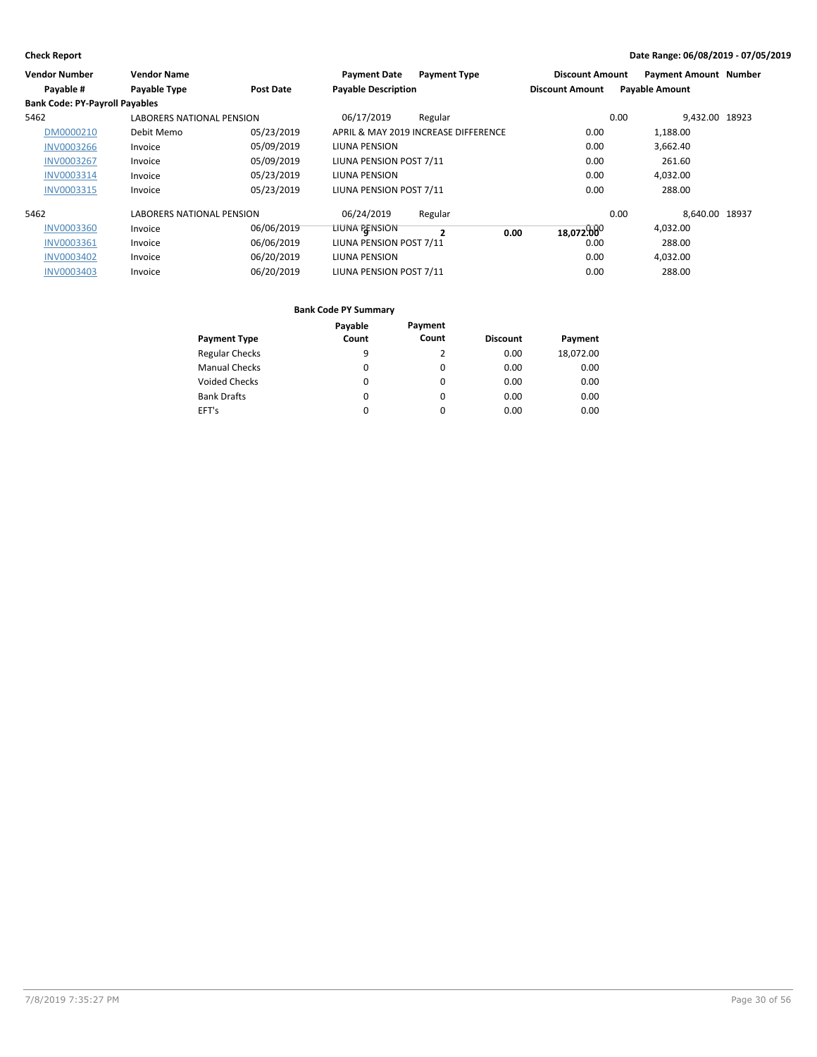**Check Report** — Date Range: 06/08/2019 - 07/05/2019

| Vendor Number | Vendor Name | | Payment Date | Payment Type | Discount Amount | Payment Amount | Number |
|---|---|---|---|---|---|---|---|
| Payable # | Payable Type | Post Date | Payable Description | | Discount Amount | Payable Amount | |
| **Bank Code: PY-Payroll Payables** | | | | | | | |
| 5462 | LABORERS NATIONAL PENSION | | 06/17/2019 | Regular | 0.00 | 9,432.00 | 18923 |
| DM0000210 | Debit Memo | 05/23/2019 | APRIL & MAY 2019 INCREASE DIFFERENCE | | 0.00 | 1,188.00 | |
| INV0003266 | Invoice | 05/09/2019 | LIUNA PENSION | | 0.00 | 3,662.40 | |
| INV0003267 | Invoice | 05/09/2019 | LIUNA PENSION POST 7/11 | | 0.00 | 261.60 | |
| INV0003314 | Invoice | 05/23/2019 | LIUNA PENSION | | 0.00 | 4,032.00 | |
| INV0003315 | Invoice | 05/23/2019 | LIUNA PENSION POST 7/11 | | 0.00 | 288.00 | |
| 5462 | LABORERS NATIONAL PENSION | | 06/24/2019 | Regular | 0.00 | 8,640.00 | 18937 |
| INV0003360 | Invoice | 06/06/2019 | LIUNA PENSION | | 0.00 | 4,032.00 | |
| INV0003361 | Invoice | 06/06/2019 | LIUNA PENSION POST 7/11 | | 0.00 | 288.00 | |
| INV0003402 | Invoice | 06/20/2019 | LIUNA PENSION | | 0.00 | 4,032.00 | |
| INV0003403 | Invoice | 06/20/2019 | LIUNA PENSION POST 7/11 | | 0.00 | 288.00 | |

Bank Code PY Totals: Payable Count **9**, Payment Count **2**, Discount **0.00**, Payment **18,072.00**

**Bank Code PY Summary**

| Payment Type | Payable Count | Payment Count | Discount | Payment |
|---|---|---|---|---|
| Regular Checks | 9 | 2 | 0.00 | 18,072.00 |
| Manual Checks | 0 | 0 | 0.00 | 0.00 |
| Voided Checks | 0 | 0 | 0.00 | 0.00 |
| Bank Drafts | 0 | 0 | 0.00 | 0.00 |
| EFT's | 0 | 0 | 0.00 | 0.00 |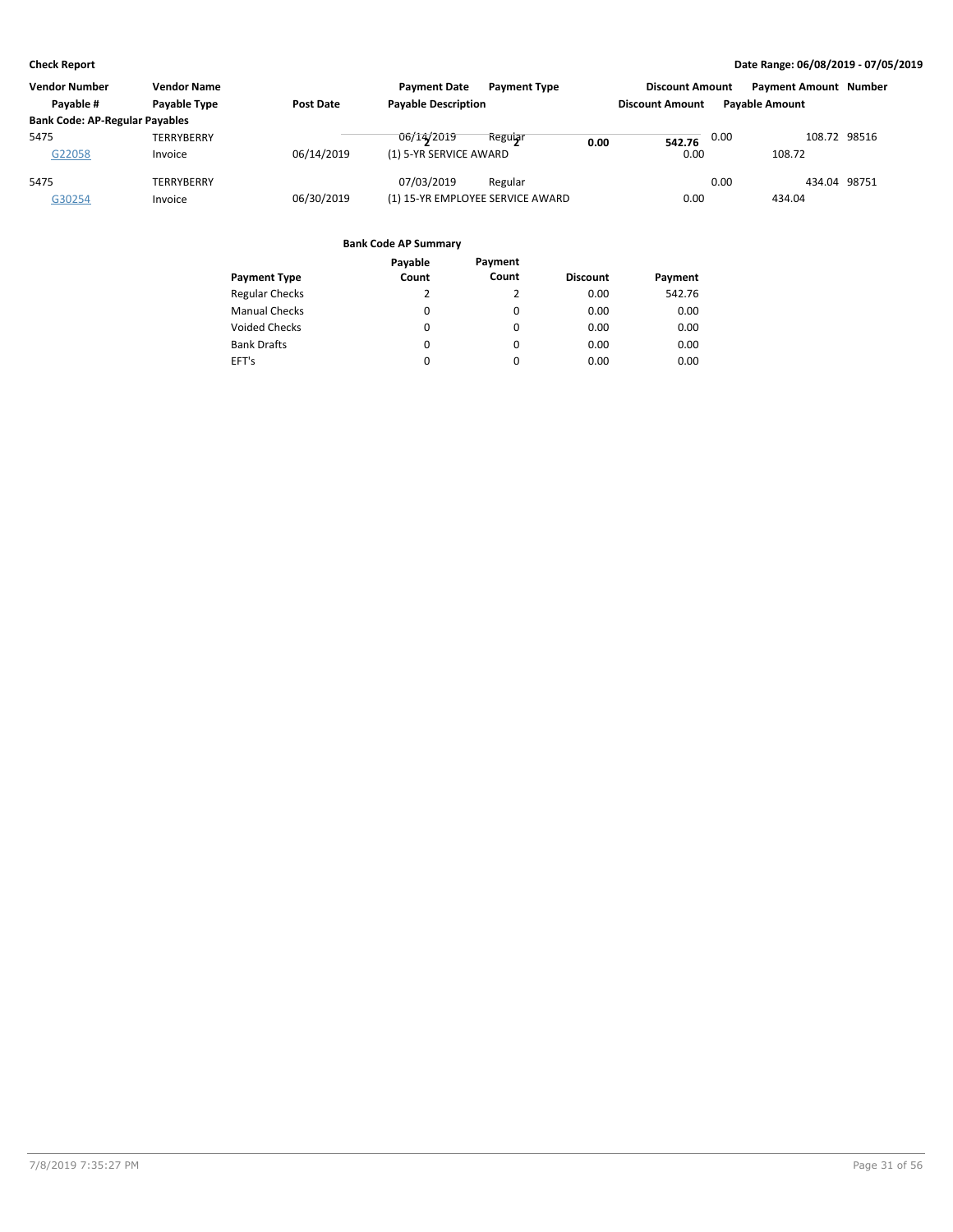**Check Report** — Date Range: 06/08/2019 - 07/05/2019

| Vendor Number | Vendor Name | | Payment Date | Payment Type | Discount Amount | Payment Amount | Number |
|---|---|---|---|---|---|---|---|
| Payable # | Payable Type | Post Date | Payable Description | | Discount Amount | Payable Amount | |
| **Bank Code: AP-Regular Payables** | | | | | | | |
| 5475 | TERRYBERRY | | 06/14/2019 | Regular | 0.00 | 108.72 | 98516 |
| G22058 | Invoice | 06/14/2019 | (1) 5-YR SERVICE AWARD | | 0.00 | 108.72 | |
| 5475 | TERRYBERRY | | 07/03/2019 | Regular | 0.00 | 434.04 | 98751 |
| G30254 | Invoice | 06/30/2019 | (1) 15-YR EMPLOYEE SERVICE AWARD | | 0.00 | 434.04 | |

| | | | 2 | 2 | 0.00 | 542.76 | |
|---|---|---|---|---|---|---|---|

**Bank Code AP Summary**

| Payment Type | Payable Count | Payment Count | Discount | Payment |
|---|---|---|---|---|
| Regular Checks | 2 | 2 | 0.00 | 542.76 |
| Manual Checks | 0 | 0 | 0.00 | 0.00 |
| Voided Checks | 0 | 0 | 0.00 | 0.00 |
| Bank Drafts | 0 | 0 | 0.00 | 0.00 |
| EFT's | 0 | 0 | 0.00 | 0.00 |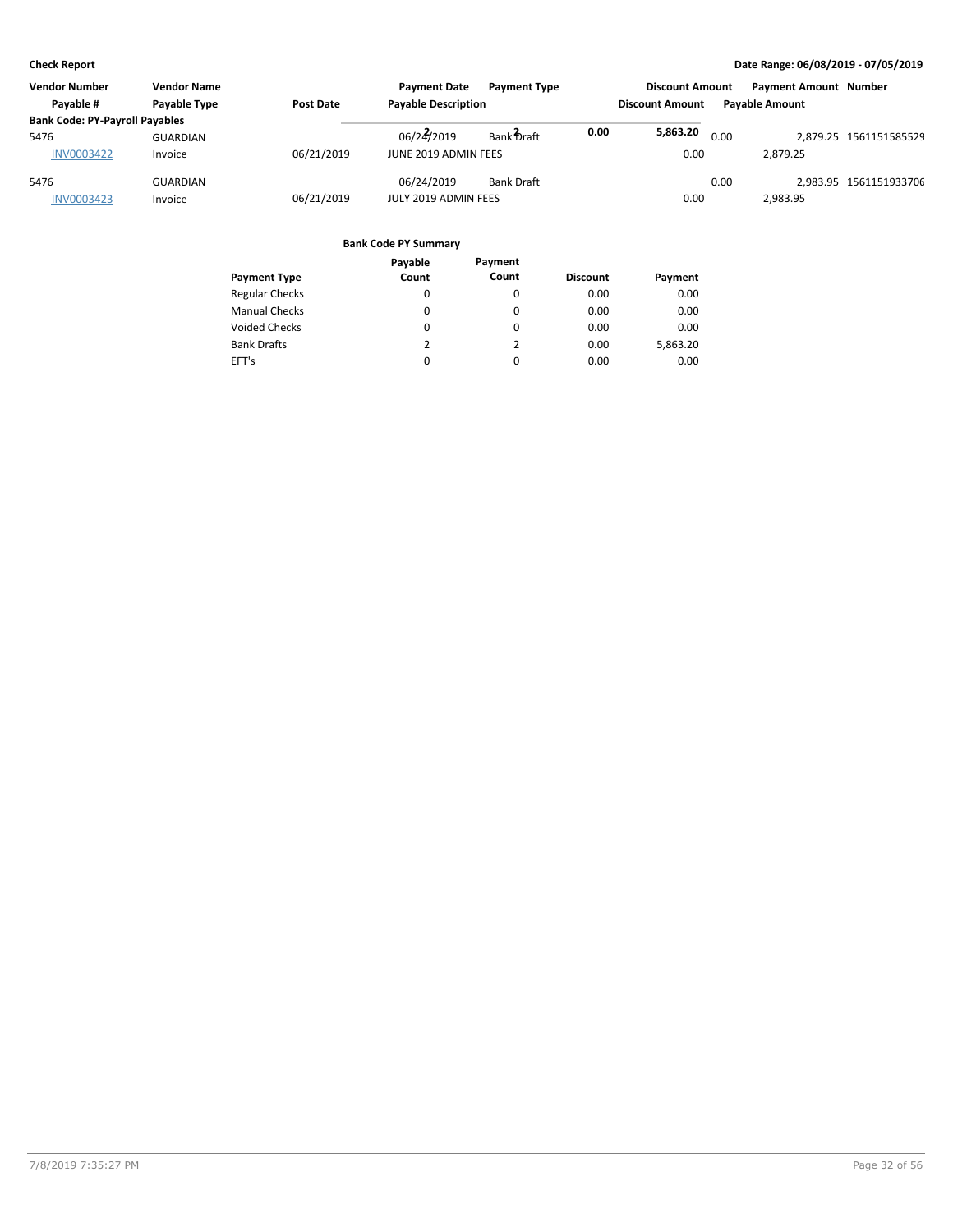**Check Report** — Date Range: 06/08/2019 - 07/05/2019

| Vendor Number | Vendor Name | | Payment Date | Payment Type | Discount Amount | Payment Amount | Number |
|---|---|---|---|---|---|---|---|
| Payable # | Payable Type | Post Date | Payable Description | | Discount Amount | Payable Amount | |

**Bank Code: PY-Payroll Payables**

| Vendor Number | Vendor Name | Post Date | Payment Date / Payable Description | Payment Type | Discount Amount | Payment Amount | Number |
|---|---|---|---|---|---|---|---|
| 5476 | GUARDIAN | | 06/24/2019 | Bank Draft | 0.00 | 2,879.25 | 1561151585529 |
| INV0003422 | Invoice | 06/21/2019 | JUNE 2019 ADMIN FEES | | 0.00 | 2,879.25 | |
| 5476 | GUARDIAN | | 06/24/2019 | Bank Draft | 0.00 | 2,983.95 | 1561151933706 |
| INV0003423 | Invoice | 06/21/2019 | JULY 2019 ADMIN FEES | | 0.00 | 2,983.95 | |

| | 2 | 2 | 0.00 | 5,863.20 |
|---|---|---|---|---|

**Bank Code PY Summary**

| Payment Type | Payable Count | Payment Count | Discount | Payment |
|---|---|---|---|---|
| Regular Checks | 0 | 0 | 0.00 | 0.00 |
| Manual Checks | 0 | 0 | 0.00 | 0.00 |
| Voided Checks | 0 | 0 | 0.00 | 0.00 |
| Bank Drafts | 2 | 2 | 0.00 | 5,863.20 |
| EFT's | 0 | 0 | 0.00 | 0.00 |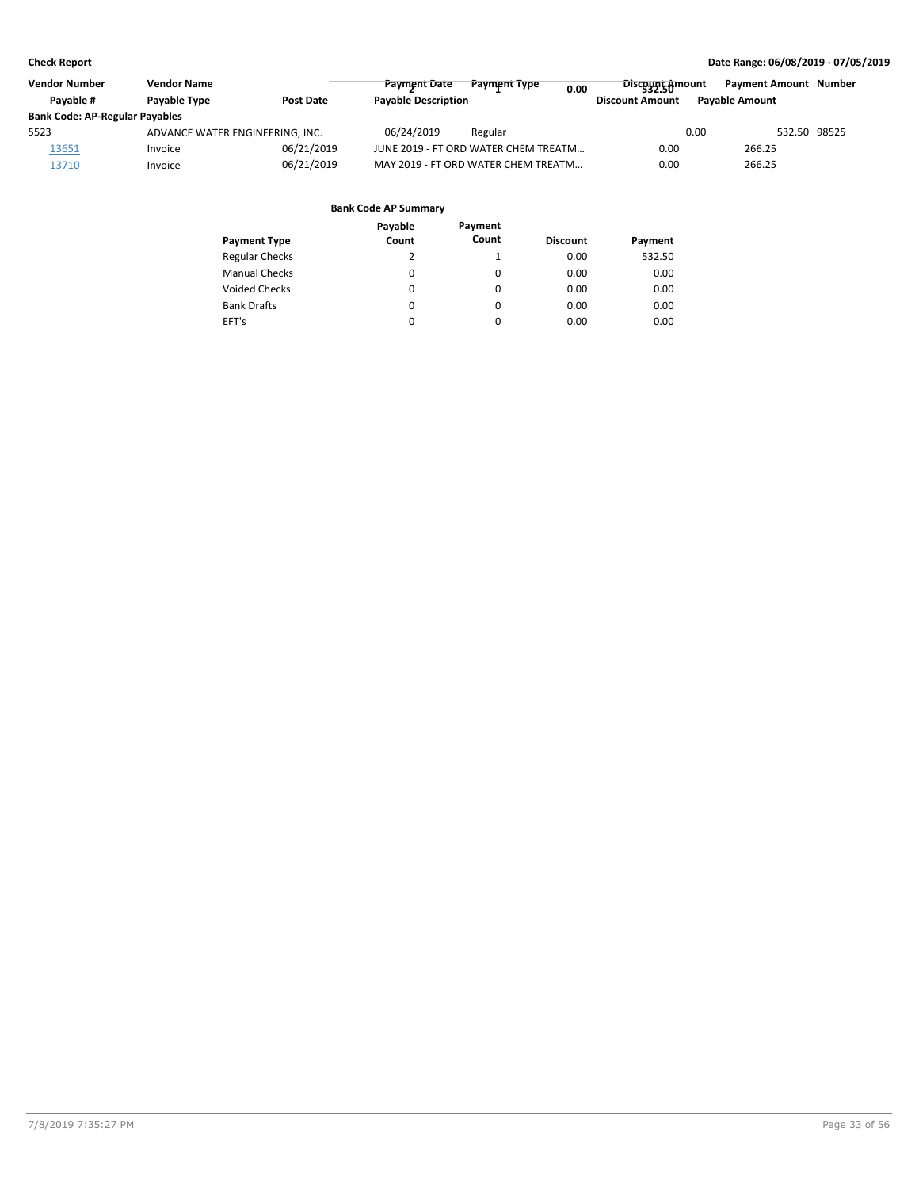**Check Report** — Date Range: 06/08/2019 - 07/05/2019

| Vendor Number | Vendor Name | | Payment Date | Payment Type | Discount Amount | Payment Amount | Number |
|---|---|---|---|---|---|---|---|
| Payable # | Payable Type | Post Date | Payable Description | | Discount Amount | Payable Amount | |
| **Bank Code: AP-Regular Payables** | | | | | | | |
| 5523 | ADVANCE WATER ENGINEERING, INC. | | 06/24/2019 | Regular | 0.00 | 532.50 | 98525 |
| 13651 | Invoice | 06/21/2019 | JUNE 2019 - FT ORD WATER CHEM TREATM... | | 0.00 | 266.25 | |
| 13710 | Invoice | 06/21/2019 | MAY 2019 - FT ORD WATER CHEM TREATM... | | 0.00 | 266.25 | |

**Bank Code AP Summary**

| Payment Type | Payable Count | Payment Count | Discount | Payment |
|---|---|---|---|---|
| Regular Checks | 2 | 1 | 0.00 | 532.50 |
| Manual Checks | 0 | 0 | 0.00 | 0.00 |
| Voided Checks | 0 | 0 | 0.00 | 0.00 |
| Bank Drafts | 0 | 0 | 0.00 | 0.00 |
| EFT's | 0 | 0 | 0.00 | 0.00 |
| | 2 | 1 | 0.00 | 532.50 |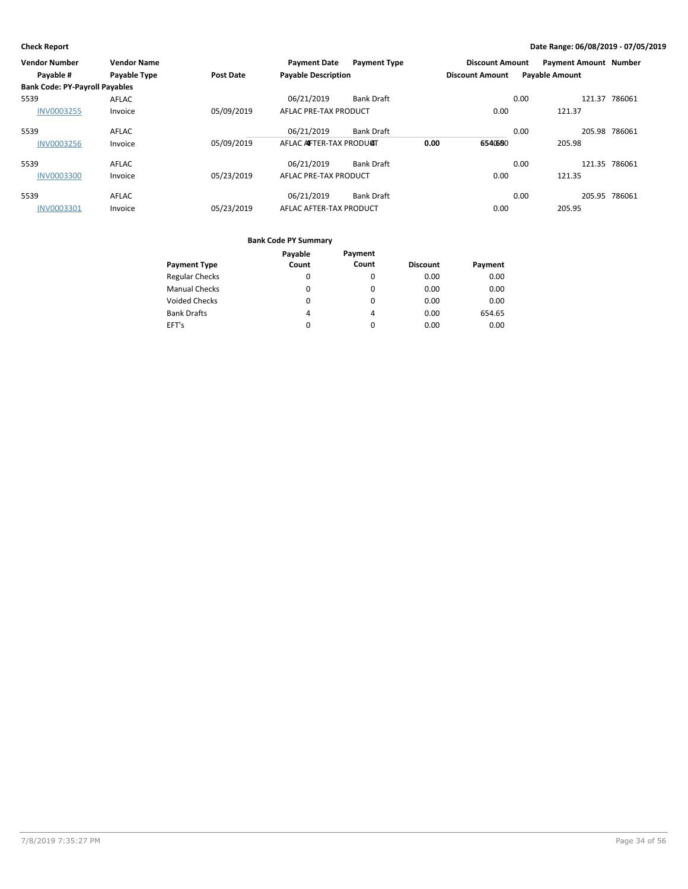**Check Report**

**Date Range: 06/08/2019 - 07/05/2019**

| Vendor Number<br>Payable # | Vendor Name<br>Payable Type | Post Date | Payment Date<br>Payable Description | Payment Type | Discount Amount<br>Discount Amount | Payment Amount<br>Payable Amount | Number |
|---|---|---|---|---|---|---|---|
| **Bank Code: PY-Payroll Payables** | | | | | | | |
| 5539 | AFLAC | | 06/21/2019 | Bank Draft | 0.00 | 121.37 | 786061 |
| INV0003255 | Invoice | 05/09/2019 | AFLAC PRE-TAX PRODUCT | | 0.00 | 121.37 | |
| 5539 | AFLAC | | 06/21/2019 | Bank Draft | 0.00 | 205.98 | 786061 |
| INV0003256 | Invoice | 05/09/2019 | AFLAC AFTER-TAX PRODUCT | | 0.00 | 205.98 | |
| 5539 | AFLAC | | 06/21/2019 | Bank Draft | 0.00 | 121.35 | 786061 |
| INV0003300 | Invoice | 05/23/2019 | AFLAC PRE-TAX PRODUCT | | 0.00 | 121.35 | |
| 5539 | AFLAC | | 06/21/2019 | Bank Draft | 0.00 | 205.95 | 786061 |
| INV0003301 | Invoice | 05/23/2019 | AFLAC AFTER-TAX PRODUCT | | 0.00 | 205.95 | |

**Bank Code PY Summary**

| Payment Type | Payable Count | Payment Count | Discount | Payment |
|---|---|---|---|---|
| Regular Checks | 0 | 0 | 0.00 | 0.00 |
| Manual Checks | 0 | 0 | 0.00 | 0.00 |
| Voided Checks | 0 | 0 | 0.00 | 0.00 |
| Bank Drafts | 4 | 4 | 0.00 | 654.65 |
| EFT's | 0 | 0 | 0.00 | 0.00 |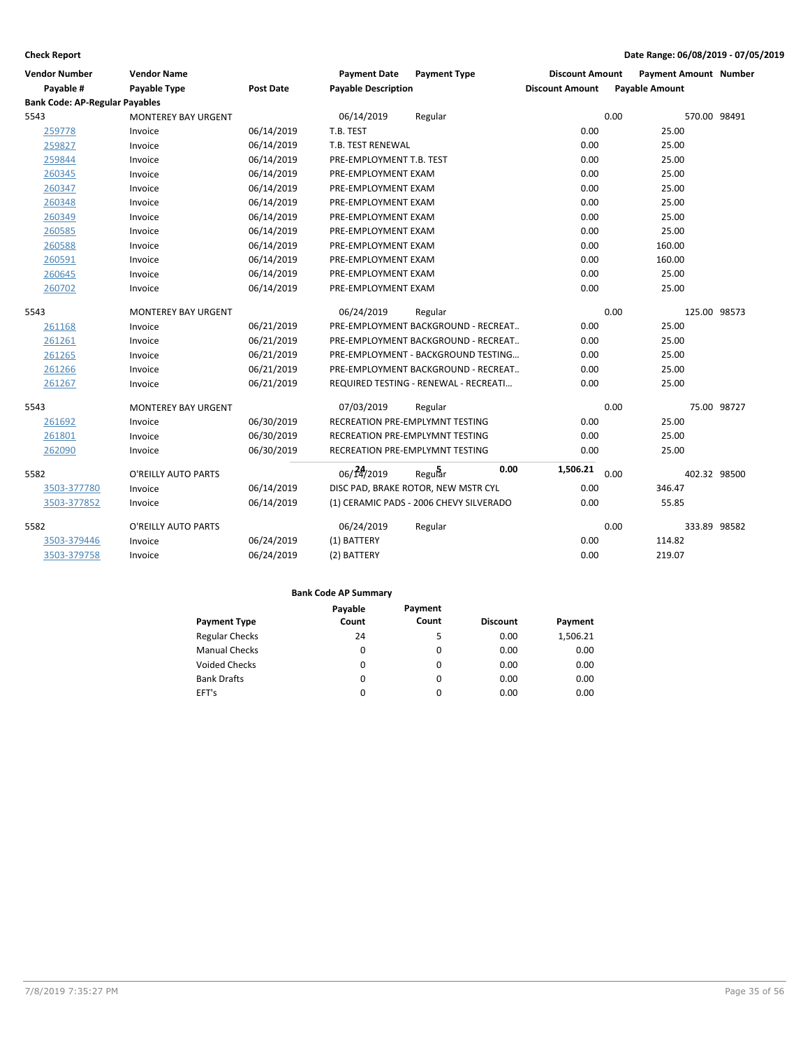**Check Report** **Date Range: 06/08/2019 - 07/05/2019**

| Vendor Number | Vendor Name | | Payment Date | Payment Type | Discount Amount | Payment Amount | Number |
|---|---|---|---|---|---|---|---|
| Payable # | Payable Type | Post Date | Payable Description | | Discount Amount | Payable Amount | |
| **Bank Code: AP-Regular Payables** | | | | | | | |
| 5543 | MONTEREY BAY URGENT | | 06/14/2019 | Regular | 0.00 | 570.00 | 98491 |
| 259778 | Invoice | 06/14/2019 | T.B. TEST | | 0.00 | 25.00 | |
| 259827 | Invoice | 06/14/2019 | T.B. TEST RENEWAL | | 0.00 | 25.00 | |
| 259844 | Invoice | 06/14/2019 | PRE-EMPLOYMENT T.B. TEST | | 0.00 | 25.00 | |
| 260345 | Invoice | 06/14/2019 | PRE-EMPLOYMENT EXAM | | 0.00 | 25.00 | |
| 260347 | Invoice | 06/14/2019 | PRE-EMPLOYMENT EXAM | | 0.00 | 25.00 | |
| 260348 | Invoice | 06/14/2019 | PRE-EMPLOYMENT EXAM | | 0.00 | 25.00 | |
| 260349 | Invoice | 06/14/2019 | PRE-EMPLOYMENT EXAM | | 0.00 | 25.00 | |
| 260585 | Invoice | 06/14/2019 | PRE-EMPLOYMENT EXAM | | 0.00 | 25.00 | |
| 260588 | Invoice | 06/14/2019 | PRE-EMPLOYMENT EXAM | | 0.00 | 160.00 | |
| 260591 | Invoice | 06/14/2019 | PRE-EMPLOYMENT EXAM | | 0.00 | 160.00 | |
| 260645 | Invoice | 06/14/2019 | PRE-EMPLOYMENT EXAM | | 0.00 | 25.00 | |
| 260702 | Invoice | 06/14/2019 | PRE-EMPLOYMENT EXAM | | 0.00 | 25.00 | |
| 5543 | MONTEREY BAY URGENT | | 06/24/2019 | Regular | 0.00 | 125.00 | 98573 |
| 261168 | Invoice | 06/21/2019 | PRE-EMPLOYMENT BACKGROUND - RECREAT.. | | 0.00 | 25.00 | |
| 261261 | Invoice | 06/21/2019 | PRE-EMPLOYMENT BACKGROUND - RECREAT.. | | 0.00 | 25.00 | |
| 261265 | Invoice | 06/21/2019 | PRE-EMPLOYMENT - BACKGROUND TESTING... | | 0.00 | 25.00 | |
| 261266 | Invoice | 06/21/2019 | PRE-EMPLOYMENT BACKGROUND - RECREAT.. | | 0.00 | 25.00 | |
| 261267 | Invoice | 06/21/2019 | REQUIRED TESTING - RENEWAL - RECREATI... | | 0.00 | 25.00 | |
| 5543 | MONTEREY BAY URGENT | | 07/03/2019 | Regular | 0.00 | 75.00 | 98727 |
| 261692 | Invoice | 06/30/2019 | RECREATION PRE-EMPLYMNT TESTING | | 0.00 | 25.00 | |
| 261801 | Invoice | 06/30/2019 | RECREATION PRE-EMPLYMNT TESTING | | 0.00 | 25.00 | |
| 262090 | Invoice | 06/30/2019 | RECREATION PRE-EMPLYMNT TESTING | | 0.00 | 25.00 | |
| 5582 | O'REILLY AUTO PARTS | | 06/14/2019 | Regular | 0.00 | 402.32 | 98500 |
| 3503-377780 | Invoice | 06/14/2019 | DISC PAD, BRAKE ROTOR, NEW MSTR CYL | | 0.00 | 346.47 | |
| 3503-377852 | Invoice | 06/14/2019 | (1) CERAMIC PADS - 2006 CHEVY SILVERADO | | 0.00 | 55.85 | |
| 5582 | O'REILLY AUTO PARTS | | 06/24/2019 | Regular | 0.00 | 333.89 | 98582 |
| 3503-379446 | Invoice | 06/24/2019 | (1) BATTERY | | 0.00 | 114.82 | |
| 3503-379758 | Invoice | 06/24/2019 | (2) BATTERY | | 0.00 | 219.07 | |

| Bank Code AP Summary | | | | |
|---|---|---|---|---|
| Payment Type | Payable Count | Payment Count | Discount | Payment |
| Regular Checks | 24 | 5 | 0.00 | 1,506.21 |
| Manual Checks | 0 | 0 | 0.00 | 0.00 |
| Voided Checks | 0 | 0 | 0.00 | 0.00 |
| Bank Drafts | 0 | 0 | 0.00 | 0.00 |
| EFT's | 0 | 0 | 0.00 | 0.00 |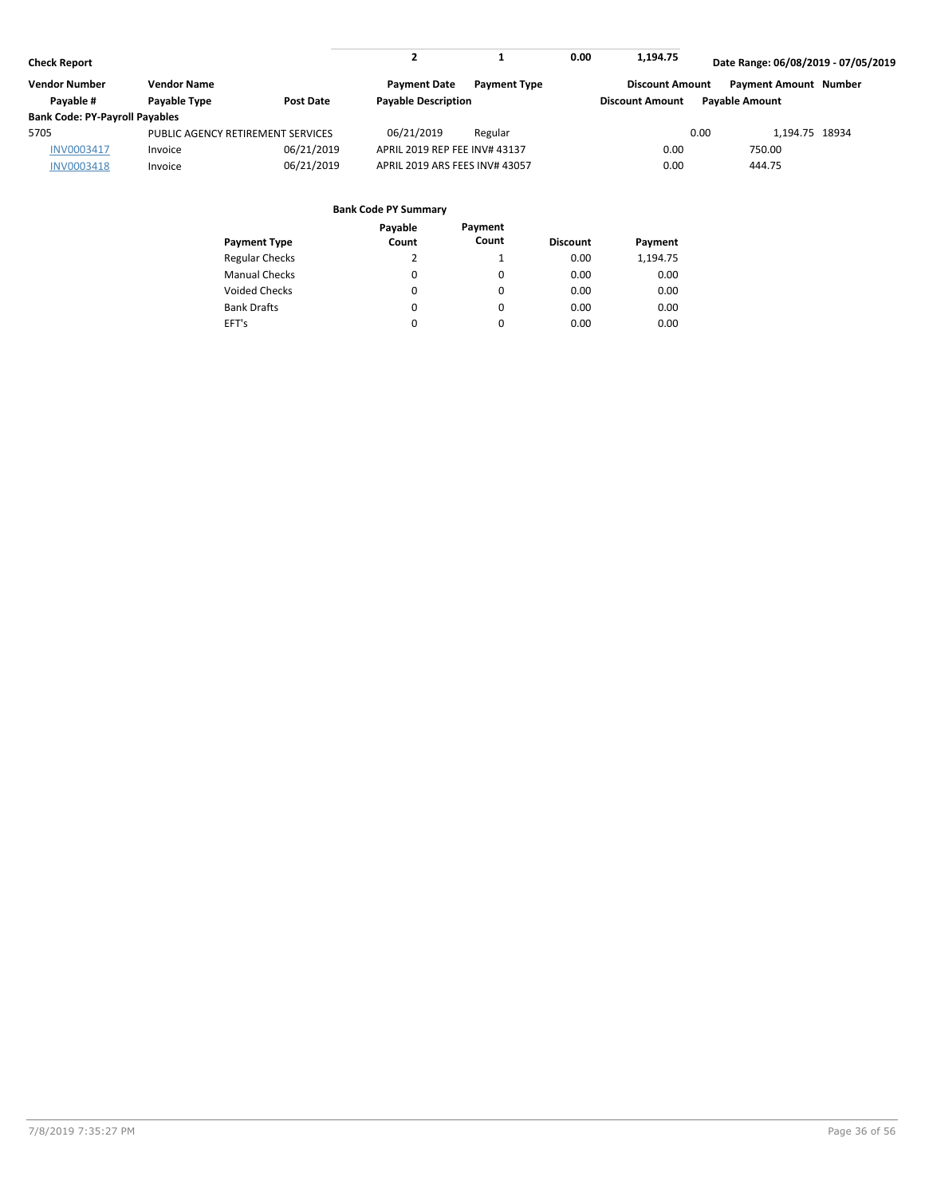**Check Report**

Date Range: 06/08/2019 - 07/05/2019

| Vendor Number | Vendor Name | | Payment Date | Payment Type | Discount Amount | Payment Amount | Number |
|---|---|---|---|---|---|---|---|
| Payable # | Payable Type | Post Date | Payable Description | | Discount Amount | Payable Amount | |
| **Bank Code: PY-Payroll Payables** | | | | | | | |
| 5705 | PUBLIC AGENCY RETIREMENT SERVICES | | 06/21/2019 | Regular | 0.00 | 1,194.75 | 18934 |
| INV0003417 | Invoice | 06/21/2019 | APRIL 2019 REP FEE INV# 43137 | | 0.00 | 750.00 | |
| INV0003418 | Invoice | 06/21/2019 | APRIL 2019 ARS FEES INV# 43057 | | 0.00 | 444.75 | |

**Bank Code PY Summary**

| Payment Type | Payable Count | Payment Count | Discount | Payment |
|---|---|---|---|---|
| Regular Checks | 2 | 1 | 0.00 | 1,194.75 |
| Manual Checks | 0 | 0 | 0.00 | 0.00 |
| Voided Checks | 0 | 0 | 0.00 | 0.00 |
| Bank Drafts | 0 | 0 | 0.00 | 0.00 |
| EFT's | 0 | 0 | 0.00 | 0.00 |
| | 2 | 1 | 0.00 | 1,194.75 |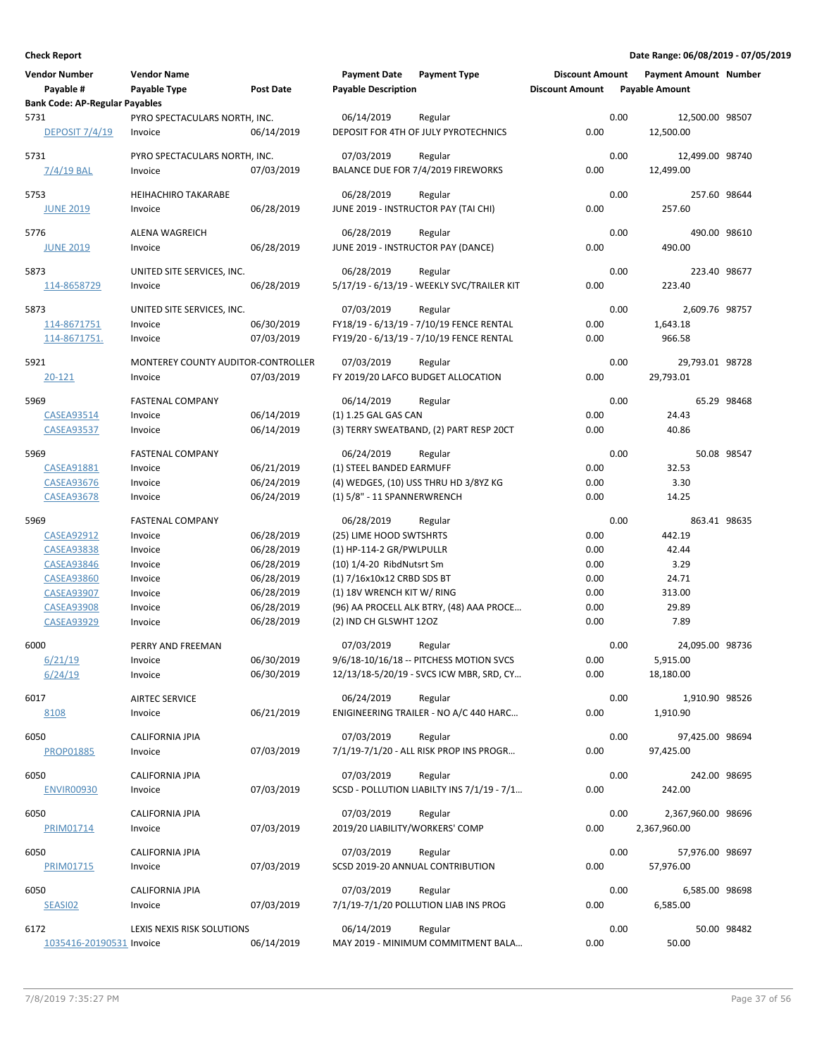**Check Report**

**Date Range: 06/08/2019 - 07/05/2019**

| Vendor Number | Vendor Name | | Payment Date | Payment Type | Discount Amount | Payment Amount | Number |
|---|---|---|---|---|---|---|---|
| Payable # | Payable Type | Post Date | Payable Description | | Discount Amount | Payable Amount | |
| **Bank Code: AP-Regular Payables** | | | | | | | |
| 5731 | PYRO SPECTACULARS NORTH, INC. | | 06/14/2019 | Regular | 0.00 | 12,500.00 | 98507 |
| DEPOSIT 7/4/19 | Invoice | 06/14/2019 | DEPOSIT FOR 4TH OF JULY PYROTECHNICS | | 0.00 | 12,500.00 | |
| 5731 | PYRO SPECTACULARS NORTH, INC. | | 07/03/2019 | Regular | 0.00 | 12,499.00 | 98740 |
| 7/4/19 BAL | Invoice | 07/03/2019 | BALANCE DUE FOR 7/4/2019 FIREWORKS | | 0.00 | 12,499.00 | |
| 5753 | HEIHACHIRO TAKARABE | | 06/28/2019 | Regular | 0.00 | 257.60 | 98644 |
| JUNE 2019 | Invoice | 06/28/2019 | JUNE 2019 - INSTRUCTOR PAY (TAI CHI) | | 0.00 | 257.60 | |
| 5776 | ALENA WAGREICH | | 06/28/2019 | Regular | 0.00 | 490.00 | 98610 |
| JUNE 2019 | Invoice | 06/28/2019 | JUNE 2019 - INSTRUCTOR PAY (DANCE) | | 0.00 | 490.00 | |
| 5873 | UNITED SITE SERVICES, INC. | | 06/28/2019 | Regular | 0.00 | 223.40 | 98677 |
| 114-8658729 | Invoice | 06/28/2019 | 5/17/19 - 6/13/19 - WEEKLY SVC/TRAILER KIT | | 0.00 | 223.40 | |
| 5873 | UNITED SITE SERVICES, INC. | | 07/03/2019 | Regular | 0.00 | 2,609.76 | 98757 |
| 114-8671751 | Invoice | 06/30/2019 | FY18/19 - 6/13/19 - 7/10/19 FENCE RENTAL | | 0.00 | 1,643.18 | |
| 114-8671751. | Invoice | 07/03/2019 | FY19/20 - 6/13/19 - 7/10/19 FENCE RENTAL | | 0.00 | 966.58 | |
| 5921 | MONTEREY COUNTY AUDITOR-CONTROLLER | | 07/03/2019 | Regular | 0.00 | 29,793.01 | 98728 |
| 20-121 | Invoice | 07/03/2019 | FY 2019/20 LAFCO BUDGET ALLOCATION | | 0.00 | 29,793.01 | |
| 5969 | FASTENAL COMPANY | | 06/14/2019 | Regular | 0.00 | 65.29 | 98468 |
| CASEA93514 | Invoice | 06/14/2019 | (1) 1.25 GAL GAS CAN | | 0.00 | 24.43 | |
| CASEA93537 | Invoice | 06/14/2019 | (3) TERRY SWEATBAND, (2) PART RESP 20CT | | 0.00 | 40.86 | |
| 5969 | FASTENAL COMPANY | | 06/24/2019 | Regular | 0.00 | 50.08 | 98547 |
| CASEA91881 | Invoice | 06/21/2019 | (1) STEEL BANDED EARMUFF | | 0.00 | 32.53 | |
| CASEA93676 | Invoice | 06/24/2019 | (4) WEDGES, (10) USS THRU HD 3/8YZ KG | | 0.00 | 3.30 | |
| CASEA93678 | Invoice | 06/24/2019 | (1) 5/8" - 11 SPANNERWRENCH | | 0.00 | 14.25 | |
| 5969 | FASTENAL COMPANY | | 06/28/2019 | Regular | 0.00 | 863.41 | 98635 |
| CASEA92912 | Invoice | 06/28/2019 | (25) LIME HOOD SWTSHRTS | | 0.00 | 442.19 | |
| CASEA93838 | Invoice | 06/28/2019 | (1) HP-114-2 GR/PWLPULLR | | 0.00 | 42.44 | |
| CASEA93846 | Invoice | 06/28/2019 | (10) 1/4-20 RibdNutsrt Sm | | 0.00 | 3.29 | |
| CASEA93860 | Invoice | 06/28/2019 | (1) 7/16x10x12 CRBD SDS BT | | 0.00 | 24.71 | |
| CASEA93907 | Invoice | 06/28/2019 | (1) 18V WRENCH KIT W/ RING | | 0.00 | 313.00 | |
| CASEA93908 | Invoice | 06/28/2019 | (96) AA PROCELL ALK BTRY, (48) AAA PROCE... | | 0.00 | 29.89 | |
| CASEA93929 | Invoice | 06/28/2019 | (2) IND CH GLSWHT 12OZ | | 0.00 | 7.89 | |
| 6000 | PERRY AND FREEMAN | | 07/03/2019 | Regular | 0.00 | 24,095.00 | 98736 |
| 6/21/19 | Invoice | 06/30/2019 | 9/6/18-10/16/18 -- PITCHESS MOTION SVCS | | 0.00 | 5,915.00 | |
| 6/24/19 | Invoice | 06/30/2019 | 12/13/18-5/20/19 - SVCS ICW MBR, SRD, CY... | | 0.00 | 18,180.00 | |
| 6017 | AIRTEC SERVICE | | 06/24/2019 | Regular | 0.00 | 1,910.90 | 98526 |
| 8108 | Invoice | 06/21/2019 | ENIGINEERING TRAILER - NO A/C 440 HARC... | | 0.00 | 1,910.90 | |
| 6050 | CALIFORNIA JPIA | | 07/03/2019 | Regular | 0.00 | 97,425.00 | 98694 |
| PROP01885 | Invoice | 07/03/2019 | 7/1/19-7/1/20 - ALL RISK PROP INS PROGR... | | 0.00 | 97,425.00 | |
| 6050 | CALIFORNIA JPIA | | 07/03/2019 | Regular | 0.00 | 242.00 | 98695 |
| ENVIR00930 | Invoice | 07/03/2019 | SCSD - POLLUTION LIABILTY INS 7/1/19 - 7/1... | | 0.00 | 242.00 | |
| 6050 | CALIFORNIA JPIA | | 07/03/2019 | Regular | 0.00 | 2,367,960.00 | 98696 |
| PRIM01714 | Invoice | 07/03/2019 | 2019/20 LIABILITY/WORKERS' COMP | | 0.00 | 2,367,960.00 | |
| 6050 | CALIFORNIA JPIA | | 07/03/2019 | Regular | 0.00 | 57,976.00 | 98697 |
| PRIM01715 | Invoice | 07/03/2019 | SCSD 2019-20 ANNUAL CONTRIBUTION | | 0.00 | 57,976.00 | |
| 6050 | CALIFORNIA JPIA | | 07/03/2019 | Regular | 0.00 | 6,585.00 | 98698 |
| SEASI02 | Invoice | 07/03/2019 | 7/1/19-7/1/20 POLLUTION LIAB INS PROG | | 0.00 | 6,585.00 | |
| 6172 | LEXIS NEXIS RISK SOLUTIONS | | 06/14/2019 | Regular | 0.00 | 50.00 | 98482 |
| 1035416-20190531 | Invoice | 06/14/2019 | MAY 2019 - MINIMUM COMMITMENT BALA... | | 0.00 | 50.00 | |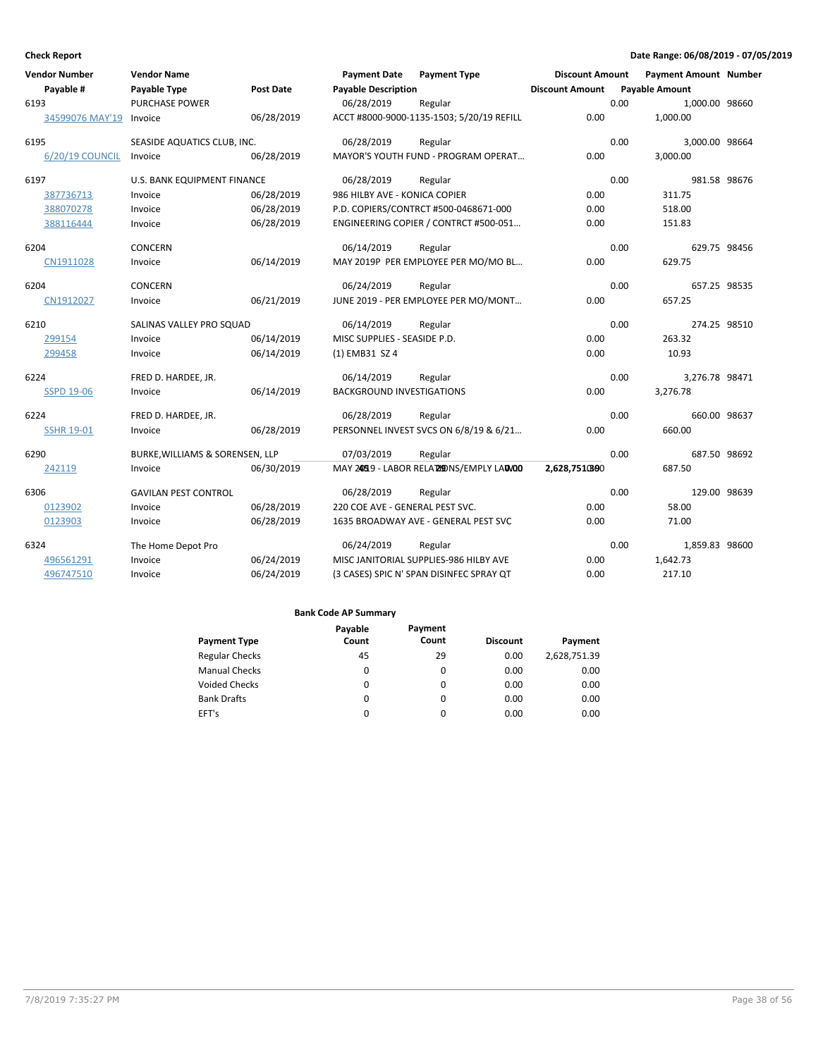**Check Report** — Date Range: 06/08/2019 - 07/05/2019

| Vendor Number | Vendor Name | | Payment Date | Payment Type | Discount Amount | Payment Amount | Number |
|---|---|---|---|---|---|---|---|
| Payable # | Payable Type | Post Date | Payable Description | | Discount Amount | Payable Amount | |
| 6193 | PURCHASE POWER | | 06/28/2019 | Regular | 0.00 | 1,000.00 | 98660 |
| 34599076 MAY'19 | Invoice | 06/28/2019 | ACCT #8000-9000-1135-1503; 5/20/19 REFILL | | 0.00 | 1,000.00 | |
| 6195 | SEASIDE AQUATICS CLUB, INC. | | 06/28/2019 | Regular | 0.00 | 3,000.00 | 98664 |
| 6/20/19 COUNCIL | Invoice | 06/28/2019 | MAYOR'S YOUTH FUND - PROGRAM OPERAT... | | 0.00 | 3,000.00 | |
| 6197 | U.S. BANK EQUIPMENT FINANCE | | 06/28/2019 | Regular | 0.00 | 981.58 | 98676 |
| 387736713 | Invoice | 06/28/2019 | 986 HILBY AVE - KONICA COPIER | | 0.00 | 311.75 | |
| 388070278 | Invoice | 06/28/2019 | P.D. COPIERS/CONTRCT #500-0468671-000 | | 0.00 | 518.00 | |
| 388116444 | Invoice | 06/28/2019 | ENGINEERING COPIER / CONTRCT #500-051... | | 0.00 | 151.83 | |
| 6204 | CONCERN | | 06/14/2019 | Regular | 0.00 | 629.75 | 98456 |
| CN1911028 | Invoice | 06/14/2019 | MAY 2019P PER EMPLOYEE PER MO/MO BL... | | 0.00 | 629.75 | |
| 6204 | CONCERN | | 06/24/2019 | Regular | 0.00 | 657.25 | 98535 |
| CN1912027 | Invoice | 06/21/2019 | JUNE 2019 - PER EMPLOYEE PER MO/MONT... | | 0.00 | 657.25 | |
| 6210 | SALINAS VALLEY PRO SQUAD | | 06/14/2019 | Regular | 0.00 | 274.25 | 98510 |
| 299154 | Invoice | 06/14/2019 | MISC SUPPLIES - SEASIDE P.D. | | 0.00 | 263.32 | |
| 299458 | Invoice | 06/14/2019 | (1) EMB31 SZ 4 | | 0.00 | 10.93 | |
| 6224 | FRED D. HARDEE, JR. | | 06/14/2019 | Regular | 0.00 | 3,276.78 | 98471 |
| SSPD 19-06 | Invoice | 06/14/2019 | BACKGROUND INVESTIGATIONS | | 0.00 | 3,276.78 | |
| 6224 | FRED D. HARDEE, JR. | | 06/28/2019 | Regular | 0.00 | 660.00 | 98637 |
| SSHR 19-01 | Invoice | 06/28/2019 | PERSONNEL INVEST SVCS ON 6/8/19 & 6/21... | | 0.00 | 660.00 | |
| 6290 | BURKE,WILLIAMS & SORENSEN, LLP | | 07/03/2019 | Regular | 0.00 | 687.50 | 98692 |
| 242119 | Invoice | 06/30/2019 | MAY 2019 - LABOR RELATIONS/EMPLY LAW | | 0.00 | 687.50 | |
| 6306 | GAVILAN PEST CONTROL | | 06/28/2019 | Regular | 0.00 | 129.00 | 98639 |
| 0123902 | Invoice | 06/28/2019 | 220 COE AVE - GENERAL PEST SVC. | | 0.00 | 58.00 | |
| 0123903 | Invoice | 06/28/2019 | 1635 BROADWAY AVE - GENERAL PEST SVC | | 0.00 | 71.00 | |
| 6324 | The Home Depot Pro | | 06/24/2019 | Regular | 0.00 | 1,859.83 | 98600 |
| 496561291 | Invoice | 06/24/2019 | MISC JANITORIAL SUPPLIES-986 HILBY AVE | | 0.00 | 1,642.73 | |
| 496747510 | Invoice | 06/24/2019 | (3 CASES) SPIC N' SPAN DISINFEC SPRAY QT | | 0.00 | 217.10 | |

**Bank Code AP Summary**

| Payment Type | Payable Count | Payment Count | Discount | Payment |
|---|---|---|---|---|
| Regular Checks | 45 | 29 | 0.00 | 2,628,751.39 |
| Manual Checks | 0 | 0 | 0.00 | 0.00 |
| Voided Checks | 0 | 0 | 0.00 | 0.00 |
| Bank Drafts | 0 | 0 | 0.00 | 0.00 |
| EFT's | 0 | 0 | 0.00 | 0.00 |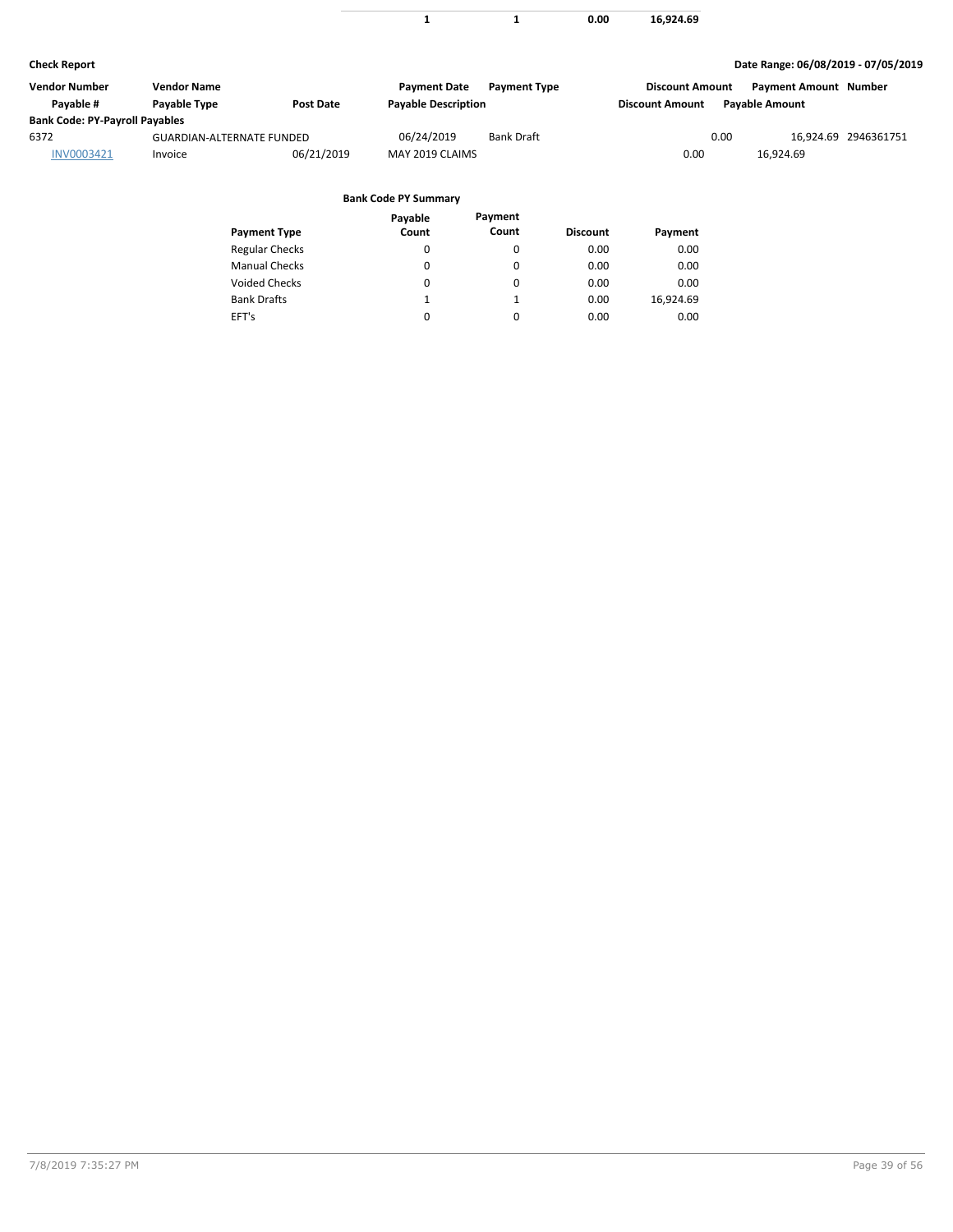| | | | | |
|---|---|---|---|---|
| | **1** | **1** | **0.00** | **16,924.69** |

**Check Report**

**Date Range: 06/08/2019 - 07/05/2019**

| Vendor Number | Vendor Name | | Payment Date | Payment Type | Discount Amount | Payment Amount | Number |
|---|---|---|---|---|---|---|---|
| Payable # | Payable Type | Post Date | Payable Description | | Discount Amount | Payable Amount | |
| **Bank Code: PY-Payroll Payables** | | | | | | | |
| 6372 | GUARDIAN-ALTERNATE FUNDED | | 06/24/2019 | Bank Draft | 0.00 | 16,924.69 | 2946361751 |
| INV0003421 | Invoice | 06/21/2019 | MAY 2019 CLAIMS | | 0.00 | 16,924.69 | |

**Bank Code PY Summary**

| Payment Type | Payable Count | Payment Count | Discount | Payment |
|---|---|---|---|---|
| Regular Checks | 0 | 0 | 0.00 | 0.00 |
| Manual Checks | 0 | 0 | 0.00 | 0.00 |
| Voided Checks | 0 | 0 | 0.00 | 0.00 |
| Bank Drafts | 1 | 1 | 0.00 | 16,924.69 |
| EFT's | 0 | 0 | 0.00 | 0.00 |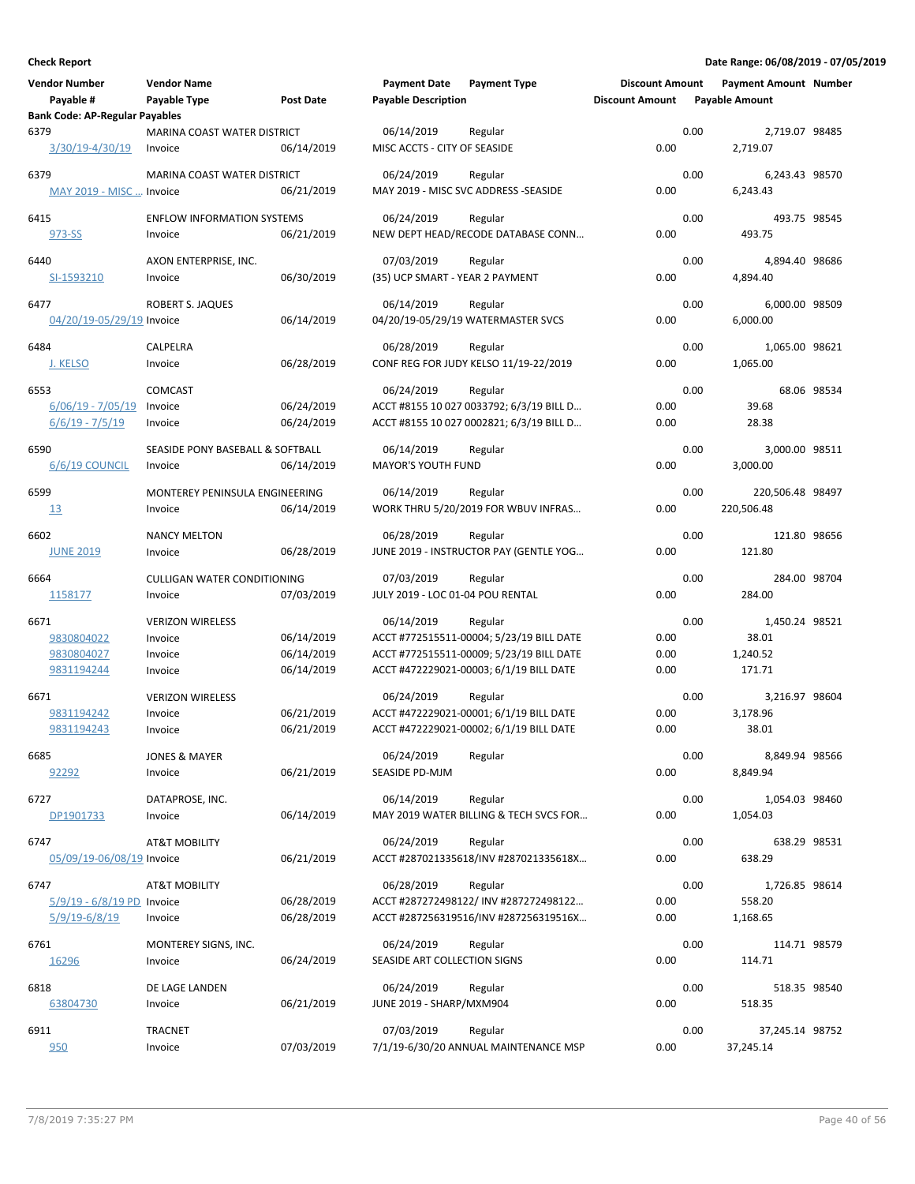**Check Report**

**Date Range: 06/08/2019 - 07/05/2019**

| Vendor Number / Payable # | Vendor Name / Payable Type | Post Date | Payment Date / Payable Description | Payment Type | Discount Amount / Discount Amount | Payment Amount / Payable Amount | Number |
|---|---|---|---|---|---|---|---|
| **Bank Code: AP-Regular Payables** | | | | | | | |
| 6379 | MARINA COAST WATER DISTRICT | | 06/14/2019 | Regular | 0.00 | 2,719.07 | 98485 |
| 3/30/19-4/30/19 | Invoice | 06/14/2019 | MISC ACCTS - CITY OF SEASIDE | | 0.00 | 2,719.07 | |
| 6379 | MARINA COAST WATER DISTRICT | | 06/24/2019 | Regular | 0.00 | 6,243.43 | 98570 |
| MAY 2019 - MISC ... | Invoice | 06/21/2019 | MAY 2019 - MISC SVC ADDRESS -SEASIDE | | 0.00 | 6,243.43 | |
| 6415 | ENFLOW INFORMATION SYSTEMS | | 06/24/2019 | Regular | 0.00 | 493.75 | 98545 |
| 973-SS | Invoice | 06/21/2019 | NEW DEPT HEAD/RECODE DATABASE CONN... | | 0.00 | 493.75 | |
| 6440 | AXON ENTERPRISE, INC. | | 07/03/2019 | Regular | 0.00 | 4,894.40 | 98686 |
| SI-1593210 | Invoice | 06/30/2019 | (35) UCP SMART - YEAR 2 PAYMENT | | 0.00 | 4,894.40 | |
| 6477 | ROBERT S. JAQUES | | 06/14/2019 | Regular | 0.00 | 6,000.00 | 98509 |
| 04/20/19-05/29/19 | Invoice | 06/14/2019 | 04/20/19-05/29/19 WATERMASTER SVCS | | 0.00 | 6,000.00 | |
| 6484 | CALPELRA | | 06/28/2019 | Regular | 0.00 | 1,065.00 | 98621 |
| J. KELSO | Invoice | 06/28/2019 | CONF REG FOR JUDY KELSO 11/19-22/2019 | | 0.00 | 1,065.00 | |
| 6553 | COMCAST | | 06/24/2019 | Regular | 0.00 | 68.06 | 98534 |
| 6/06/19 - 7/05/19 | Invoice | 06/24/2019 | ACCT #8155 10 027 0033792; 6/3/19 BILL D... | | 0.00 | 39.68 | |
| 6/6/19 - 7/5/19 | Invoice | 06/24/2019 | ACCT #8155 10 027 0002821; 6/3/19 BILL D... | | 0.00 | 28.38 | |
| 6590 | SEASIDE PONY BASEBALL & SOFTBALL | | 06/14/2019 | Regular | 0.00 | 3,000.00 | 98511 |
| 6/6/19 COUNCIL | Invoice | 06/14/2019 | MAYOR'S YOUTH FUND | | 0.00 | 3,000.00 | |
| 6599 | MONTEREY PENINSULA ENGINEERING | | 06/14/2019 | Regular | 0.00 | 220,506.48 | 98497 |
| 13 | Invoice | 06/14/2019 | WORK THRU 5/20/2019 FOR WBUV INFRAS... | | 0.00 | 220,506.48 | |
| 6602 | NANCY MELTON | | 06/28/2019 | Regular | 0.00 | 121.80 | 98656 |
| JUNE 2019 | Invoice | 06/28/2019 | JUNE 2019 - INSTRUCTOR PAY (GENTLE YOG... | | 0.00 | 121.80 | |
| 6664 | CULLIGAN WATER CONDITIONING | | 07/03/2019 | Regular | 0.00 | 284.00 | 98704 |
| 1158177 | Invoice | 07/03/2019 | JULY 2019 - LOC 01-04 POU RENTAL | | 0.00 | 284.00 | |
| 6671 | VERIZON WIRELESS | | 06/14/2019 | Regular | 0.00 | 1,450.24 | 98521 |
| 9830804022 | Invoice | 06/14/2019 | ACCT #772515511-00004; 5/23/19 BILL DATE | | 0.00 | 38.01 | |
| 9830804027 | Invoice | 06/14/2019 | ACCT #772515511-00009; 5/23/19 BILL DATE | | 0.00 | 1,240.52 | |
| 9831194244 | Invoice | 06/14/2019 | ACCT #472229021-00003; 6/1/19 BILL DATE | | 0.00 | 171.71 | |
| 6671 | VERIZON WIRELESS | | 06/24/2019 | Regular | 0.00 | 3,216.97 | 98604 |
| 9831194242 | Invoice | 06/21/2019 | ACCT #472229021-00001; 6/1/19 BILL DATE | | 0.00 | 3,178.96 | |
| 9831194243 | Invoice | 06/21/2019 | ACCT #472229021-00002; 6/1/19 BILL DATE | | 0.00 | 38.01 | |
| 6685 | JONES & MAYER | | 06/24/2019 | Regular | 0.00 | 8,849.94 | 98566 |
| 92292 | Invoice | 06/21/2019 | SEASIDE PD-MJM | | 0.00 | 8,849.94 | |
| 6727 | DATAPROSE, INC. | | 06/14/2019 | Regular | 0.00 | 1,054.03 | 98460 |
| DP1901733 | Invoice | 06/14/2019 | MAY 2019 WATER BILLING & TECH SVCS FOR... | | 0.00 | 1,054.03 | |
| 6747 | AT&T MOBILITY | | 06/24/2019 | Regular | 0.00 | 638.29 | 98531 |
| 05/09/19-06/08/19 | Invoice | 06/21/2019 | ACCT #287021335618/INV #287021335618X... | | 0.00 | 638.29 | |
| 6747 | AT&T MOBILITY | | 06/28/2019 | Regular | 0.00 | 1,726.85 | 98614 |
| 5/9/19 - 6/8/19 PD | Invoice | 06/28/2019 | ACCT #287272498122/ INV #287272498122... | | 0.00 | 558.20 | |
| 5/9/19-6/8/19 | Invoice | 06/28/2019 | ACCT #287256319516/INV #287256319516X... | | 0.00 | 1,168.65 | |
| 6761 | MONTEREY SIGNS, INC. | | 06/24/2019 | Regular | 0.00 | 114.71 | 98579 |
| 16296 | Invoice | 06/24/2019 | SEASIDE ART COLLECTION SIGNS | | 0.00 | 114.71 | |
| 6818 | DE LAGE LANDEN | | 06/24/2019 | Regular | 0.00 | 518.35 | 98540 |
| 63804730 | Invoice | 06/21/2019 | JUNE 2019 - SHARP/MXM904 | | 0.00 | 518.35 | |
| 6911 | TRACNET | | 07/03/2019 | Regular | 0.00 | 37,245.14 | 98752 |
| 950 | Invoice | 07/03/2019 | 7/1/19-6/30/20 ANNUAL MAINTENANCE MSP | | 0.00 | 37,245.14 | |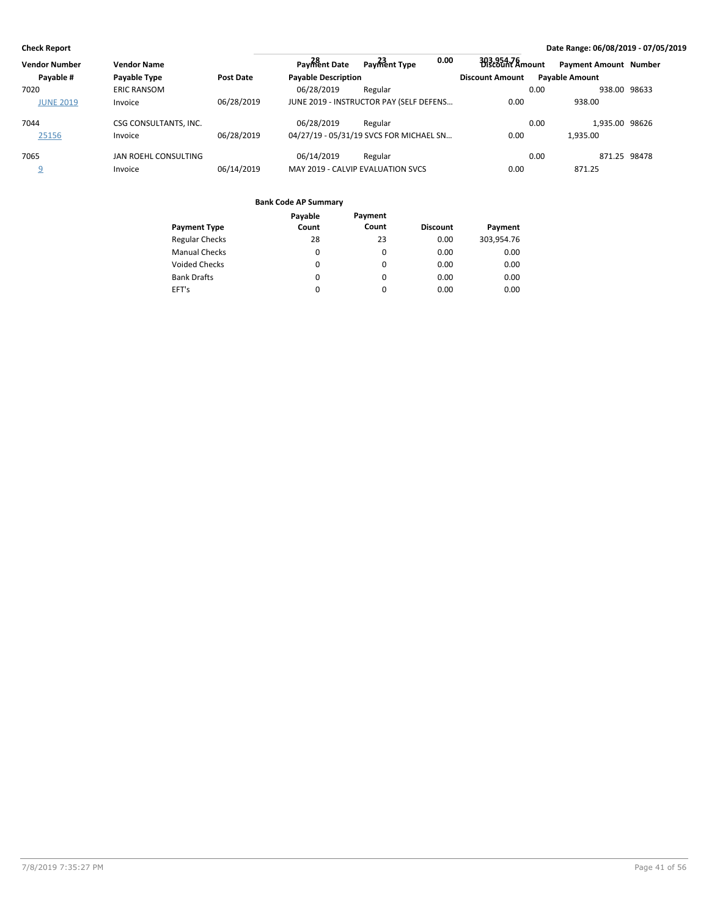**Check Report** — Date Range: 06/08/2019 - 07/05/2019

| Vendor Number | Vendor Name | | Payment Date | Payment Type | | Discount Amount | Payment Amount | Number |
|---|---|---|---|---|---|---|---|---|
| Payable # | Payable Type | Post Date | Payable Description | | | Discount Amount | Payable Amount | |
| 7020 | ERIC RANSOM | | 06/28/2019 | Regular | | 0.00 | 938.00 | 98633 |
| JUNE 2019 | Invoice | 06/28/2019 | JUNE 2019 - INSTRUCTOR PAY (SELF DEFENS… | | | 0.00 | 938.00 | |
| 7044 | CSG CONSULTANTS, INC. | | 06/28/2019 | Regular | | 0.00 | 1,935.00 | 98626 |
| 25156 | Invoice | 06/28/2019 | 04/27/19 - 05/31/19 SVCS FOR MICHAEL SN… | | | 0.00 | 1,935.00 | |
| 7065 | JAN ROEHL CONSULTING | | 06/14/2019 | Regular | | 0.00 | 871.25 | 98478 |
| 9 | Invoice | 06/14/2019 | MAY 2019 - CALVIP EVALUATION SVCS | | | 0.00 | 871.25 | |

**Bank Code AP Summary**

| Payment Type | Payable Count | Payment Count | Discount | Payment |
|---|---|---|---|---|
| Regular Checks | 28 | 23 | 0.00 | 303,954.76 |
| Manual Checks | 0 | 0 | 0.00 | 0.00 |
| Voided Checks | 0 | 0 | 0.00 | 0.00 |
| Bank Drafts | 0 | 0 | 0.00 | 0.00 |
| EFT's | 0 | 0 | 0.00 | 0.00 |
| | 28 | 23 | 0.00 | 303,954.76 |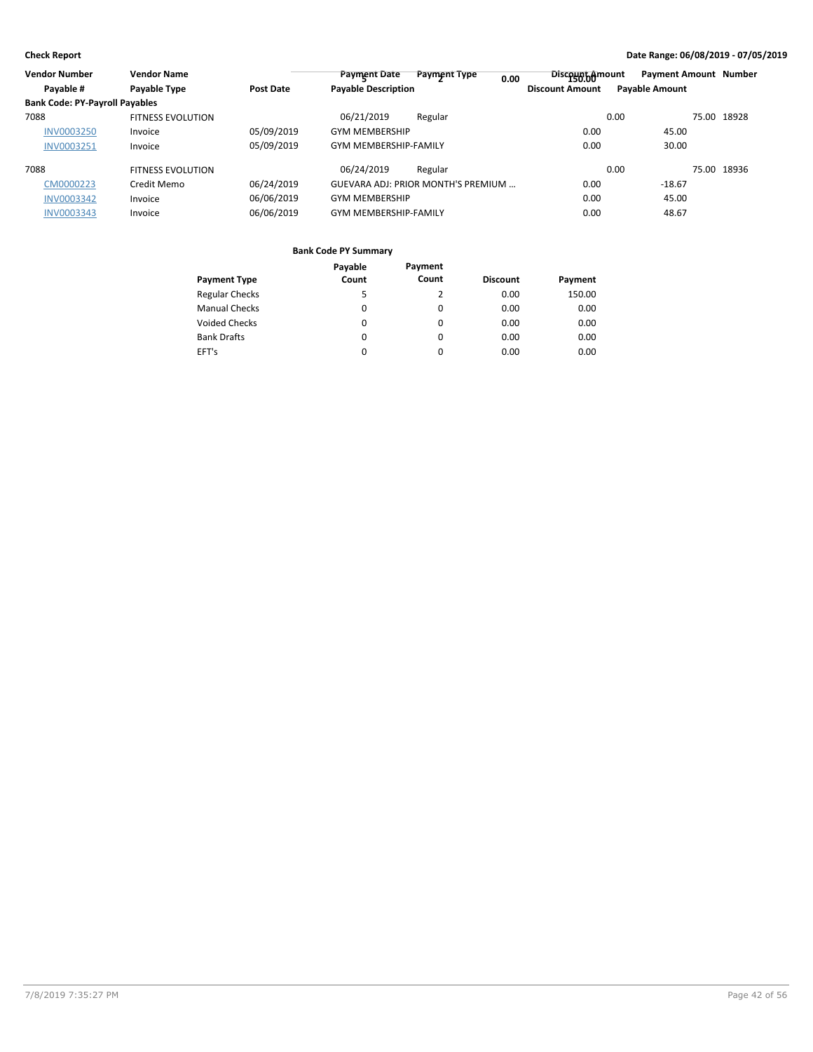**Check Report**

**Date Range: 06/08/2019 - 07/05/2019**

| Vendor Number | Vendor Name | | Payment Date | Payment Type | Discount Amount | Payment Amount | Number |
|---|---|---|---|---|---|---|---|
| **Payable #** | **Payable Type** | **Post Date** | **Payable Description** | | **Discount Amount** | **Payable Amount** | |
| **Bank Code: PY-Payroll Payables** | | | | | | | |
| 7088 | FITNESS EVOLUTION | | 06/21/2019 | Regular | 0.00 | 75.00 | 18928 |
| INV0003250 | Invoice | 05/09/2019 | GYM MEMBERSHIP | | 0.00 | 45.00 | |
| INV0003251 | Invoice | 05/09/2019 | GYM MEMBERSHIP-FAMILY | | 0.00 | 30.00 | |
| 7088 | FITNESS EVOLUTION | | 06/24/2019 | Regular | 0.00 | 75.00 | 18936 |
| CM0000223 | Credit Memo | 06/24/2019 | GUEVARA ADJ: PRIOR MONTH'S PREMIUM ... | | 0.00 | -18.67 | |
| INV0003342 | Invoice | 06/06/2019 | GYM MEMBERSHIP | | 0.00 | 45.00 | |
| INV0003343 | Invoice | 06/06/2019 | GYM MEMBERSHIP-FAMILY | | 0.00 | 48.67 | |

**Bank Code PY Summary**

| Payment Type | Payable Count | Payment Count | Discount | Payment |
|---|---|---|---|---|
| Regular Checks | 5 | 2 | 0.00 | 150.00 |
| Manual Checks | 0 | 0 | 0.00 | 0.00 |
| Voided Checks | 0 | 0 | 0.00 | 0.00 |
| Bank Drafts | 0 | 0 | 0.00 | 0.00 |
| EFT's | 0 | 0 | 0.00 | 0.00 |
| | 5 | 2 | 0.00 | 150.00 |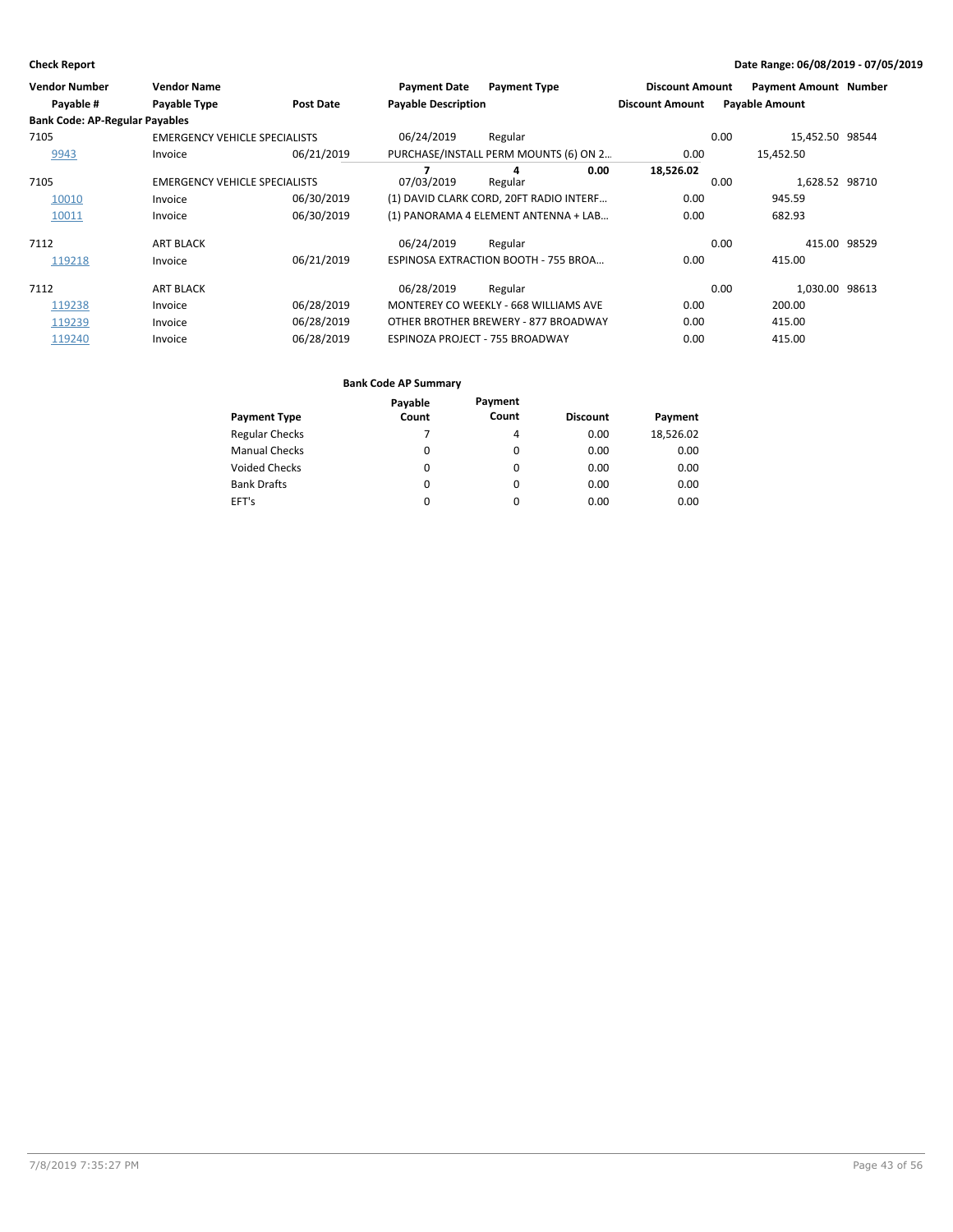**Check Report** — **Date Range: 06/08/2019 - 07/05/2019**

| Vendor Number / Payable # | Vendor Name / Payable Type | Post Date | Payment Date / Payable Description | Payment Type | Discount Amount | Payment Amount / Payable Amount | Number |
|---|---|---|---|---|---|---|---|
| **Bank Code: AP-Regular Payables** | | | | | | | |
| 7105 | EMERGENCY VEHICLE SPECIALISTS | | 06/24/2019 | Regular | 0.00 | 15,452.50 | 98544 |
| 9943 | Invoice | 06/21/2019 | PURCHASE/INSTALL PERM MOUNTS (6) ON 2... | | 0.00 | 15,452.50 | |
| 7105 | EMERGENCY VEHICLE SPECIALISTS | | 07/03/2019 | Regular | 0.00 | 1,628.52 | 98710 |
| 10010 | Invoice | 06/30/2019 | (1) DAVID CLARK CORD, 20FT RADIO INTERF... | | 0.00 | 945.59 | |
| 10011 | Invoice | 06/30/2019 | (1) PANORAMA 4 ELEMENT ANTENNA + LAB... | | 0.00 | 682.93 | |
| 7112 | ART BLACK | | 06/24/2019 | Regular | 0.00 | 415.00 | 98529 |
| 119218 | Invoice | 06/21/2019 | ESPINOSA EXTRACTION BOOTH - 755 BROA... | | 0.00 | 415.00 | |
| 7112 | ART BLACK | | 06/28/2019 | Regular | 0.00 | 1,030.00 | 98613 |
| 119238 | Invoice | 06/28/2019 | MONTEREY CO WEEKLY - 668 WILLIAMS AVE | | 0.00 | 200.00 | |
| 119239 | Invoice | 06/28/2019 | OTHER BROTHER BREWERY - 877 BROADWAY | | 0.00 | 415.00 | |
| 119240 | Invoice | 06/28/2019 | ESPINOZA PROJECT - 755 BROADWAY | | 0.00 | 415.00 | |

Bank Code AP-Regular Payables totals: Payable Count 7, Payment Count 4, Discount 0.00, Payment 18,526.02

**Bank Code AP Summary**

| Payment Type | Payable Count | Payment Count | Discount | Payment |
|---|---|---|---|---|
| Regular Checks | 7 | 4 | 0.00 | 18,526.02 |
| Manual Checks | 0 | 0 | 0.00 | 0.00 |
| Voided Checks | 0 | 0 | 0.00 | 0.00 |
| Bank Drafts | 0 | 0 | 0.00 | 0.00 |
| EFT's | 0 | 0 | 0.00 | 0.00 |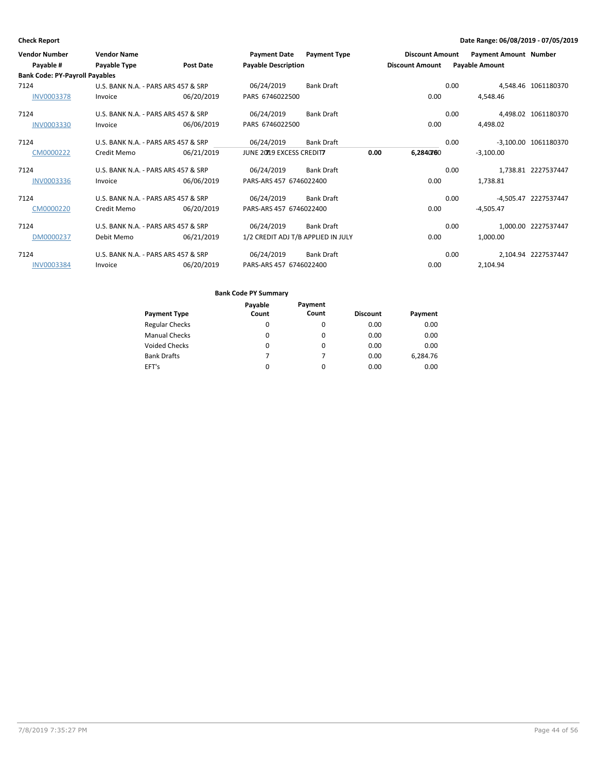**Check Report**

**Date Range: 06/08/2019 - 07/05/2019**

| Vendor Number | Vendor Name | | Payment Date | Payment Type | Discount Amount | Payment Amount | Number |
|---|---|---|---|---|---|---|---|
| Payable # | Payable Type | Post Date | Payable Description | | Discount Amount | Payable Amount | |
| **Bank Code: PY-Payroll Payables** | | | | | | | |
| 7124 | U.S. BANK N.A. - PARS ARS 457 & SRP | | 06/24/2019 | Bank Draft | 0.00 | 4,548.46 | 1061180370 |
| INV0003378 | Invoice | 06/20/2019 | PARS 6746022500 | | 0.00 | 4,548.46 | |
| 7124 | U.S. BANK N.A. - PARS ARS 457 & SRP | | 06/24/2019 | Bank Draft | 0.00 | 4,498.02 | 1061180370 |
| INV0003330 | Invoice | 06/06/2019 | PARS 6746022500 | | 0.00 | 4,498.02 | |
| 7124 | U.S. BANK N.A. - PARS ARS 457 & SRP | | 06/24/2019 | Bank Draft | 0.00 | -3,100.00 | 1061180370 |
| CM0000222 | Credit Memo | 06/21/2019 | JUNE 2019 EXCESS CREDIT | | 0.00 | -3,100.00 | |
| 7124 | U.S. BANK N.A. - PARS ARS 457 & SRP | | 06/24/2019 | Bank Draft | 0.00 | 1,738.81 | 2227537447 |
| INV0003336 | Invoice | 06/06/2019 | PARS-ARS 457 6746022400 | | 0.00 | 1,738.81 | |
| 7124 | U.S. BANK N.A. - PARS ARS 457 & SRP | | 06/24/2019 | Bank Draft | 0.00 | -4,505.47 | 2227537447 |
| CM0000220 | Credit Memo | 06/20/2019 | PARS-ARS 457 6746022400 | | 0.00 | -4,505.47 | |
| 7124 | U.S. BANK N.A. - PARS ARS 457 & SRP | | 06/24/2019 | Bank Draft | 0.00 | 1,000.00 | 2227537447 |
| DM0000237 | Debit Memo | 06/21/2019 | 1/2 CREDIT ADJ T/B APPLIED IN JULY | | 0.00 | 1,000.00 | |
| 7124 | U.S. BANK N.A. - PARS ARS 457 & SRP | | 06/24/2019 | Bank Draft | 0.00 | 2,104.94 | 2227537447 |
| INV0003384 | Invoice | 06/20/2019 | PARS-ARS 457 6746022400 | | 0.00 | 2,104.94 | |

7 | 0.00 | 6,284.76

**Bank Code PY Summary**

| Payment Type | Payable Count | Payment Count | Discount | Payment |
|---|---|---|---|---|
| Regular Checks | 0 | 0 | 0.00 | 0.00 |
| Manual Checks | 0 | 0 | 0.00 | 0.00 |
| Voided Checks | 0 | 0 | 0.00 | 0.00 |
| Bank Drafts | 7 | 7 | 0.00 | 6,284.76 |
| EFT's | 0 | 0 | 0.00 | 0.00 |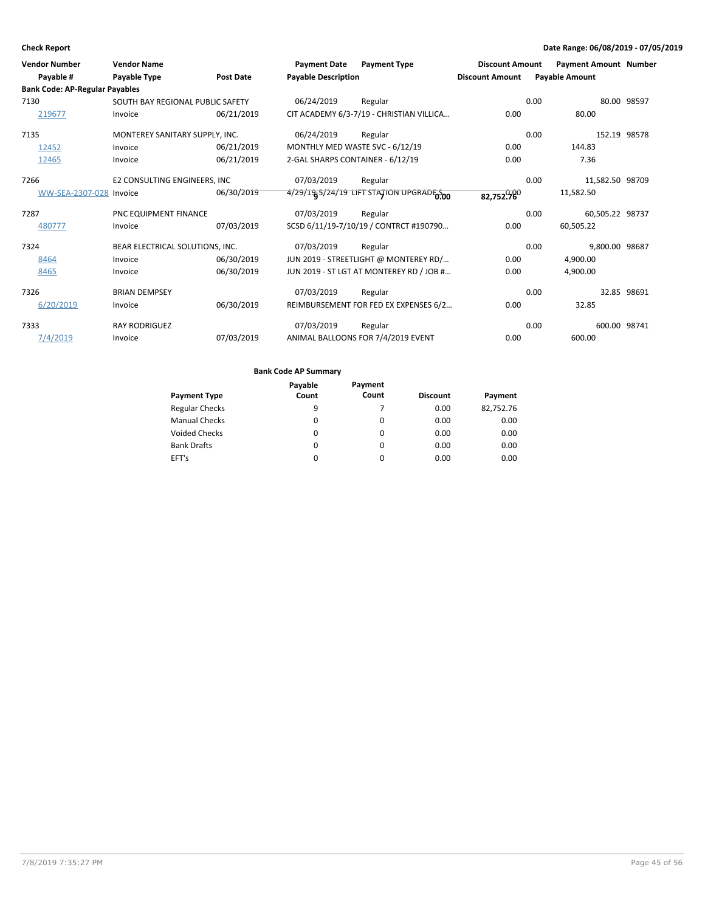**Check Report**

**Date Range: 06/08/2019 - 07/05/2019**

| Vendor Number | Vendor Name | | Payment Date | Payment Type | Discount Amount | Payment Amount | Number |
|---|---|---|---|---|---|---|---|
| Payable # | Payable Type | Post Date | Payable Description | | Discount Amount | Payable Amount | |
| **Bank Code: AP-Regular Payables** | | | | | | | |
| 7130 | SOUTH BAY REGIONAL PUBLIC SAFETY | | 06/24/2019 | Regular | 0.00 | 80.00 | 98597 |
| 219677 | Invoice | 06/21/2019 | CIT ACADEMY 6/3-7/19 - CHRISTIAN VILLICA... | | 0.00 | 80.00 | |
| 7135 | MONTEREY SANITARY SUPPLY, INC. | | 06/24/2019 | Regular | 0.00 | 152.19 | 98578 |
| 12452 | Invoice | 06/21/2019 | MONTHLY MED WASTE SVC - 6/12/19 | | 0.00 | 144.83 | |
| 12465 | Invoice | 06/21/2019 | 2-GAL SHARPS CONTAINER - 6/12/19 | | 0.00 | 7.36 | |
| 7266 | E2 CONSULTING ENGINEERS, INC | | 07/03/2019 | Regular | 0.00 | 11,582.50 | 98709 |
| WW-SEA-2307-028 | Invoice | 06/30/2019 | 4/29/19-5/24/19 LIFT STATION UPGRADES | | 0.00 | 11,582.50 | |
| 7287 | PNC EQUIPMENT FINANCE | | 07/03/2019 | Regular | 0.00 | 60,505.22 | 98737 |
| 480777 | Invoice | 07/03/2019 | SCSD 6/11/19-7/10/19 / CONTRCT #190790... | | 0.00 | 60,505.22 | |
| 7324 | BEAR ELECTRICAL SOLUTIONS, INC. | | 07/03/2019 | Regular | 0.00 | 9,800.00 | 98687 |
| 8464 | Invoice | 06/30/2019 | JUN 2019 - STREETLIGHT @ MONTEREY RD/... | | 0.00 | 4,900.00 | |
| 8465 | Invoice | 06/30/2019 | JUN 2019 - ST LGT AT MONTEREY RD / JOB #... | | 0.00 | 4,900.00 | |
| 7326 | BRIAN DEMPSEY | | 07/03/2019 | Regular | 0.00 | 32.85 | 98691 |
| 6/20/2019 | Invoice | 06/30/2019 | REIMBURSEMENT FOR FED EX EXPENSES 6/2... | | 0.00 | 32.85 | |
| 7333 | RAY RODRIGUEZ | | 07/03/2019 | Regular | 0.00 | 600.00 | 98741 |
| 7/4/2019 | Invoice | 07/03/2019 | ANIMAL BALLOONS FOR 7/4/2019 EVENT | | 0.00 | 600.00 | |

**Bank Code AP Summary**

| Payment Type | Payable Count | Payment Count | Discount | Payment |
|---|---|---|---|---|
| Regular Checks | 9 | 7 | 0.00 | 82,752.76 |
| Manual Checks | 0 | 0 | 0.00 | 0.00 |
| Voided Checks | 0 | 0 | 0.00 | 0.00 |
| Bank Drafts | 0 | 0 | 0.00 | 0.00 |
| EFT's | 0 | 0 | 0.00 | 0.00 |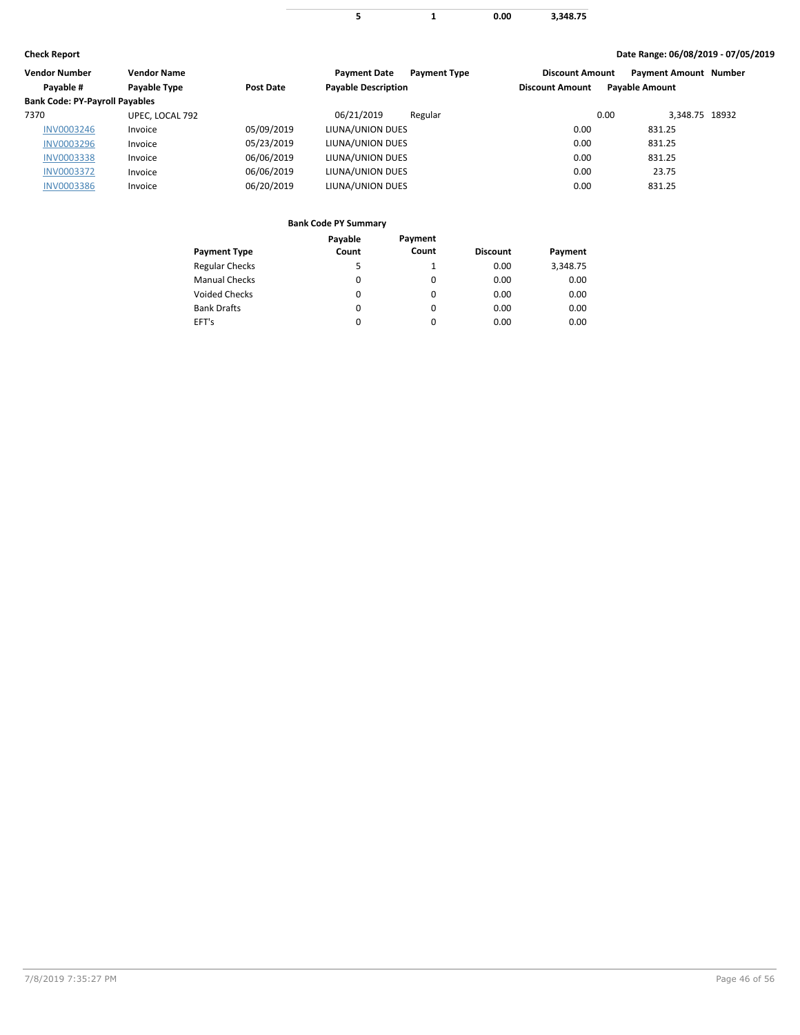| | | | |
|---|---|---|---|
| 5 | 1 | 0.00 | 3,348.75 |

**Check Report**

**Date Range: 06/08/2019 - 07/05/2019**

| Vendor Number / Payable # | Vendor Name / Payable Type | Post Date | Payment Date / Payable Description | Payment Type | Discount Amount / Discount Amount | Payment Amount / Payable Amount | Number |
|---|---|---|---|---|---|---|---|
| **Bank Code: PY-Payroll Payables** | | | | | | | |
| 7370 | UPEC, LOCAL 792 | | 06/21/2019 | Regular | 0.00 | 3,348.75 | 18932 |
| INV0003246 | Invoice | 05/09/2019 | LIUNA/UNION DUES | | 0.00 | 831.25 | |
| INV0003296 | Invoice | 05/23/2019 | LIUNA/UNION DUES | | 0.00 | 831.25 | |
| INV0003338 | Invoice | 06/06/2019 | LIUNA/UNION DUES | | 0.00 | 831.25 | |
| INV0003372 | Invoice | 06/06/2019 | LIUNA/UNION DUES | | 0.00 | 23.75 | |
| INV0003386 | Invoice | 06/20/2019 | LIUNA/UNION DUES | | 0.00 | 831.25 | |

**Bank Code PY Summary**

| Payment Type | Payable Count | Payment Count | Discount | Payment |
|---|---|---|---|---|
| Regular Checks | 5 | 1 | 0.00 | 3,348.75 |
| Manual Checks | 0 | 0 | 0.00 | 0.00 |
| Voided Checks | 0 | 0 | 0.00 | 0.00 |
| Bank Drafts | 0 | 0 | 0.00 | 0.00 |
| EFT's | 0 | 0 | 0.00 | 0.00 |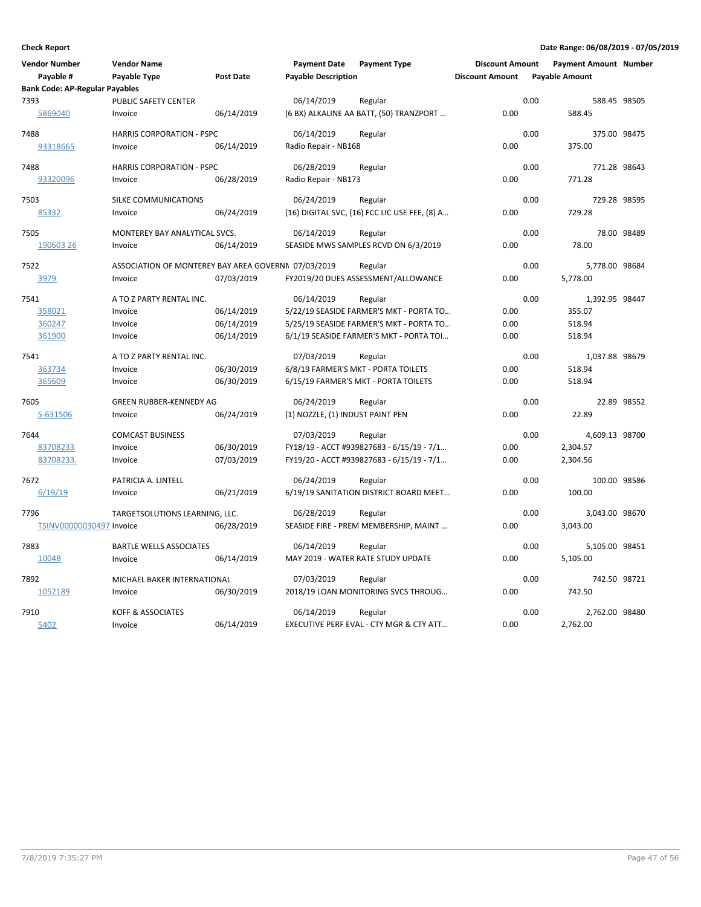**Check Report**

**Date Range: 06/08/2019 - 07/05/2019**

| Vendor Number | Vendor Name | | Payment Date | Payment Type | Discount Amount | Payment Amount | Number |
|---|---|---|---|---|---|---|---|
| Payable # | Payable Type | Post Date | Payable Description | | Discount Amount | Payable Amount | |
| **Bank Code: AP-Regular Payables** | | | | | | | |
| 7393 | PUBLIC SAFETY CENTER | | 06/14/2019 | Regular | 0.00 | 588.45 | 98505 |
| 5869040 | Invoice | 06/14/2019 | (6 BX) ALKALINE AA BATT, (50) TRANZPORT ... | | 0.00 | 588.45 | |
| 7488 | HARRIS CORPORATION - PSPC | | 06/14/2019 | Regular | 0.00 | 375.00 | 98475 |
| 93318665 | Invoice | 06/14/2019 | Radio Repair - NB168 | | 0.00 | 375.00 | |
| 7488 | HARRIS CORPORATION - PSPC | | 06/28/2019 | Regular | 0.00 | 771.28 | 98643 |
| 93320096 | Invoice | 06/28/2019 | Radio Repair - NB173 | | 0.00 | 771.28 | |
| 7503 | SILKE COMMUNICATIONS | | 06/24/2019 | Regular | 0.00 | 729.28 | 98595 |
| 85332 | Invoice | 06/24/2019 | (16) DIGITAL SVC, (16) FCC LIC USE FEE, (8) A... | | 0.00 | 729.28 | |
| 7505 | MONTEREY BAY ANALYTICAL SVCS. | | 06/14/2019 | Regular | 0.00 | 78.00 | 98489 |
| 190603 26 | Invoice | 06/14/2019 | SEASIDE MWS SAMPLES RCVD ON 6/3/2019 | | 0.00 | 78.00 | |
| 7522 | ASSOCIATION OF MONTEREY BAY AREA GOVERNI | | 07/03/2019 | Regular | 0.00 | 5,778.00 | 98684 |
| 3979 | Invoice | 07/03/2019 | FY2019/20 DUES ASSESSMENT/ALLOWANCE | | 0.00 | 5,778.00 | |
| 7541 | A TO Z PARTY RENTAL INC. | | 06/14/2019 | Regular | 0.00 | 1,392.95 | 98447 |
| 358021 | Invoice | 06/14/2019 | 5/22/19 SEASIDE FARMER'S MKT - PORTA TO... | | 0.00 | 355.07 | |
| 360247 | Invoice | 06/14/2019 | 5/25/19 SEASIDE FARMER'S MKT - PORTA TO... | | 0.00 | 518.94 | |
| 361900 | Invoice | 06/14/2019 | 6/1/19 SEASIDE FARMER'S MKT - PORTA TOI... | | 0.00 | 518.94 | |
| 7541 | A TO Z PARTY RENTAL INC. | | 07/03/2019 | Regular | 0.00 | 1,037.88 | 98679 |
| 363734 | Invoice | 06/30/2019 | 6/8/19 FARMER'S MKT - PORTA TOILETS | | 0.00 | 518.94 | |
| 365609 | Invoice | 06/30/2019 | 6/15/19 FARMER'S MKT - PORTA TOILETS | | 0.00 | 518.94 | |
| 7605 | GREEN RUBBER-KENNEDY AG | | 06/24/2019 | Regular | 0.00 | 22.89 | 98552 |
| S-631506 | Invoice | 06/24/2019 | (1) NOZZLE, (1) INDUST PAINT PEN | | 0.00 | 22.89 | |
| 7644 | COMCAST BUSINESS | | 07/03/2019 | Regular | 0.00 | 4,609.13 | 98700 |
| 83708233 | Invoice | 06/30/2019 | FY18/19 - ACCT #939827683 - 6/15/19 - 7/1... | | 0.00 | 2,304.57 | |
| 83708233. | Invoice | 07/03/2019 | FY19/20 - ACCT #939827683 - 6/15/19 - 7/1... | | 0.00 | 2,304.56 | |
| 7672 | PATRICIA A. LINTELL | | 06/24/2019 | Regular | 0.00 | 100.00 | 98586 |
| 6/19/19 | Invoice | 06/21/2019 | 6/19/19 SANITATION DISTRICT BOARD MEET... | | 0.00 | 100.00 | |
| 7796 | TARGETSOLUTIONS LEARNING, LLC. | | 06/28/2019 | Regular | 0.00 | 3,043.00 | 98670 |
| TSINV00000030497 | Invoice | 06/28/2019 | SEASIDE FIRE - PREM MEMBERSHIP, MAINT ... | | 0.00 | 3,043.00 | |
| 7883 | BARTLE WELLS ASSOCIATES | | 06/14/2019 | Regular | 0.00 | 5,105.00 | 98451 |
| 1004B | Invoice | 06/14/2019 | MAY 2019 - WATER RATE STUDY UPDATE | | 0.00 | 5,105.00 | |
| 7892 | MICHAEL BAKER INTERNATIONAL | | 07/03/2019 | Regular | 0.00 | 742.50 | 98721 |
| 1052189 | Invoice | 06/30/2019 | 2018/19 LOAN MONITORING SVCS THROUG... | | 0.00 | 742.50 | |
| 7910 | KOFF & ASSOCIATES | | 06/14/2019 | Regular | 0.00 | 2,762.00 | 98480 |
| 5402 | Invoice | 06/14/2019 | EXECUTIVE PERF EVAL - CTY MGR & CTY ATT... | | 0.00 | 2,762.00 | |

7/8/2019 7:35:27 PM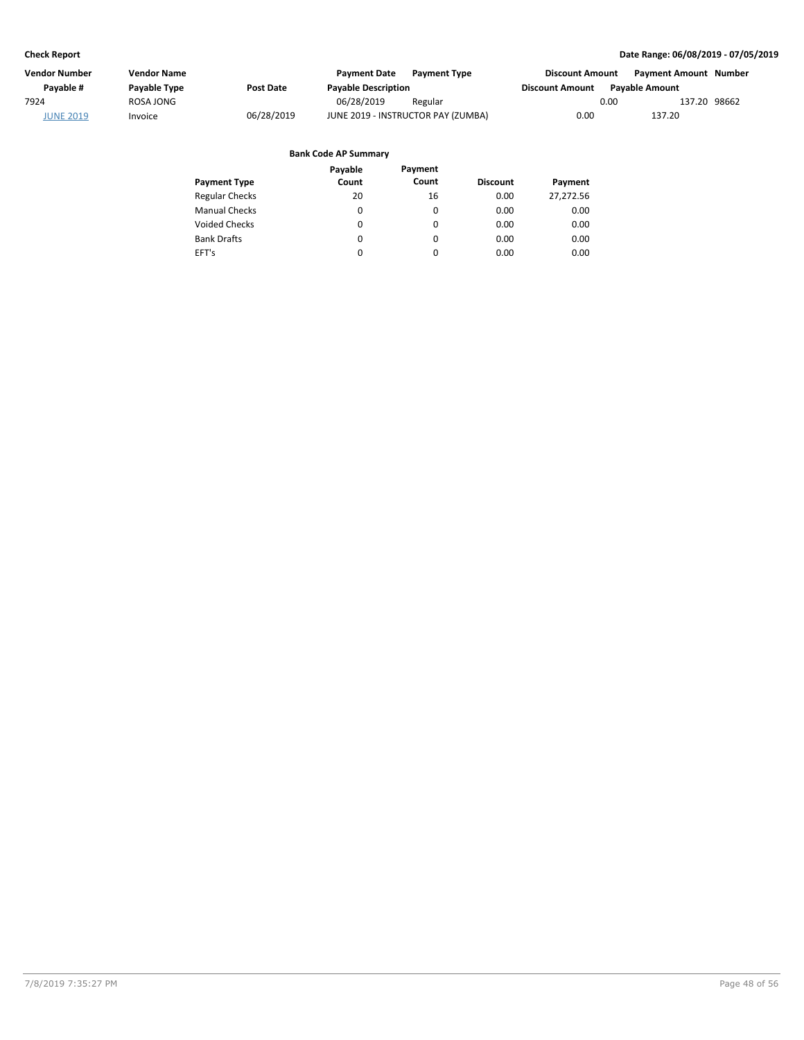| Vendor Number | Vendor Name | | Payment Date | Payment Type | Discount Amount | Payment Amount | Number |
|---|---|---|---|---|---|---|---|
| Payable # | Payable Type | Post Date | Payable Description | | Discount Amount | Payable Amount | |
| 7924 | ROSA JONG | | 06/28/2019 | Regular | 0.00 | 137.20 | 98662 |
| JUNE 2019 | Invoice | 06/28/2019 | JUNE 2019 - INSTRUCTOR PAY (ZUMBA) | | 0.00 | 137.20 | |

**Bank Code AP Summary**

| Payment Type | Payable Count | Payment Count | Discount | Payment |
|---|---|---|---|---|
| Regular Checks | 20 | 16 | 0.00 | 27,272.56 |
| Manual Checks | 0 | 0 | 0.00 | 0.00 |
| Voided Checks | 0 | 0 | 0.00 | 0.00 |
| Bank Drafts | 0 | 0 | 0.00 | 0.00 |
| EFT's | 0 | 0 | 0.00 | 0.00 |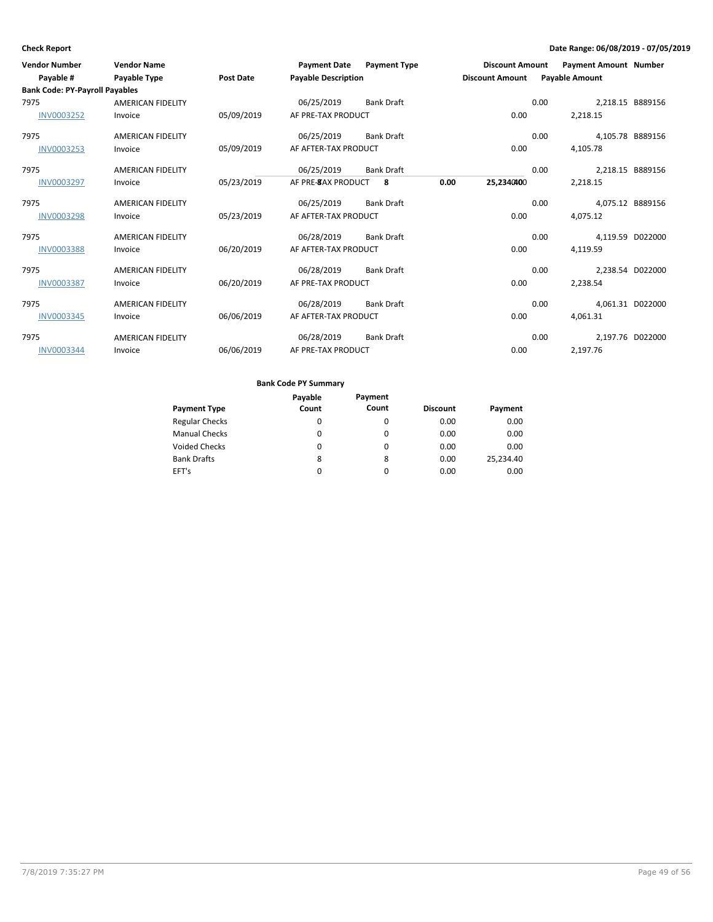**Check Report**

**Date Range: 06/08/2019 - 07/05/2019**

| Vendor Number / Payable # | Vendor Name / Payable Type | Post Date | Payment Date / Payable Description | Payment Type | Discount Amount | Payment Amount / Payable Amount | Number |
|---|---|---|---|---|---|---|---|
| **Bank Code: PY-Payroll Payables** | | | | | | | |
| 7975 | AMERICAN FIDELITY | | 06/25/2019 | Bank Draft | 0.00 | 2,218.15 | B889156 |
| INV0003252 | Invoice | 05/09/2019 | AF PRE-TAX PRODUCT | | 0.00 | 2,218.15 | |
| 7975 | AMERICAN FIDELITY | | 06/25/2019 | Bank Draft | 0.00 | 4,105.78 | B889156 |
| INV0003253 | Invoice | 05/09/2019 | AF AFTER-TAX PRODUCT | | 0.00 | 4,105.78 | |
| 7975 | AMERICAN FIDELITY | | 06/25/2019 | Bank Draft | 0.00 | 2,218.15 | B889156 |
| INV0003297 | Invoice | 05/23/2019 | AF PRE-TAX PRODUCT | | 0.00 | 2,218.15 | |
| 7975 | AMERICAN FIDELITY | | 06/25/2019 | Bank Draft | 0.00 | 4,075.12 | B889156 |
| INV0003298 | Invoice | 05/23/2019 | AF AFTER-TAX PRODUCT | | 0.00 | 4,075.12 | |
| 7975 | AMERICAN FIDELITY | | 06/28/2019 | Bank Draft | 0.00 | 4,119.59 | D022000 |
| INV0003388 | Invoice | 06/20/2019 | AF AFTER-TAX PRODUCT | | 0.00 | 4,119.59 | |
| 7975 | AMERICAN FIDELITY | | 06/28/2019 | Bank Draft | 0.00 | 2,238.54 | D022000 |
| INV0003387 | Invoice | 06/20/2019 | AF PRE-TAX PRODUCT | | 0.00 | 2,238.54 | |
| 7975 | AMERICAN FIDELITY | | 06/28/2019 | Bank Draft | 0.00 | 4,061.31 | D022000 |
| INV0003345 | Invoice | 06/06/2019 | AF AFTER-TAX PRODUCT | | 0.00 | 4,061.31 | |
| 7975 | AMERICAN FIDELITY | | 06/28/2019 | Bank Draft | 0.00 | 2,197.76 | D022000 |
| INV0003344 | Invoice | 06/06/2019 | AF PRE-TAX PRODUCT | | 0.00 | 2,197.76 | |
| | | | Vendor 7975 Total: | 8 | 0.00 | 25,234.40 | |

**Bank Code PY Summary**

| Payment Type | Payable Count | Payment Count | Discount | Payment |
|---|---|---|---|---|
| Regular Checks | 0 | 0 | 0.00 | 0.00 |
| Manual Checks | 0 | 0 | 0.00 | 0.00 |
| Voided Checks | 0 | 0 | 0.00 | 0.00 |
| Bank Drafts | 8 | 8 | 0.00 | 25,234.40 |
| EFT's | 0 | 0 | 0.00 | 0.00 |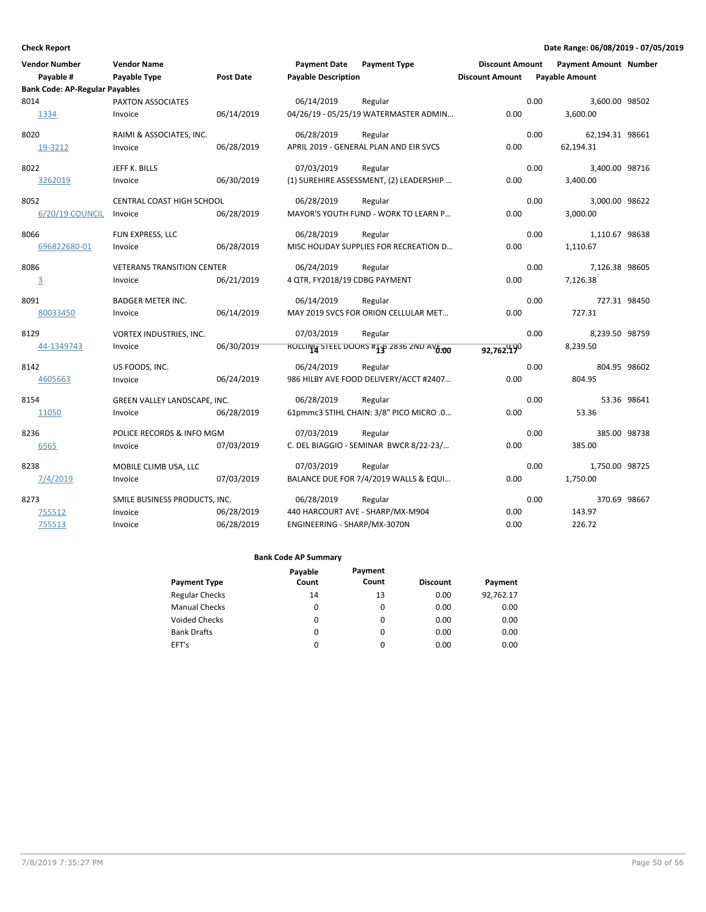**Check Report**

**Date Range: 06/08/2019 - 07/05/2019**

| Vendor Number / Payable # | Vendor Name / Payable Type | Post Date | Payment Date / Payable Description | Payment Type | Discount Amount | Payment Amount / Payable Amount | Number |
|---|---|---|---|---|---|---|---|
| **Bank Code: AP-Regular Payables** | | | | | | | |
| 8014 | PAXTON ASSOCIATES | | 06/14/2019 | Regular | 0.00 | 3,600.00 | 98502 |
| 1334 | Invoice | 06/14/2019 | 04/26/19 - 05/25/19 WATERMASTER ADMIN… | | 0.00 | 3,600.00 | |
| 8020 | RAIMI & ASSOCIATES, INC. | | 06/28/2019 | Regular | 0.00 | 62,194.31 | 98661 |
| 19-3212 | Invoice | 06/28/2019 | APRIL 2019 - GENERAL PLAN AND EIR SVCS | | 0.00 | 62,194.31 | |
| 8022 | JEFF K. BILLS | | 07/03/2019 | Regular | 0.00 | 3,400.00 | 98716 |
| 3262019 | Invoice | 06/30/2019 | (1) SUREHIRE ASSESSMENT, (2) LEADERSHIP … | | 0.00 | 3,400.00 | |
| 8052 | CENTRAL COAST HIGH SCHOOL | | 06/28/2019 | Regular | 0.00 | 3,000.00 | 98622 |
| 6/20/19 COUNCIL | Invoice | 06/28/2019 | MAYOR'S YOUTH FUND - WORK TO LEARN P… | | 0.00 | 3,000.00 | |
| 8066 | FUN EXPRESS, LLC | | 06/28/2019 | Regular | 0.00 | 1,110.67 | 98638 |
| 696822680-01 | Invoice | 06/28/2019 | MISC HOLIDAY SUPPLIES FOR RECREATION D… | | 0.00 | 1,110.67 | |
| 8086 | VETERANS TRANSITION CENTER | | 06/24/2019 | Regular | 0.00 | 7,126.38 | 98605 |
| 3 | Invoice | 06/21/2019 | 4 QTR, FY2018/19 CDBG PAYMENT | | 0.00 | 7,126.38 | |
| 8091 | BADGER METER INC. | | 06/14/2019 | Regular | 0.00 | 727.31 | 98450 |
| 80033450 | Invoice | 06/14/2019 | MAY 2019 SVCS FOR ORION CELLULAR MET… | | 0.00 | 727.31 | |
| 8129 | VORTEX INDUSTRIES, INC. | | 07/03/2019 | Regular | 0.00 | 8,239.50 | 98759 |
| 44-1349743 | Invoice | 06/30/2019 | ROLLING STEEL DOORS #1-5 2836 2ND AVE | | 0.00 | 8,239.50 | |
| 8142 | US FOODS, INC. | | 06/24/2019 | Regular | 0.00 | 804.95 | 98602 |
| 4605663 | Invoice | 06/24/2019 | 986 HILBY AVE FOOD DELIVERY/ACCT #2407… | | 0.00 | 804.95 | |
| 8154 | GREEN VALLEY LANDSCAPE, INC. | | 06/28/2019 | Regular | 0.00 | 53.36 | 98641 |
| 11050 | Invoice | 06/28/2019 | 61pmmc3 STIHL CHAIN: 3/8" PICO MICRO .0… | | 0.00 | 53.36 | |
| 8236 | POLICE RECORDS & INFO MGM | | 07/03/2019 | Regular | 0.00 | 385.00 | 98738 |
| 6565 | Invoice | 07/03/2019 | C. DEL BIAGGIO - SEMINAR BWCR 8/22-23/… | | 0.00 | 385.00 | |
| 8238 | MOBILE CLIMB USA, LLC | | 07/03/2019 | Regular | 0.00 | 1,750.00 | 98725 |
| 7/4/2019 | Invoice | 07/03/2019 | BALANCE DUE FOR 7/4/2019 WALLS & EQUI… | | 0.00 | 1,750.00 | |
| 8273 | SMILE BUSINESS PRODUCTS, INC. | | 06/28/2019 | Regular | 0.00 | 370.69 | 98667 |
| 755512 | Invoice | 06/28/2019 | 440 HARCOURT AVE - SHARP/MX-M904 | | 0.00 | 143.97 | |
| 755513 | Invoice | 06/28/2019 | ENGINEERING - SHARP/MX-3070N | | 0.00 | 226.72 | |

**Bank Code AP Summary**

| Payment Type | Payable Count | Payment Count | Discount | Payment |
|---|---|---|---|---|
| Regular Checks | 14 | 13 | 0.00 | 92,762.17 |
| Manual Checks | 0 | 0 | 0.00 | 0.00 |
| Voided Checks | 0 | 0 | 0.00 | 0.00 |
| Bank Drafts | 0 | 0 | 0.00 | 0.00 |
| EFT's | 0 | 0 | 0.00 | 0.00 |
| | **14** | **13** | **0.00** | **92,762.17** |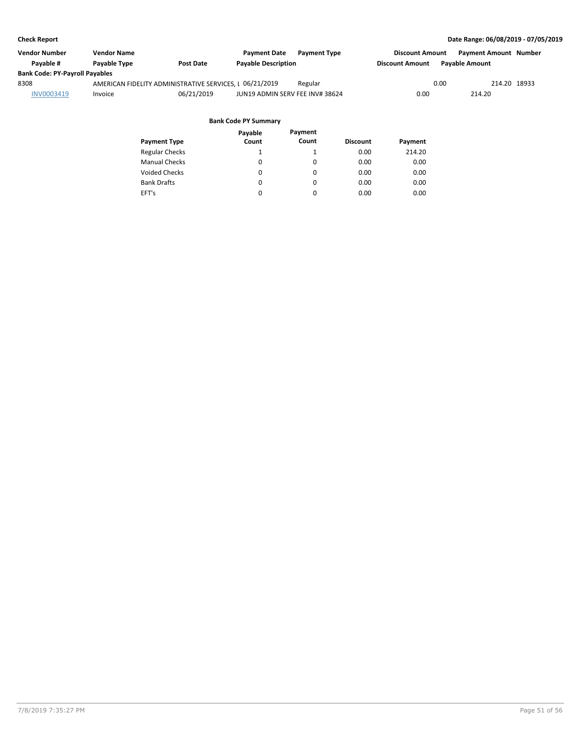| Vendor Number | Vendor Name | | Payment Date | Payment Type | Discount Amount | Payment Amount | Number |
|---|---|---|---|---|---|---|---|
| Payable # | Payable Type | Post Date | Payable Description | | Discount Amount | Payable Amount | |
| **Bank Code: PY-Payroll Payables** | | | | | | | |
| 8308 | AMERICAN FIDELITY ADMINISTRATIVE SERVICES, L | | 06/21/2019 | Regular | 0.00 | 214.20 | 18933 |
| INV0003419 | Invoice | 06/21/2019 | JUN19 ADMIN SERV FEE INV# 38624 | | 0.00 | 214.20 | |

**Bank Code PY Summary**

| Payment Type | Payable Count | Payment Count | Discount | Payment |
|---|---|---|---|---|
| Regular Checks | 1 | 1 | 0.00 | 214.20 |
| Manual Checks | 0 | 0 | 0.00 | 0.00 |
| Voided Checks | 0 | 0 | 0.00 | 0.00 |
| Bank Drafts | 0 | 0 | 0.00 | 0.00 |
| EFT's | 0 | 0 | 0.00 | 0.00 |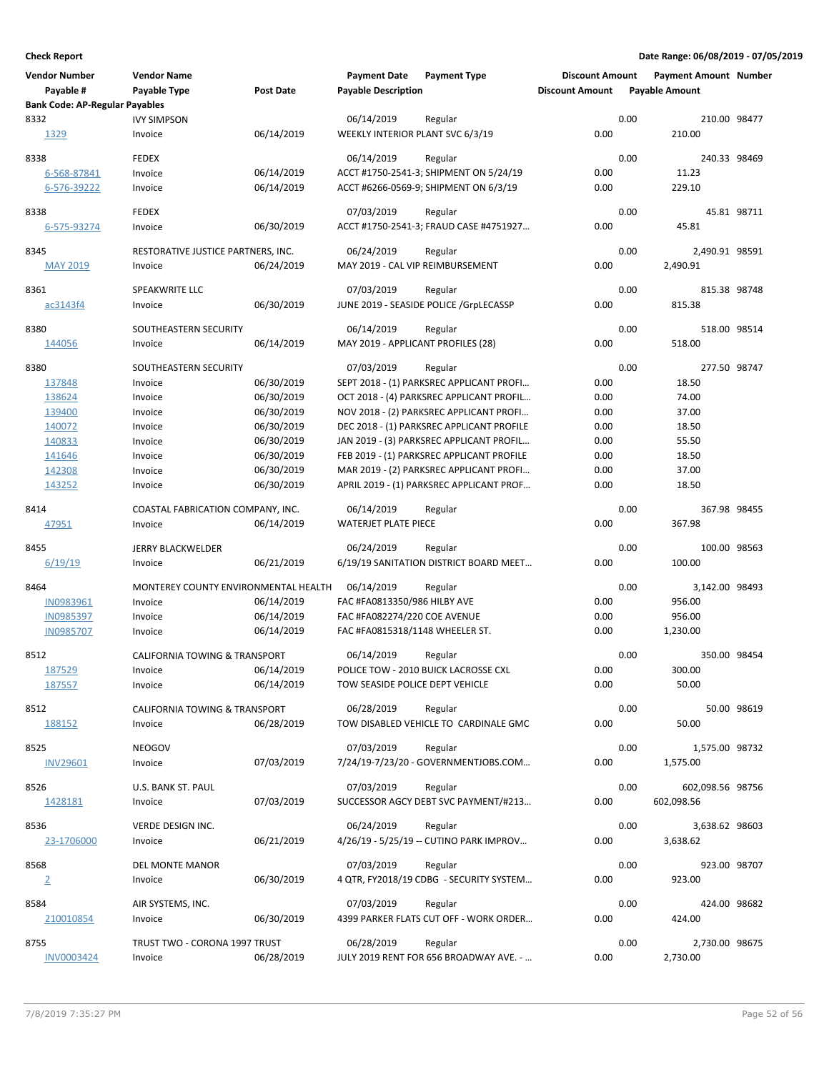**Check Report**

**Date Range: 06/08/2019 - 07/05/2019**

| Vendor Number | Vendor Name | | Payment Date | Payment Type | Discount Amount | Payment Amount | Number |
|---|---|---|---|---|---|---|---|
| Payable # | Payable Type | Post Date | Payable Description | | Discount Amount | Payable Amount | |
| **Bank Code: AP-Regular Payables** | | | | | | | |
| 8332 | IVY SIMPSON | | 06/14/2019 | Regular | 0.00 | 210.00 | 98477 |
| 1329 | Invoice | 06/14/2019 | WEEKLY INTERIOR PLANT SVC 6/3/19 | | 0.00 | 210.00 | |
| 8338 | FEDEX | | 06/14/2019 | Regular | 0.00 | 240.33 | 98469 |
| 6-568-87841 | Invoice | 06/14/2019 | ACCT #1750-2541-3; SHIPMENT ON 5/24/19 | | 0.00 | 11.23 | |
| 6-576-39222 | Invoice | 06/14/2019 | ACCT #6266-0569-9; SHIPMENT ON 6/3/19 | | 0.00 | 229.10 | |
| 8338 | FEDEX | | 07/03/2019 | Regular | 0.00 | 45.81 | 98711 |
| 6-575-93274 | Invoice | 06/30/2019 | ACCT #1750-2541-3; FRAUD CASE #4751927... | | 0.00 | 45.81 | |
| 8345 | RESTORATIVE JUSTICE PARTNERS, INC. | | 06/24/2019 | Regular | 0.00 | 2,490.91 | 98591 |
| MAY 2019 | Invoice | 06/24/2019 | MAY 2019 - CAL VIP REIMBURSEMENT | | 0.00 | 2,490.91 | |
| 8361 | SPEAKWRITE LLC | | 07/03/2019 | Regular | 0.00 | 815.38 | 98748 |
| ac3143f4 | Invoice | 06/30/2019 | JUNE 2019 - SEASIDE POLICE /GrpLECASSP | | 0.00 | 815.38 | |
| 8380 | SOUTHEASTERN SECURITY | | 06/14/2019 | Regular | 0.00 | 518.00 | 98514 |
| 144056 | Invoice | 06/14/2019 | MAY 2019 - APPLICANT PROFILES (28) | | 0.00 | 518.00 | |
| 8380 | SOUTHEASTERN SECURITY | | 07/03/2019 | Regular | 0.00 | 277.50 | 98747 |
| 137848 | Invoice | 06/30/2019 | SEPT 2018 - (1) PARKSREC APPLICANT PROFI... | | 0.00 | 18.50 | |
| 138624 | Invoice | 06/30/2019 | OCT 2018 - (4) PARKSREC APPLICANT PROFIL... | | 0.00 | 74.00 | |
| 139400 | Invoice | 06/30/2019 | NOV 2018 - (2) PARKSREC APPLICANT PROFI... | | 0.00 | 37.00 | |
| 140072 | Invoice | 06/30/2019 | DEC 2018 - (1) PARKSREC APPLICANT PROFILE | | 0.00 | 18.50 | |
| 140833 | Invoice | 06/30/2019 | JAN 2019 - (3) PARKSREC APPLICANT PROFIL... | | 0.00 | 55.50 | |
| 141646 | Invoice | 06/30/2019 | FEB 2019 - (1) PARKSREC APPLICANT PROFILE | | 0.00 | 18.50 | |
| 142308 | Invoice | 06/30/2019 | MAR 2019 - (2) PARKSREC APPLICANT PROFI... | | 0.00 | 37.00 | |
| 143252 | Invoice | 06/30/2019 | APRIL 2019 - (1) PARKSREC APPLICANT PROF... | | 0.00 | 18.50 | |
| 8414 | COASTAL FABRICATION COMPANY, INC. | | 06/14/2019 | Regular | 0.00 | 367.98 | 98455 |
| 47951 | Invoice | 06/14/2019 | WATERJET PLATE PIECE | | 0.00 | 367.98 | |
| 8455 | JERRY BLACKWELDER | | 06/24/2019 | Regular | 0.00 | 100.00 | 98563 |
| 6/19/19 | Invoice | 06/21/2019 | 6/19/19 SANITATION DISTRICT BOARD MEET... | | 0.00 | 100.00 | |
| 8464 | MONTEREY COUNTY ENVIRONMENTAL HEALTH | | 06/14/2019 | Regular | 0.00 | 3,142.00 | 98493 |
| IN0983961 | Invoice | 06/14/2019 | FAC #FA0813350/986 HILBY AVE | | 0.00 | 956.00 | |
| IN0985397 | Invoice | 06/14/2019 | FAC #FA082274/220 COE AVENUE | | 0.00 | 956.00 | |
| IN0985707 | Invoice | 06/14/2019 | FAC #FA0815318/1148 WHEELER ST. | | 0.00 | 1,230.00 | |
| 8512 | CALIFORNIA TOWING & TRANSPORT | | 06/14/2019 | Regular | 0.00 | 350.00 | 98454 |
| 187529 | Invoice | 06/14/2019 | POLICE TOW - 2010 BUICK LACROSSE CXL | | 0.00 | 300.00 | |
| 187557 | Invoice | 06/14/2019 | TOW SEASIDE POLICE DEPT VEHICLE | | 0.00 | 50.00 | |
| 8512 | CALIFORNIA TOWING & TRANSPORT | | 06/28/2019 | Regular | 0.00 | 50.00 | 98619 |
| 188152 | Invoice | 06/28/2019 | TOW DISABLED VEHICLE TO CARDINALE GMC | | 0.00 | 50.00 | |
| 8525 | NEOGOV | | 07/03/2019 | Regular | 0.00 | 1,575.00 | 98732 |
| INV29601 | Invoice | 07/03/2019 | 7/24/19-7/23/20 - GOVERNMENTJOBS.COM... | | 0.00 | 1,575.00 | |
| 8526 | U.S. BANK ST. PAUL | | 07/03/2019 | Regular | 0.00 | 602,098.56 | 98756 |
| 1428181 | Invoice | 07/03/2019 | SUCCESSOR AGCY DEBT SVC PAYMENT/#213... | | 0.00 | 602,098.56 | |
| 8536 | VERDE DESIGN INC. | | 06/24/2019 | Regular | 0.00 | 3,638.62 | 98603 |
| 23-1706000 | Invoice | 06/21/2019 | 4/26/19 - 5/25/19 -- CUTINO PARK IMPROV... | | 0.00 | 3,638.62 | |
| 8568 | DEL MONTE MANOR | | 07/03/2019 | Regular | 0.00 | 923.00 | 98707 |
| 2 | Invoice | 06/30/2019 | 4 QTR, FY2018/19 CDBG - SECURITY SYSTEM... | | 0.00 | 923.00 | |
| 8584 | AIR SYSTEMS, INC. | | 07/03/2019 | Regular | 0.00 | 424.00 | 98682 |
| 210010854 | Invoice | 06/30/2019 | 4399 PARKER FLATS CUT OFF - WORK ORDER... | | 0.00 | 424.00 | |
| 8755 | TRUST TWO - CORONA 1997 TRUST | | 06/28/2019 | Regular | 0.00 | 2,730.00 | 98675 |
| INV0003424 | Invoice | 06/28/2019 | JULY 2019 RENT FOR 656 BROADWAY AVE. - ... | | 0.00 | 2,730.00 | |

7/8/2019 7:35:27 PM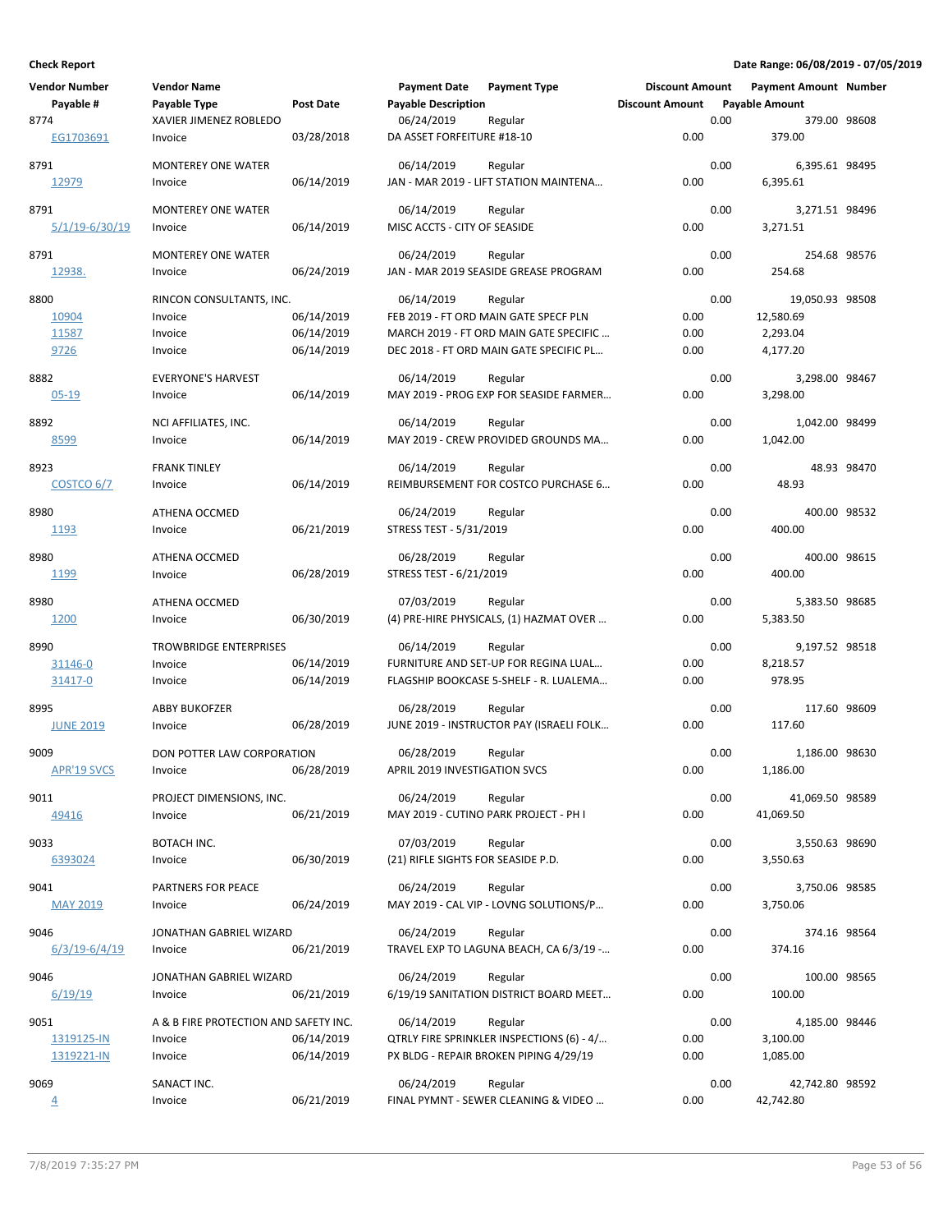**Check Report**

**Date Range: 06/08/2019 - 07/05/2019**

| Vendor Number / Payable # | Vendor Name / Payable Type | Post Date | Payment Date / Payable Description | Payment Type | Discount Amount / Discount Amount | Payment Amount / Payable Amount | Number |
|---|---|---|---|---|---|---|---|
| 8774 | XAVIER JIMENEZ ROBLEDO | | 06/24/2019 | Regular | 0.00 | 379.00 | 98608 |
| EG1703691 | Invoice | 03/28/2018 | DA ASSET FORFEITURE #18-10 | | 0.00 | 379.00 | |
| 8791 | MONTEREY ONE WATER | | 06/14/2019 | Regular | 0.00 | 6,395.61 | 98495 |
| 12979 | Invoice | 06/14/2019 | JAN - MAR 2019 - LIFT STATION MAINTENA… | | 0.00 | 6,395.61 | |
| 8791 | MONTEREY ONE WATER | | 06/14/2019 | Regular | 0.00 | 3,271.51 | 98496 |
| 5/1/19-6/30/19 | Invoice | 06/14/2019 | MISC ACCTS - CITY OF SEASIDE | | 0.00 | 3,271.51 | |
| 8791 | MONTEREY ONE WATER | | 06/24/2019 | Regular | 0.00 | 254.68 | 98576 |
| 12938. | Invoice | 06/24/2019 | JAN - MAR 2019 SEASIDE GREASE PROGRAM | | 0.00 | 254.68 | |
| 8800 | RINCON CONSULTANTS, INC. | | 06/14/2019 | Regular | 0.00 | 19,050.93 | 98508 |
| 10904 | Invoice | 06/14/2019 | FEB 2019 - FT ORD MAIN GATE SPECF PLN | | 0.00 | 12,580.69 | |
| 11587 | Invoice | 06/14/2019 | MARCH 2019 - FT ORD MAIN GATE SPECIFIC … | | 0.00 | 2,293.04 | |
| 9726 | Invoice | 06/14/2019 | DEC 2018 - FT ORD MAIN GATE SPECIFIC PL… | | 0.00 | 4,177.20 | |
| 8882 | EVERYONE'S HARVEST | | 06/14/2019 | Regular | 0.00 | 3,298.00 | 98467 |
| 05-19 | Invoice | 06/14/2019 | MAY 2019 - PROG EXP FOR SEASIDE FARMER… | | 0.00 | 3,298.00 | |
| 8892 | NCI AFFILIATES, INC. | | 06/14/2019 | Regular | 0.00 | 1,042.00 | 98499 |
| 8599 | Invoice | 06/14/2019 | MAY 2019 - CREW PROVIDED GROUNDS MA… | | 0.00 | 1,042.00 | |
| 8923 | FRANK TINLEY | | 06/14/2019 | Regular | 0.00 | 48.93 | 98470 |
| COSTCO 6/7 | Invoice | 06/14/2019 | REIMBURSEMENT FOR COSTCO PURCHASE 6… | | 0.00 | 48.93 | |
| 8980 | ATHENA OCCMED | | 06/24/2019 | Regular | 0.00 | 400.00 | 98532 |
| 1193 | Invoice | 06/21/2019 | STRESS TEST - 5/31/2019 | | 0.00 | 400.00 | |
| 8980 | ATHENA OCCMED | | 06/28/2019 | Regular | 0.00 | 400.00 | 98615 |
| 1199 | Invoice | 06/28/2019 | STRESS TEST - 6/21/2019 | | 0.00 | 400.00 | |
| 8980 | ATHENA OCCMED | | 07/03/2019 | Regular | 0.00 | 5,383.50 | 98685 |
| 1200 | Invoice | 06/30/2019 | (4) PRE-HIRE PHYSICALS, (1) HAZMAT OVER … | | 0.00 | 5,383.50 | |
| 8990 | TROWBRIDGE ENTERPRISES | | 06/14/2019 | Regular | 0.00 | 9,197.52 | 98518 |
| 31146-0 | Invoice | 06/14/2019 | FURNITURE AND SET-UP FOR REGINA LUAL… | | 0.00 | 8,218.57 | |
| 31417-0 | Invoice | 06/14/2019 | FLAGSHIP BOOKCASE 5-SHELF - R. LUALEMA… | | 0.00 | 978.95 | |
| 8995 | ABBY BUKOFZER | | 06/28/2019 | Regular | 0.00 | 117.60 | 98609 |
| JUNE 2019 | Invoice | 06/28/2019 | JUNE 2019 - INSTRUCTOR PAY (ISRAELI FOLK… | | 0.00 | 117.60 | |
| 9009 | DON POTTER LAW CORPORATION | | 06/28/2019 | Regular | 0.00 | 1,186.00 | 98630 |
| APR'19 SVCS | Invoice | 06/28/2019 | APRIL 2019 INVESTIGATION SVCS | | 0.00 | 1,186.00 | |
| 9011 | PROJECT DIMENSIONS, INC. | | 06/24/2019 | Regular | 0.00 | 41,069.50 | 98589 |
| 49416 | Invoice | 06/21/2019 | MAY 2019 - CUTINO PARK PROJECT - PH I | | 0.00 | 41,069.50 | |
| 9033 | BOTACH INC. | | 07/03/2019 | Regular | 0.00 | 3,550.63 | 98690 |
| 6393024 | Invoice | 06/30/2019 | (21) RIFLE SIGHTS FOR SEASIDE P.D. | | 0.00 | 3,550.63 | |
| 9041 | PARTNERS FOR PEACE | | 06/24/2019 | Regular | 0.00 | 3,750.06 | 98585 |
| MAY 2019 | Invoice | 06/24/2019 | MAY 2019 - CAL VIP - LOVNG SOLUTIONS/P… | | 0.00 | 3,750.06 | |
| 9046 | JONATHAN GABRIEL WIZARD | | 06/24/2019 | Regular | 0.00 | 374.16 | 98564 |
| 6/3/19-6/4/19 | Invoice | 06/21/2019 | TRAVEL EXP TO LAGUNA BEACH, CA 6/3/19 -… | | 0.00 | 374.16 | |
| 9046 | JONATHAN GABRIEL WIZARD | | 06/24/2019 | Regular | 0.00 | 100.00 | 98565 |
| 6/19/19 | Invoice | 06/21/2019 | 6/19/19 SANITATION DISTRICT BOARD MEET… | | 0.00 | 100.00 | |
| 9051 | A & B FIRE PROTECTION AND SAFETY INC. | | 06/14/2019 | Regular | 0.00 | 4,185.00 | 98446 |
| 1319125-IN | Invoice | 06/14/2019 | QTRLY FIRE SPRINKLER INSPECTIONS (6) - 4/… | | 0.00 | 3,100.00 | |
| 1319221-IN | Invoice | 06/14/2019 | PX BLDG - REPAIR BROKEN PIPING 4/29/19 | | 0.00 | 1,085.00 | |
| 9069 | SANACT INC. | | 06/24/2019 | Regular | 0.00 | 42,742.80 | 98592 |
| 4 | Invoice | 06/21/2019 | FINAL PYMNT - SEWER CLEANING & VIDEO … | | 0.00 | 42,742.80 | |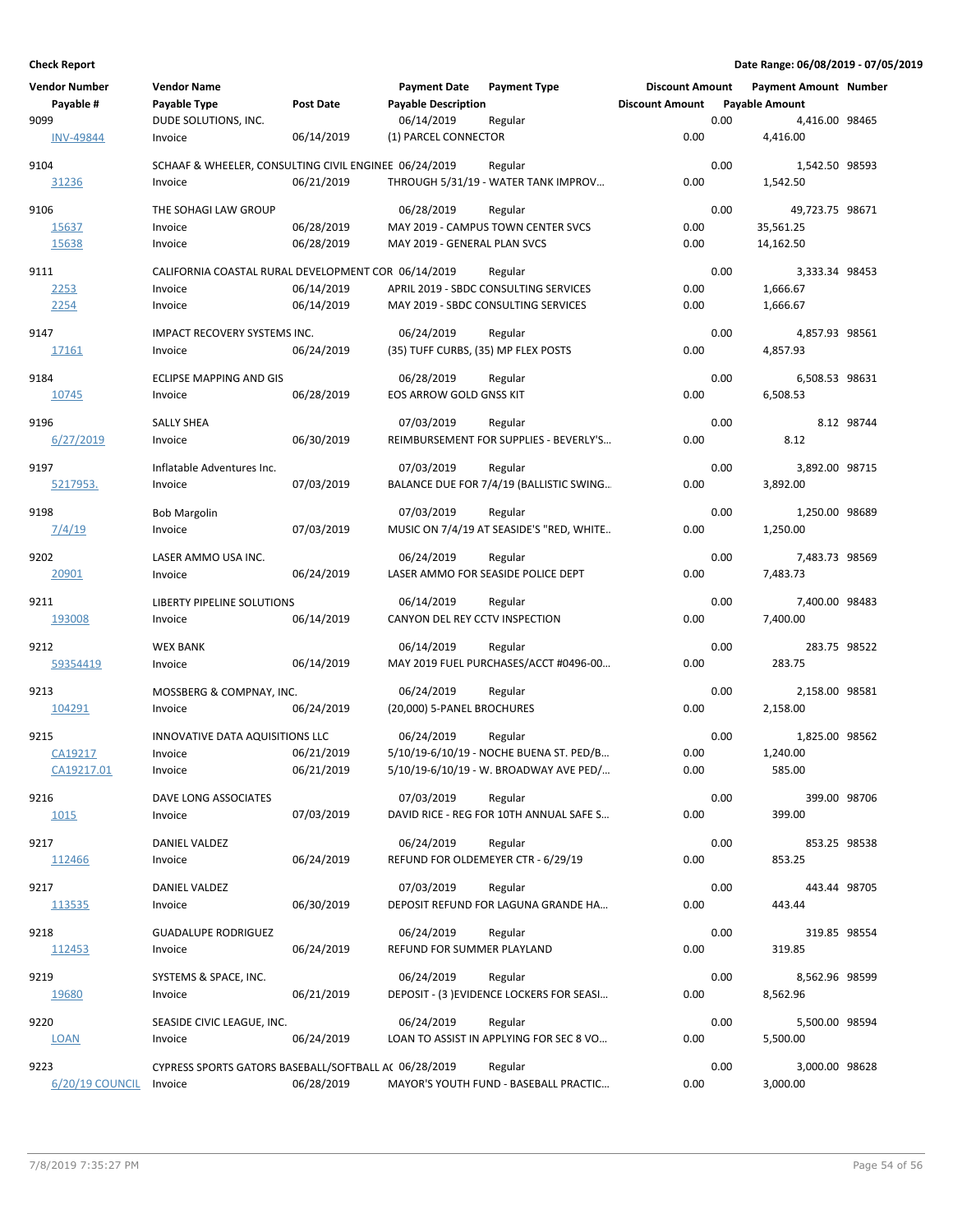**Check Report**

**Date Range: 06/08/2019 - 07/05/2019**

| Vendor Number | Vendor Name | | Payment Date | Payment Type | Discount Amount | Payment Amount | Number |
|---|---|---|---|---|---|---|---|
| Payable # | Payable Type | Post Date | Payable Description | | Discount Amount | Payable Amount | |
| 9099 | DUDE SOLUTIONS, INC. | | 06/14/2019 | Regular | 0.00 | 4,416.00 | 98465 |
| INV-49844 | Invoice | 06/14/2019 | (1) PARCEL CONNECTOR | | 0.00 | 4,416.00 | |
| 9104 | SCHAAF & WHEELER, CONSULTING CIVIL ENGINEE | | 06/24/2019 | Regular | 0.00 | 1,542.50 | 98593 |
| 31236 | Invoice | 06/21/2019 | THROUGH 5/31/19 - WATER TANK IMPROV... | | 0.00 | 1,542.50 | |
| 9106 | THE SOHAGI LAW GROUP | | 06/28/2019 | Regular | 0.00 | 49,723.75 | 98671 |
| 15637 | Invoice | 06/28/2019 | MAY 2019 - CAMPUS TOWN CENTER SVCS | | 0.00 | 35,561.25 | |
| 15638 | Invoice | 06/28/2019 | MAY 2019 - GENERAL PLAN SVCS | | 0.00 | 14,162.50 | |
| 9111 | CALIFORNIA COASTAL RURAL DEVELOPMENT COR | | 06/14/2019 | Regular | 0.00 | 3,333.34 | 98453 |
| 2253 | Invoice | 06/14/2019 | APRIL 2019 - SBDC CONSULTING SERVICES | | 0.00 | 1,666.67 | |
| 2254 | Invoice | 06/14/2019 | MAY 2019 - SBDC CONSULTING SERVICES | | 0.00 | 1,666.67 | |
| 9147 | IMPACT RECOVERY SYSTEMS INC. | | 06/24/2019 | Regular | 0.00 | 4,857.93 | 98561 |
| 17161 | Invoice | 06/24/2019 | (35) TUFF CURBS, (35) MP FLEX POSTS | | 0.00 | 4,857.93 | |
| 9184 | ECLIPSE MAPPING AND GIS | | 06/28/2019 | Regular | 0.00 | 6,508.53 | 98631 |
| 10745 | Invoice | 06/28/2019 | EOS ARROW GOLD GNSS KIT | | 0.00 | 6,508.53 | |
| 9196 | SALLY SHEA | | 07/03/2019 | Regular | 0.00 | 8.12 | 98744 |
| 6/27/2019 | Invoice | 06/30/2019 | REIMBURSEMENT FOR SUPPLIES - BEVERLY'S... | | 0.00 | 8.12 | |
| 9197 | Inflatable Adventures Inc. | | 07/03/2019 | Regular | 0.00 | 3,892.00 | 98715 |
| 5217953. | Invoice | 07/03/2019 | BALANCE DUE FOR 7/4/19 (BALLISTIC SWING... | | 0.00 | 3,892.00 | |
| 9198 | Bob Margolin | | 07/03/2019 | Regular | 0.00 | 1,250.00 | 98689 |
| 7/4/19 | Invoice | 07/03/2019 | MUSIC ON 7/4/19 AT SEASIDE'S "RED, WHITE... | | 0.00 | 1,250.00 | |
| 9202 | LASER AMMO USA INC. | | 06/24/2019 | Regular | 0.00 | 7,483.73 | 98569 |
| 20901 | Invoice | 06/24/2019 | LASER AMMO FOR SEASIDE POLICE DEPT | | 0.00 | 7,483.73 | |
| 9211 | LIBERTY PIPELINE SOLUTIONS | | 06/14/2019 | Regular | 0.00 | 7,400.00 | 98483 |
| 193008 | Invoice | 06/14/2019 | CANYON DEL REY CCTV INSPECTION | | 0.00 | 7,400.00 | |
| 9212 | WEX BANK | | 06/14/2019 | Regular | 0.00 | 283.75 | 98522 |
| 59354419 | Invoice | 06/14/2019 | MAY 2019 FUEL PURCHASES/ACCT #0496-00... | | 0.00 | 283.75 | |
| 9213 | MOSSBERG & COMPNAY, INC. | | 06/24/2019 | Regular | 0.00 | 2,158.00 | 98581 |
| 104291 | Invoice | 06/24/2019 | (20,000) 5-PANEL BROCHURES | | 0.00 | 2,158.00 | |
| 9215 | INNOVATIVE DATA AQUISITIONS LLC | | 06/24/2019 | Regular | 0.00 | 1,825.00 | 98562 |
| CA19217 | Invoice | 06/21/2019 | 5/10/19-6/10/19 - NOCHE BUENA ST. PED/B... | | 0.00 | 1,240.00 | |
| CA19217.01 | Invoice | 06/21/2019 | 5/10/19-6/10/19 - W. BROADWAY AVE PED/... | | 0.00 | 585.00 | |
| 9216 | DAVE LONG ASSOCIATES | | 07/03/2019 | Regular | 0.00 | 399.00 | 98706 |
| 1015 | Invoice | 07/03/2019 | DAVID RICE - REG FOR 10TH ANNUAL SAFE S... | | 0.00 | 399.00 | |
| 9217 | DANIEL VALDEZ | | 06/24/2019 | Regular | 0.00 | 853.25 | 98538 |
| 112466 | Invoice | 06/24/2019 | REFUND FOR OLDEMEYER CTR - 6/29/19 | | 0.00 | 853.25 | |
| 9217 | DANIEL VALDEZ | | 07/03/2019 | Regular | 0.00 | 443.44 | 98705 |
| 113535 | Invoice | 06/30/2019 | DEPOSIT REFUND FOR LAGUNA GRANDE HA... | | 0.00 | 443.44 | |
| 9218 | GUADALUPE RODRIGUEZ | | 06/24/2019 | Regular | 0.00 | 319.85 | 98554 |
| 112453 | Invoice | 06/24/2019 | REFUND FOR SUMMER PLAYLAND | | 0.00 | 319.85 | |
| 9219 | SYSTEMS & SPACE, INC. | | 06/24/2019 | Regular | 0.00 | 8,562.96 | 98599 |
| 19680 | Invoice | 06/21/2019 | DEPOSIT - (3 )EVIDENCE LOCKERS FOR SEASI... | | 0.00 | 8,562.96 | |
| 9220 | SEASIDE CIVIC LEAGUE, INC. | | 06/24/2019 | Regular | 0.00 | 5,500.00 | 98594 |
| LOAN | Invoice | 06/24/2019 | LOAN TO ASSIST IN APPLYING FOR SEC 8 VO... | | 0.00 | 5,500.00 | |
| 9223 | CYPRESS SPORTS GATORS BASEBALL/SOFTBALL A( | | 06/28/2019 | Regular | 0.00 | 3,000.00 | 98628 |
| 6/20/19 COUNCIL | Invoice | 06/28/2019 | MAYOR'S YOUTH FUND - BASEBALL PRACTIC... | | 0.00 | 3,000.00 | |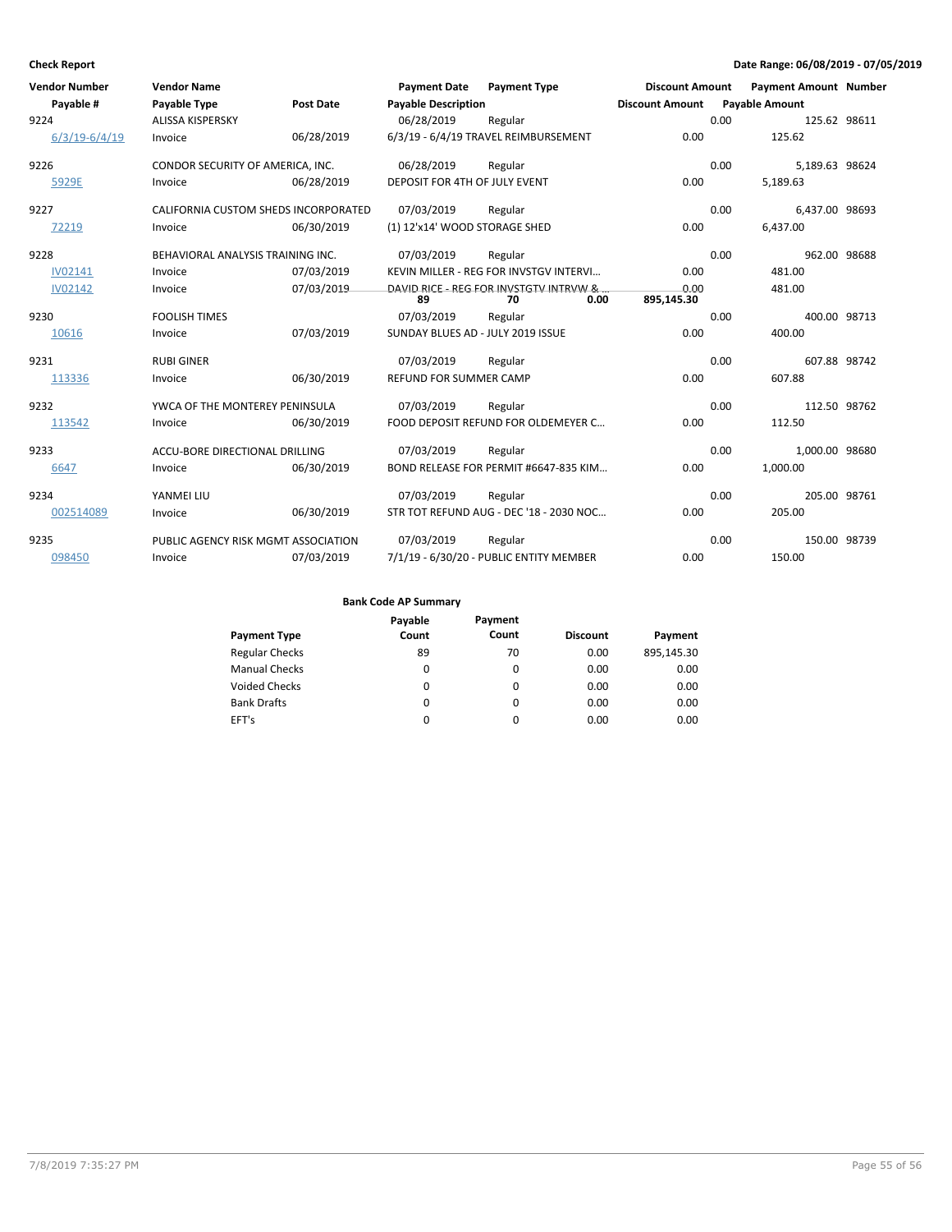**Check Report** **Date Range: 06/08/2019 - 07/05/2019**

| Vendor Number / Payable # | Vendor Name / Payable Type | Post Date | Payment Date / Payable Description | Payment Type | Discount Amount | Payment Amount / Payable Amount | Number |
|---|---|---|---|---|---|---|---|
| 9224 | ALISSA KISPERSKY | | 06/28/2019 | Regular | 0.00 | 125.62 | 98611 |
| 6/3/19-6/4/19 | Invoice | 06/28/2019 | 6/3/19 - 6/4/19 TRAVEL REIMBURSEMENT | | 0.00 | 125.62 | |
| 9226 | CONDOR SECURITY OF AMERICA, INC. | | 06/28/2019 | Regular | 0.00 | 5,189.63 | 98624 |
| 5929E | Invoice | 06/28/2019 | DEPOSIT FOR 4TH OF JULY EVENT | | 0.00 | 5,189.63 | |
| 9227 | CALIFORNIA CUSTOM SHEDS INCORPORATED | | 07/03/2019 | Regular | 0.00 | 6,437.00 | 98693 |
| 72219 | Invoice | 06/30/2019 | (1) 12'x14' WOOD STORAGE SHED | | 0.00 | 6,437.00 | |
| 9228 | BEHAVIORAL ANALYSIS TRAINING INC. | | 07/03/2019 | Regular | 0.00 | 962.00 | 98688 |
| IV02141 | Invoice | 07/03/2019 | KEVIN MILLER - REG FOR INVSTGV INTERVI… | | 0.00 | 481.00 | |
| IV02142 | Invoice | 07/03/2019 | DAVID RICE - REG FOR INVSTGTV INTRVW &… | | 0.00 | 481.00 | |
| 9230 | FOOLISH TIMES | | 07/03/2019 | Regular | 0.00 | 400.00 | 98713 |
| 10616 | Invoice | 07/03/2019 | SUNDAY BLUES AD - JULY 2019 ISSUE | | 0.00 | 400.00 | |
| 9231 | RUBI GINER | | 07/03/2019 | Regular | 0.00 | 607.88 | 98742 |
| 113336 | Invoice | 06/30/2019 | REFUND FOR SUMMER CAMP | | 0.00 | 607.88 | |
| 9232 | YWCA OF THE MONTEREY PENINSULA | | 07/03/2019 | Regular | 0.00 | 112.50 | 98762 |
| 113542 | Invoice | 06/30/2019 | FOOD DEPOSIT REFUND FOR OLDEMEYER C… | | 0.00 | 112.50 | |
| 9233 | ACCU-BORE DIRECTIONAL DRILLING | | 07/03/2019 | Regular | 0.00 | 1,000.00 | 98680 |
| 6647 | Invoice | 06/30/2019 | BOND RELEASE FOR PERMIT #6647-835 KIM… | | 0.00 | 1,000.00 | |
| 9234 | YANMEI LIU | | 07/03/2019 | Regular | 0.00 | 205.00 | 98761 |
| 002514089 | Invoice | 06/30/2019 | STR TOT REFUND AUG - DEC '18 - 2030 NOC… | | 0.00 | 205.00 | |
| 9235 | PUBLIC AGENCY RISK MGMT ASSOCIATION | | 07/03/2019 | Regular | 0.00 | 150.00 | 98739 |
| 098450 | Invoice | 07/03/2019 | 7/1/19 - 6/30/20 - PUBLIC ENTITY MEMBER | | 0.00 | 150.00 | |

**Bank Code AP Summary**

| Payment Type | Payable Count | Payment Count | Discount | Payment |
|---|---|---|---|---|
| Regular Checks | 89 | 70 | 0.00 | 895,145.30 |
| Manual Checks | 0 | 0 | 0.00 | 0.00 |
| Voided Checks | 0 | 0 | 0.00 | 0.00 |
| Bank Drafts | 0 | 0 | 0.00 | 0.00 |
| EFT's | 0 | 0 | 0.00 | 0.00 |
| | 89 | 70 | 0.00 | 895,145.30 |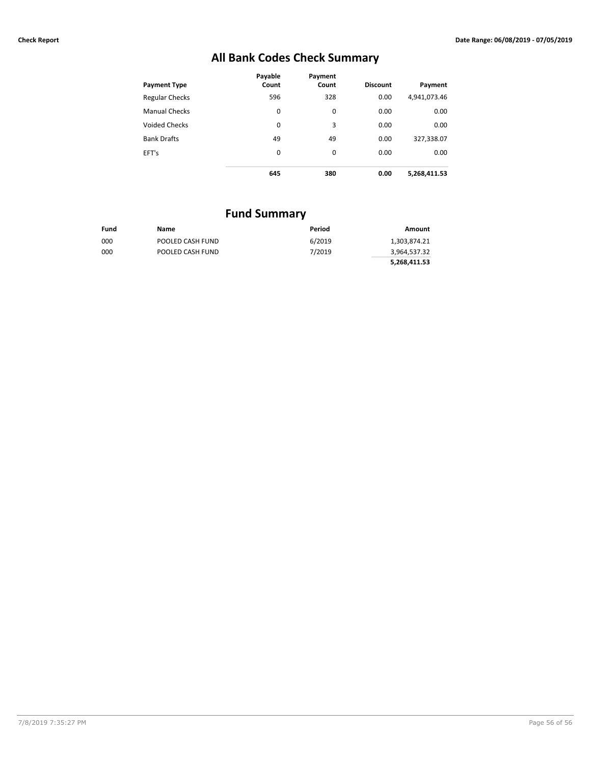## All Bank Codes Check Summary

| Payment Type | Payable Count | Payment Count | Discount | Payment |
|---|---|---|---|---|
| Regular Checks | 596 | 328 | 0.00 | 4,941,073.46 |
| Manual Checks | 0 | 0 | 0.00 | 0.00 |
| Voided Checks | 0 | 3 | 0.00 | 0.00 |
| Bank Drafts | 49 | 49 | 0.00 | 327,338.07 |
| EFT's | 0 | 0 | 0.00 | 0.00 |
| | **645** | **380** | **0.00** | **5,268,411.53** |

## Fund Summary

| Fund | Name | Period | Amount |
|---|---|---|---|
| 000 | POOLED CASH FUND | 6/2019 | 1,303,874.21 |
| 000 | POOLED CASH FUND | 7/2019 | 3,964,537.32 |
| | | | **5,268,411.53** |